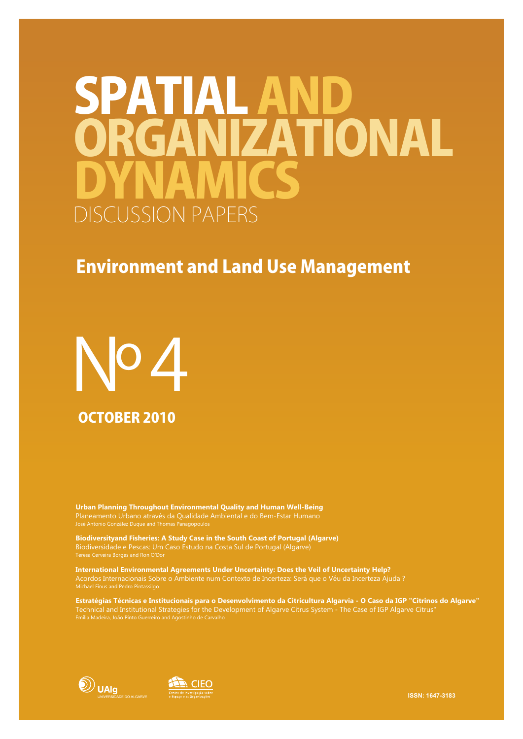# SPATIAL AND ORGANIZATIONAL DYNAMICS

DISCUSSION PAPERS

## Environment and Land Use Management

# Nº 4

**OCTOBER 2010**

**Urban Planning Throughout Environmental Quality and Human Well-Being**
Planeamento Urbano através da Qualidade Ambiental e do Bem-Estar Humano
José Antonio González Duque and Thomas Panagopoulos

**Biodiversityand Fisheries: A Study Case in the South Coast of Portugal (Algarve)**
Biodiversidade e Pescas: Um Caso Estudo na Costa Sul de Portugal (Algarve)
Teresa Cerveira Borges and Ron O'Dor

**International Environmental Agreements Under Uncertainty: Does the Veil of Uncertainty Help?**
Acordos Internacionais Sobre o Ambiente num Contexto de Incerteza: Será que o Véu da Incerteza Ajuda ?
Michael Finus and Pedro Pintassilgo

**Estratégias Técnicas e Institucionais para o Desenvolvimento da Citricultura Algarvia - O Caso da IGP "Citrinos do Algarve"**
Technical and Institutional Strategies for the Development of Algarve Citrus System - The Case of IGP Algarve Citrus"
Emília Madeira, João Pinto Guerreiro and Agostinho de Carvalho

UAlg UNIVERSIDADE DO ALGARVE

CIEO Centro de Investigação sobre o Espaço e as Organizações

ISSN: 1647-3183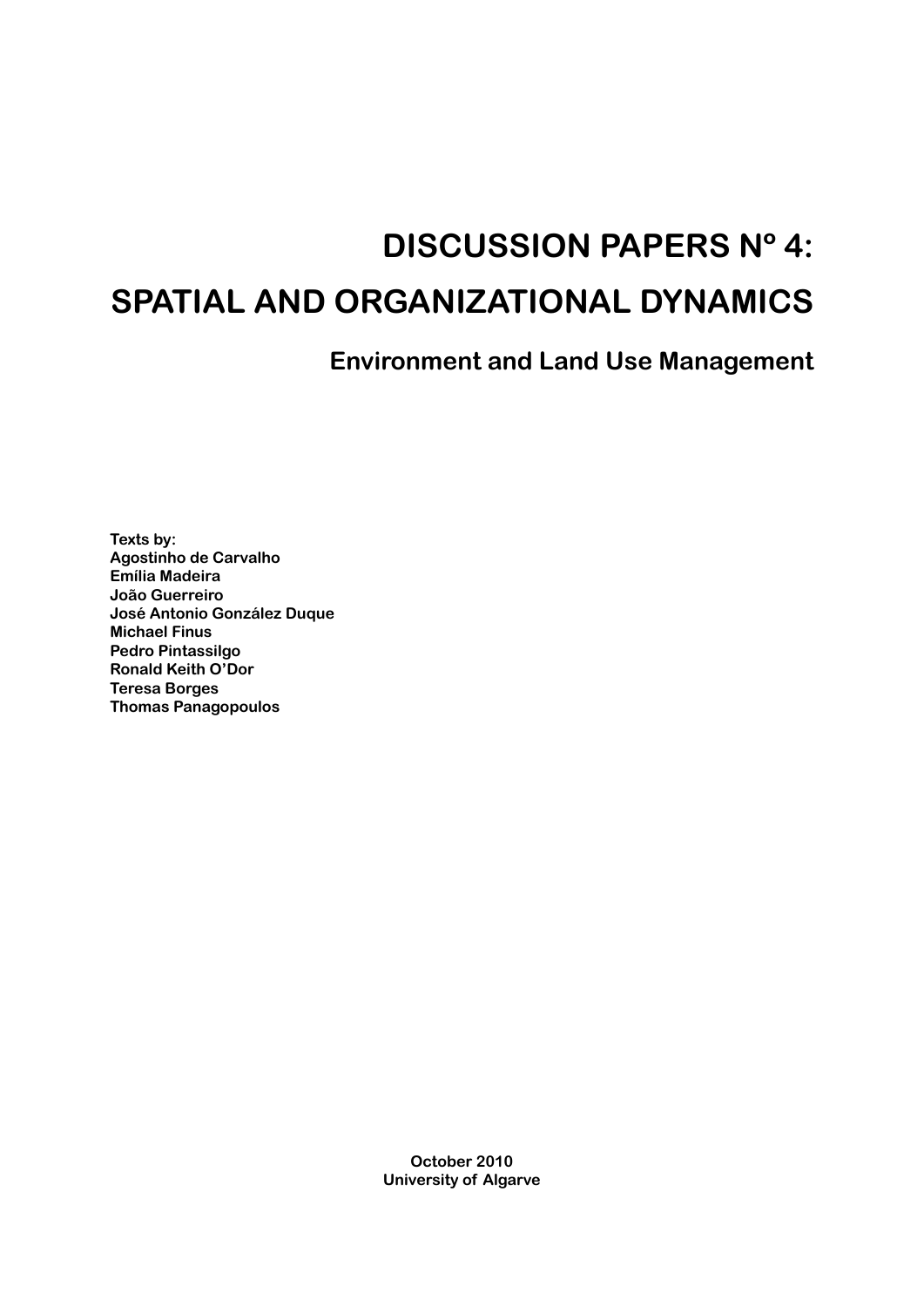# DISCUSSION PAPERS Nº 4:

# SPATIAL AND ORGANIZATIONAL DYNAMICS

## Environment and Land Use Management

**Texts by:**
**Agostinho de Carvalho**
**Emília Madeira**
**João Guerreiro**
**José Antonio González Duque**
**Michael Finus**
**Pedro Pintassilgo**
**Ronald Keith O'Dor**
**Teresa Borges**
**Thomas Panagopoulos**

**October 2010**
**University of Algarve**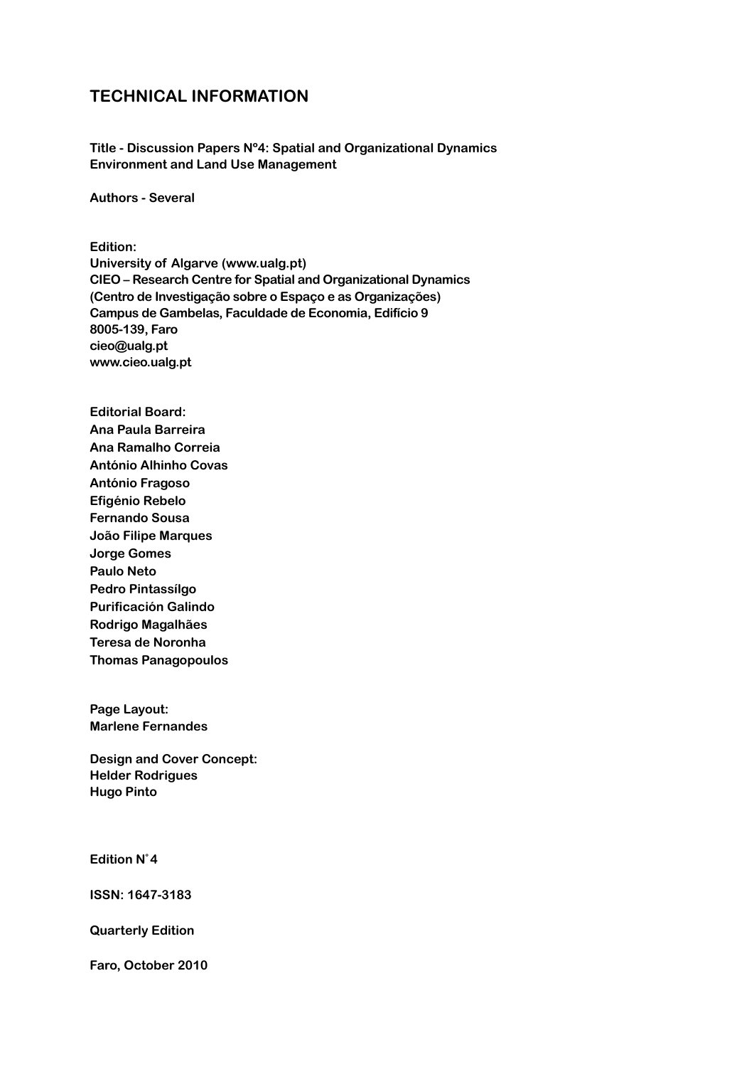# TECHNICAL INFORMATION

**Title - Discussion Papers Nº4: Spatial and Organizational Dynamics Environment and Land Use Management**

**Authors - Several**

**Edition:**
**University of Algarve (www.ualg.pt)**
**CIEO – Research Centre for Spatial and Organizational Dynamics**
**(Centro de Investigação sobre o Espaço e as Organizações)**
**Campus de Gambelas, Faculdade de Economia, Edifício 9**
**8005-139, Faro**
**cieo@ualg.pt**
**www.cieo.ualg.pt**

**Editorial Board:**
**Ana Paula Barreira**
**Ana Ramalho Correia**
**António Alhinho Covas**
**António Fragoso**
**Efigénio Rebelo**
**Fernando Sousa**
**João Filipe Marques**
**Jorge Gomes**
**Paulo Neto**
**Pedro Pintassílgo**
**Purificación Galindo**
**Rodrigo Magalhães**
**Teresa de Noronha**
**Thomas Panagopoulos**

**Page Layout:**
**Marlene Fernandes**

**Design and Cover Concept:**
**Helder Rodrigues**
**Hugo Pinto**

**Edition N˚4**

**ISSN: 1647-3183**

**Quarterly Edition**

**Faro, October 2010**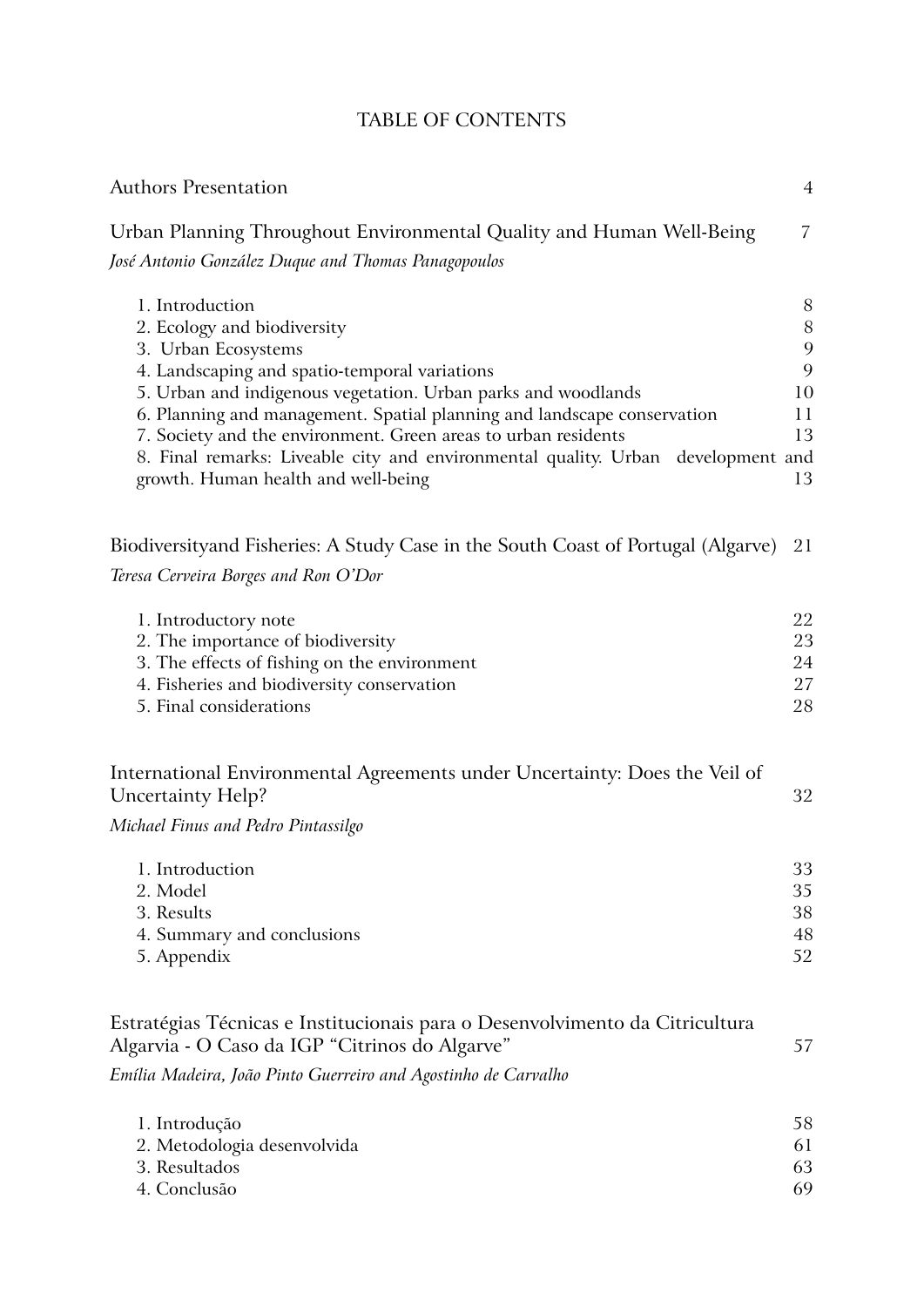# TABLE OF CONTENTS

Authors Presentation 4

Urban Planning Throughout Environmental Quality and Human Well-Being 7

*José Antonio González Duque and Thomas Panagopoulos*

1. Introduction 8
2. Ecology and biodiversity 8
3. Urban Ecosystems 9
4. Landscaping and spatio-temporal variations 9
5. Urban and indigenous vegetation. Urban parks and woodlands 10
6. Planning and management. Spatial planning and landscape conservation 11
7. Society and the environment. Green areas to urban residents 13
8. Final remarks: Liveable city and environmental quality. Urban development and growth. Human health and well-being 13

Biodiversityand Fisheries: A Study Case in the South Coast of Portugal (Algarve) 21

*Teresa Cerveira Borges and Ron O'Dor*

1. Introductory note 22
2. The importance of biodiversity 23
3. The effects of fishing on the environment 24
4. Fisheries and biodiversity conservation 27
5. Final considerations 28

International Environmental Agreements under Uncertainty: Does the Veil of Uncertainty Help? 32

*Michael Finus and Pedro Pintassilgo*

1. Introduction 33
2. Model 35
3. Results 38
4. Summary and conclusions 48
5. Appendix 52

Estratégias Técnicas e Institucionais para o Desenvolvimento da Citricultura Algarvia - O Caso da IGP "Citrinos do Algarve" 57

*Emília Madeira, João Pinto Guerreiro and Agostinho de Carvalho*

1. Introdução 58
2. Metodologia desenvolvida 61
3. Resultados 63
4. Conclusão 69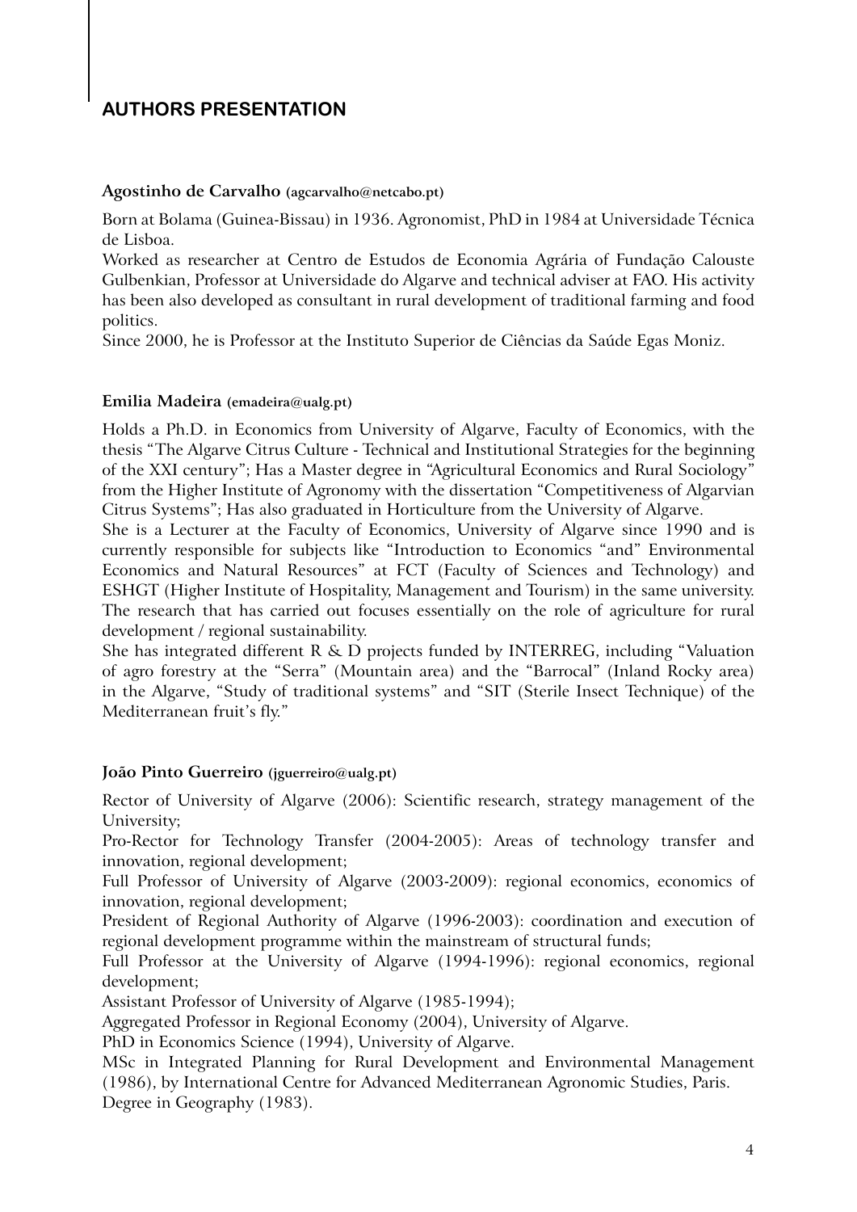## AUTHORS PRESENTATION

**Agostinho de Carvalho (agcarvalho@netcabo.pt)**

Born at Bolama (Guinea-Bissau) in 1936. Agronomist, PhD in 1984 at Universidade Técnica de Lisboa.
Worked as researcher at Centro de Estudos de Economia Agrária of Fundação Calouste Gulbenkian, Professor at Universidade do Algarve and technical adviser at FAO. His activity has been also developed as consultant in rural development of traditional farming and food politics.
Since 2000, he is Professor at the Instituto Superior de Ciências da Saúde Egas Moniz.

**Emilia Madeira (emadeira@ualg.pt)**

Holds a Ph.D. in Economics from University of Algarve, Faculty of Economics, with the thesis "The Algarve Citrus Culture - Technical and Institutional Strategies for the beginning of the XXI century"; Has a Master degree in "Agricultural Economics and Rural Sociology" from the Higher Institute of Agronomy with the dissertation "Competitiveness of Algarvian Citrus Systems"; Has also graduated in Horticulture from the University of Algarve.
She is a Lecturer at the Faculty of Economics, University of Algarve since 1990 and is currently responsible for subjects like "Introduction to Economics "and" Environmental Economics and Natural Resources" at FCT (Faculty of Sciences and Technology) and ESHGT (Higher Institute of Hospitality, Management and Tourism) in the same university. The research that has carried out focuses essentially on the role of agriculture for rural development / regional sustainability.
She has integrated different R & D projects funded by INTERREG, including "Valuation of agro forestry at the "Serra" (Mountain area) and the "Barrocal" (Inland Rocky area) in the Algarve, "Study of traditional systems" and "SIT (Sterile Insect Technique) of the Mediterranean fruit's fly."

**João Pinto Guerreiro (jguerreiro@ualg.pt)**

Rector of University of Algarve (2006): Scientific research, strategy management of the University;
Pro-Rector for Technology Transfer (2004-2005): Areas of technology transfer and innovation, regional development;
Full Professor of University of Algarve (2003-2009): regional economics, economics of innovation, regional development;
President of Regional Authority of Algarve (1996-2003): coordination and execution of regional development programme within the mainstream of structural funds;
Full Professor at the University of Algarve (1994-1996): regional economics, regional development;
Assistant Professor of University of Algarve (1985-1994);
Aggregated Professor in Regional Economy (2004), University of Algarve.
PhD in Economics Science (1994), University of Algarve.
MSc in Integrated Planning for Rural Development and Environmental Management (1986), by International Centre for Advanced Mediterranean Agronomic Studies, Paris.
Degree in Geography (1983).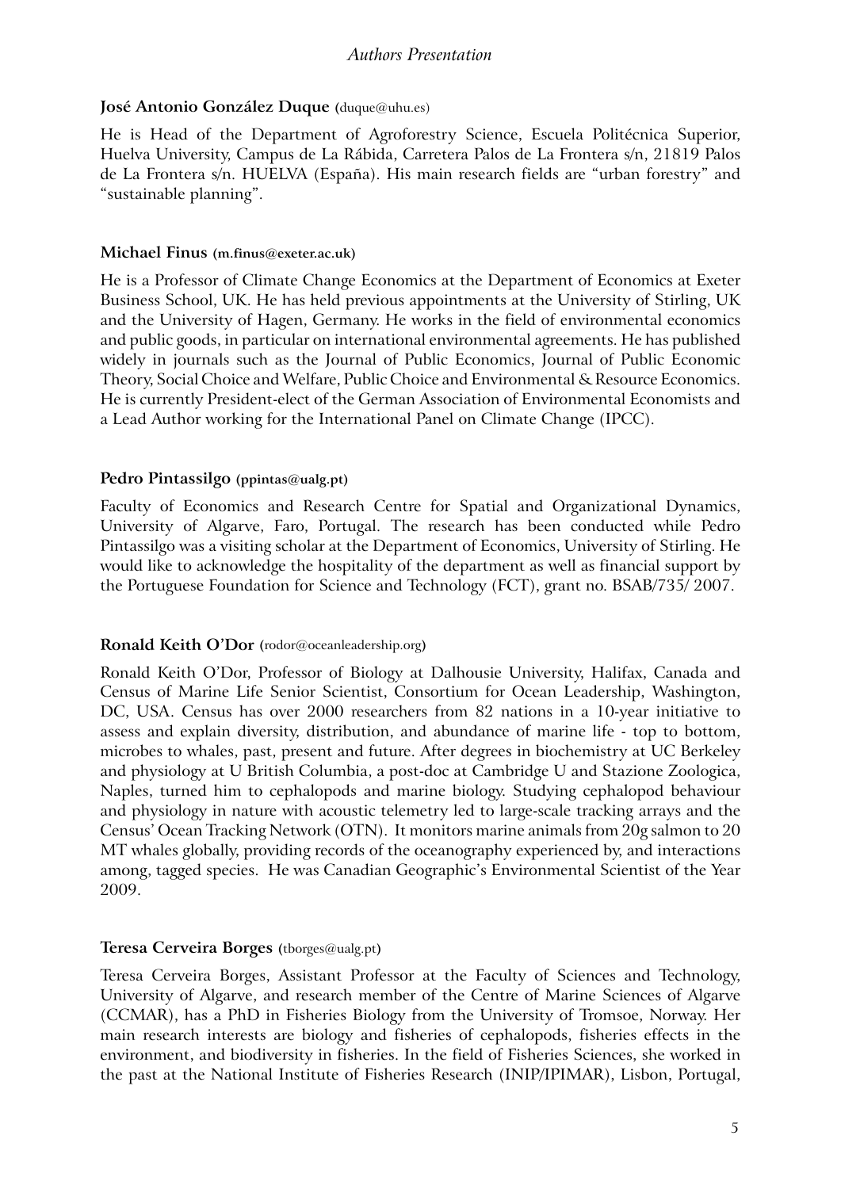**José Antonio González Duque** (duque@uhu.es)

He is Head of the Department of Agroforestry Science, Escuela Politécnica Superior, Huelva University, Campus de La Rábida, Carretera Palos de La Frontera s/n, 21819 Palos de La Frontera s/n. HUELVA (España). His main research fields are "urban forestry" and "sustainable planning".

**Michael Finus** (**m.finus@exeter.ac.uk**)

He is a Professor of Climate Change Economics at the Department of Economics at Exeter Business School, UK. He has held previous appointments at the University of Stirling, UK and the University of Hagen, Germany. He works in the field of environmental economics and public goods, in particular on international environmental agreements. He has published widely in journals such as the Journal of Public Economics, Journal of Public Economic Theory, Social Choice and Welfare, Public Choice and Environmental & Resource Economics. He is currently President-elect of the German Association of Environmental Economists and a Lead Author working for the International Panel on Climate Change (IPCC).

**Pedro Pintassilgo** (**ppintas@ualg.pt**)

Faculty of Economics and Research Centre for Spatial and Organizational Dynamics, University of Algarve, Faro, Portugal. The research has been conducted while Pedro Pintassilgo was a visiting scholar at the Department of Economics, University of Stirling. He would like to acknowledge the hospitality of the department as well as financial support by the Portuguese Foundation for Science and Technology (FCT), grant no. BSAB/735/ 2007.

**Ronald Keith O'Dor** (rodor@oceanleadership.org)

Ronald Keith O'Dor, Professor of Biology at Dalhousie University, Halifax, Canada and Census of Marine Life Senior Scientist, Consortium for Ocean Leadership, Washington, DC, USA. Census has over 2000 researchers from 82 nations in a 10-year initiative to assess and explain diversity, distribution, and abundance of marine life - top to bottom, microbes to whales, past, present and future. After degrees in biochemistry at UC Berkeley and physiology at U British Columbia, a post-doc at Cambridge U and Stazione Zoologica, Naples, turned him to cephalopods and marine biology. Studying cephalopod behaviour and physiology in nature with acoustic telemetry led to large-scale tracking arrays and the Census' Ocean Tracking Network (OTN). It monitors marine animals from 20g salmon to 20 MT whales globally, providing records of the oceanography experienced by, and interactions among, tagged species. He was Canadian Geographic's Environmental Scientist of the Year 2009.

**Teresa Cerveira Borges** (tborges@ualg.pt)

Teresa Cerveira Borges, Assistant Professor at the Faculty of Sciences and Technology, University of Algarve, and research member of the Centre of Marine Sciences of Algarve (CCMAR), has a PhD in Fisheries Biology from the University of Tromsoe, Norway. Her main research interests are biology and fisheries of cephalopods, fisheries effects in the environment, and biodiversity in fisheries. In the field of Fisheries Sciences, she worked in the past at the National Institute of Fisheries Research (INIP/IPIMAR), Lisbon, Portugal,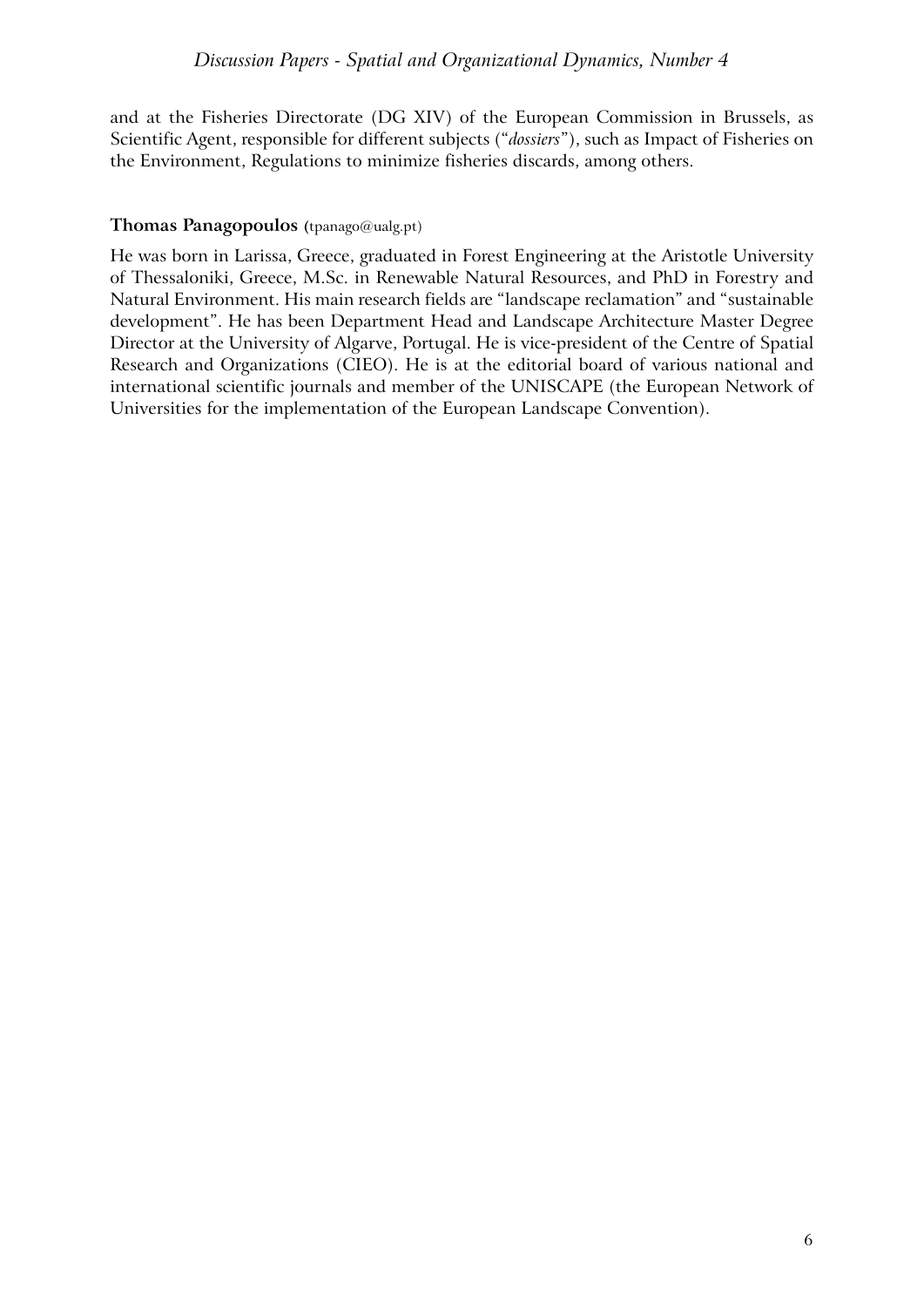and at the Fisheries Directorate (DG XIV) of the European Commission in Brussels, as Scientific Agent, responsible for different subjects ("*dossiers*"), such as Impact of Fisheries on the Environment, Regulations to minimize fisheries discards, among others.

**Thomas Panagopoulos** (tpanago@ualg.pt)

He was born in Larissa, Greece, graduated in Forest Engineering at the Aristotle University of Thessaloniki, Greece, M.Sc. in Renewable Natural Resources, and PhD in Forestry and Natural Environment. His main research fields are "landscape reclamation" and "sustainable development". He has been Department Head and Landscape Architecture Master Degree Director at the University of Algarve, Portugal. He is vice-president of the Centre of Spatial Research and Organizations (CIEO). He is at the editorial board of various national and international scientific journals and member of the UNISCAPE (the European Network of Universities for the implementation of the European Landscape Convention).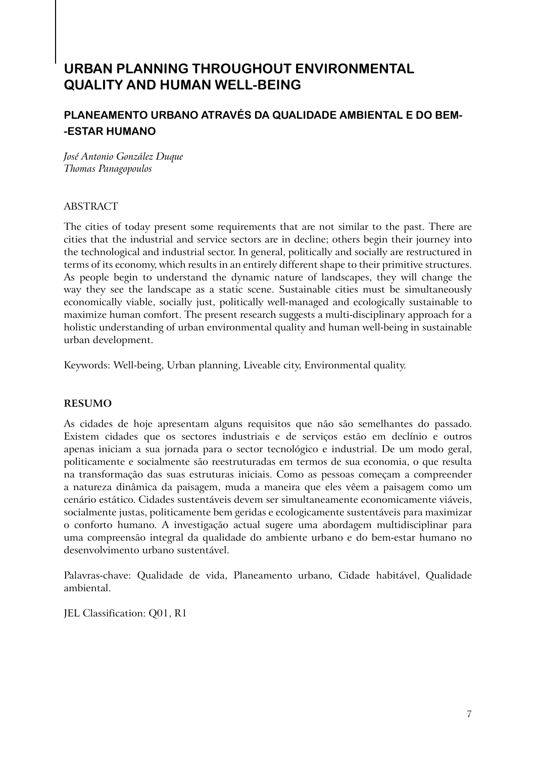# URBAN PLANNING THROUGHOUT ENVIRONMENTAL QUALITY AND HUMAN WELL-BEING

## PLANEAMENTO URBANO ATRAVÉS DA QUALIDADE AMBIENTAL E DO BEM-ESTAR HUMANO

*José Antonio González Duque*
*Thomas Panagopoulos*

ABSTRACT

The cities of today present some requirements that are not similar to the past. There are cities that the industrial and service sectors are in decline; others begin their journey into the technological and industrial sector. In general, politically and socially are restructured in terms of its economy, which results in an entirely different shape to their primitive structures. As people begin to understand the dynamic nature of landscapes, they will change the way they see the landscape as a static scene. Sustainable cities must be simultaneously economically viable, socially just, politically well-managed and ecologically sustainable to maximize human comfort. The present research suggests a multi-disciplinary approach for a holistic understanding of urban environmental quality and human well-being in sustainable urban development.

Keywords: Well-being, Urban planning, Liveable city, Environmental quality.

**RESUMO**

As cidades de hoje apresentam alguns requisitos que não são semelhantes do passado. Existem cidades que os sectores industriais e de serviços estão em declínio e outros apenas iniciam a sua jornada para o sector tecnológico e industrial. De um modo geral, politicamente e socialmente são reestruturadas em termos de sua economia, o que resulta na transformação das suas estruturas iniciais. Como as pessoas começam a compreender a natureza dinâmica da paisagem, muda a maneira que eles vêem a paisagem como um cenário estático. Cidades sustentáveis devem ser simultaneamente economicamente viáveis, socialmente justas, politicamente bem geridas e ecologicamente sustentáveis para maximizar o conforto humano. A investigação actual sugere uma abordagem multidisciplinar para uma compreensão integral da qualidade do ambiente urbano e do bem-estar humano no desenvolvimento urbano sustentável.

Palavras-chave: Qualidade de vida, Planeamento urbano, Cidade habitável, Qualidade ambiental.

JEL Classification: Q01, R1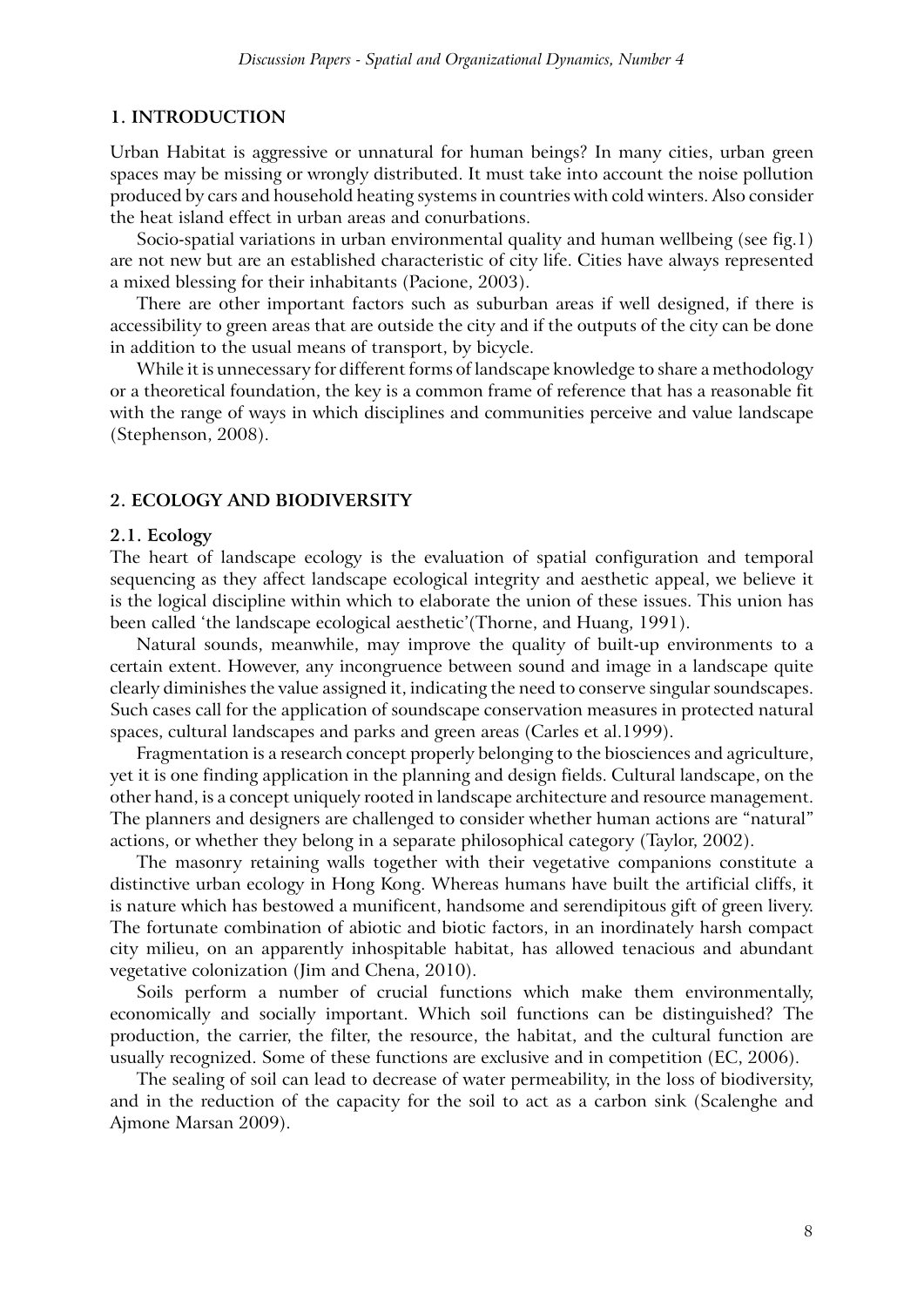## 1. INTRODUCTION

Urban Habitat is aggressive or unnatural for human beings? In many cities, urban green spaces may be missing or wrongly distributed. It must take into account the noise pollution produced by cars and household heating systems in countries with cold winters. Also consider the heat island effect in urban areas and conurbations.

Socio-spatial variations in urban environmental quality and human wellbeing (see fig.1) are not new but are an established characteristic of city life. Cities have always represented a mixed blessing for their inhabitants (Pacione, 2003).

There are other important factors such as suburban areas if well designed, if there is accessibility to green areas that are outside the city and if the outputs of the city can be done in addition to the usual means of transport, by bicycle.

While it is unnecessary for different forms of landscape knowledge to share a methodology or a theoretical foundation, the key is a common frame of reference that has a reasonable fit with the range of ways in which disciplines and communities perceive and value landscape (Stephenson, 2008).

## 2. ECOLOGY AND BIODIVERSITY

### 2.1. Ecology

The heart of landscape ecology is the evaluation of spatial configuration and temporal sequencing as they affect landscape ecological integrity and aesthetic appeal, we believe it is the logical discipline within which to elaborate the union of these issues. This union has been called 'the landscape ecological aesthetic'(Thorne, and Huang, 1991).

Natural sounds, meanwhile, may improve the quality of built-up environments to a certain extent. However, any incongruence between sound and image in a landscape quite clearly diminishes the value assigned it, indicating the need to conserve singular soundscapes. Such cases call for the application of soundscape conservation measures in protected natural spaces, cultural landscapes and parks and green areas (Carles et al.1999).

Fragmentation is a research concept properly belonging to the biosciences and agriculture, yet it is one finding application in the planning and design fields. Cultural landscape, on the other hand, is a concept uniquely rooted in landscape architecture and resource management. The planners and designers are challenged to consider whether human actions are "natural" actions, or whether they belong in a separate philosophical category (Taylor, 2002).

The masonry retaining walls together with their vegetative companions constitute a distinctive urban ecology in Hong Kong. Whereas humans have built the artificial cliffs, it is nature which has bestowed a munificent, handsome and serendipitous gift of green livery. The fortunate combination of abiotic and biotic factors, in an inordinately harsh compact city milieu, on an apparently inhospitable habitat, has allowed tenacious and abundant vegetative colonization (Jim and Chena, 2010).

Soils perform a number of crucial functions which make them environmentally, economically and socially important. Which soil functions can be distinguished? The production, the carrier, the filter, the resource, the habitat, and the cultural function are usually recognized. Some of these functions are exclusive and in competition (EC, 2006).

The sealing of soil can lead to decrease of water permeability, in the loss of biodiversity, and in the reduction of the capacity for the soil to act as a carbon sink (Scalenghe and Ajmone Marsan 2009).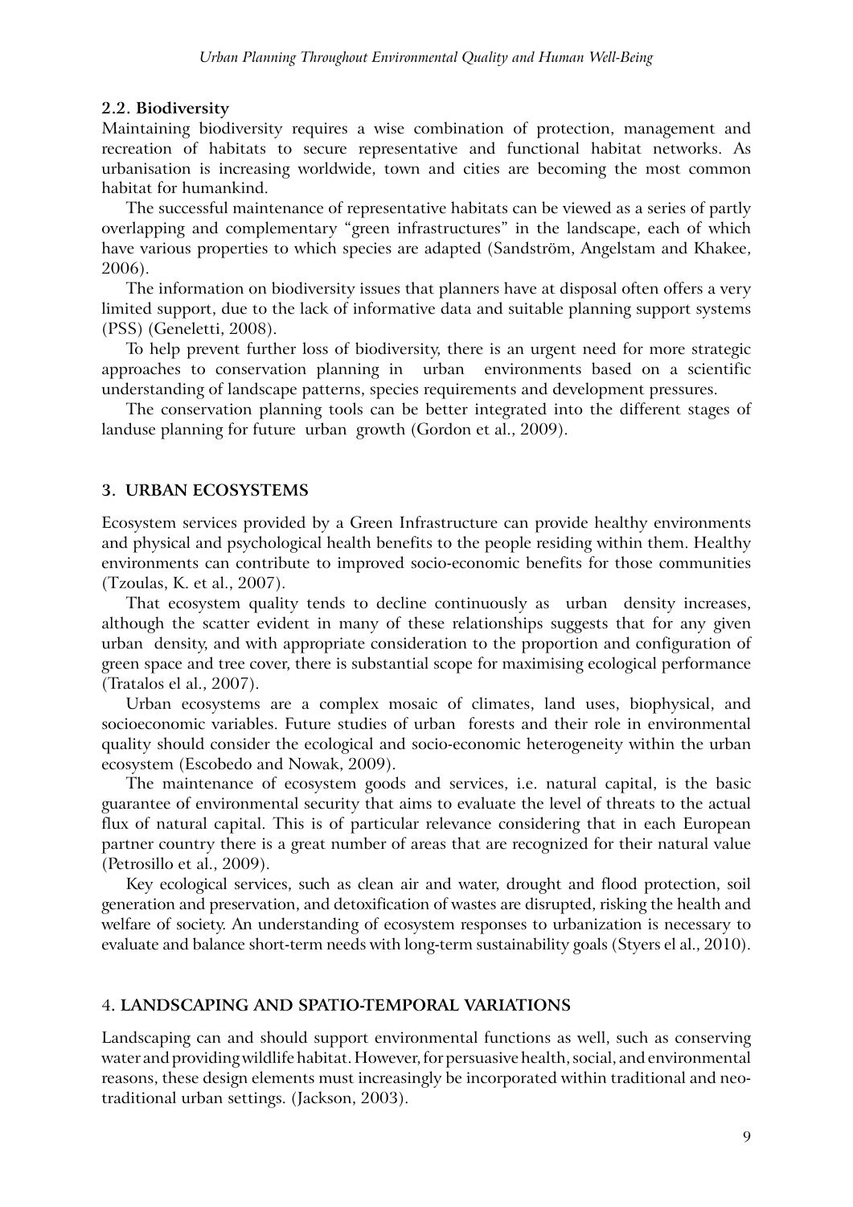### 2.2. Biodiversity

Maintaining biodiversity requires a wise combination of protection, management and recreation of habitats to secure representative and functional habitat networks. As urbanisation is increasing worldwide, town and cities are becoming the most common habitat for humankind.

The successful maintenance of representative habitats can be viewed as a series of partly overlapping and complementary "green infrastructures" in the landscape, each of which have various properties to which species are adapted (Sandström, Angelstam and Khakee, 2006).

The information on biodiversity issues that planners have at disposal often offers a very limited support, due to the lack of informative data and suitable planning support systems (PSS) (Geneletti, 2008).

To help prevent further loss of biodiversity, there is an urgent need for more strategic approaches to conservation planning in urban environments based on a scientific understanding of landscape patterns, species requirements and development pressures.

The conservation planning tools can be better integrated into the different stages of landuse planning for future urban growth (Gordon et al., 2009).

## 3. URBAN ECOSYSTEMS

Ecosystem services provided by a Green Infrastructure can provide healthy environments and physical and psychological health benefits to the people residing within them. Healthy environments can contribute to improved socio-economic benefits for those communities (Tzoulas, K. et al., 2007).

That ecosystem quality tends to decline continuously as urban density increases, although the scatter evident in many of these relationships suggests that for any given urban density, and with appropriate consideration to the proportion and configuration of green space and tree cover, there is substantial scope for maximising ecological performance (Tratalos el al., 2007).

Urban ecosystems are a complex mosaic of climates, land uses, biophysical, and socioeconomic variables. Future studies of urban forests and their role in environmental quality should consider the ecological and socio-economic heterogeneity within the urban ecosystem (Escobedo and Nowak, 2009).

The maintenance of ecosystem goods and services, i.e. natural capital, is the basic guarantee of environmental security that aims to evaluate the level of threats to the actual flux of natural capital. This is of particular relevance considering that in each European partner country there is a great number of areas that are recognized for their natural value (Petrosillo et al., 2009).

Key ecological services, such as clean air and water, drought and flood protection, soil generation and preservation, and detoxification of wastes are disrupted, risking the health and welfare of society. An understanding of ecosystem responses to urbanization is necessary to evaluate and balance short-term needs with long-term sustainability goals (Styers el al., 2010).

## 4. LANDSCAPING AND SPATIO-TEMPORAL VARIATIONS

Landscaping can and should support environmental functions as well, such as conserving water and providing wildlife habitat. However, for persuasive health, social, and environmental reasons, these design elements must increasingly be incorporated within traditional and neo-traditional urban settings. (Jackson, 2003).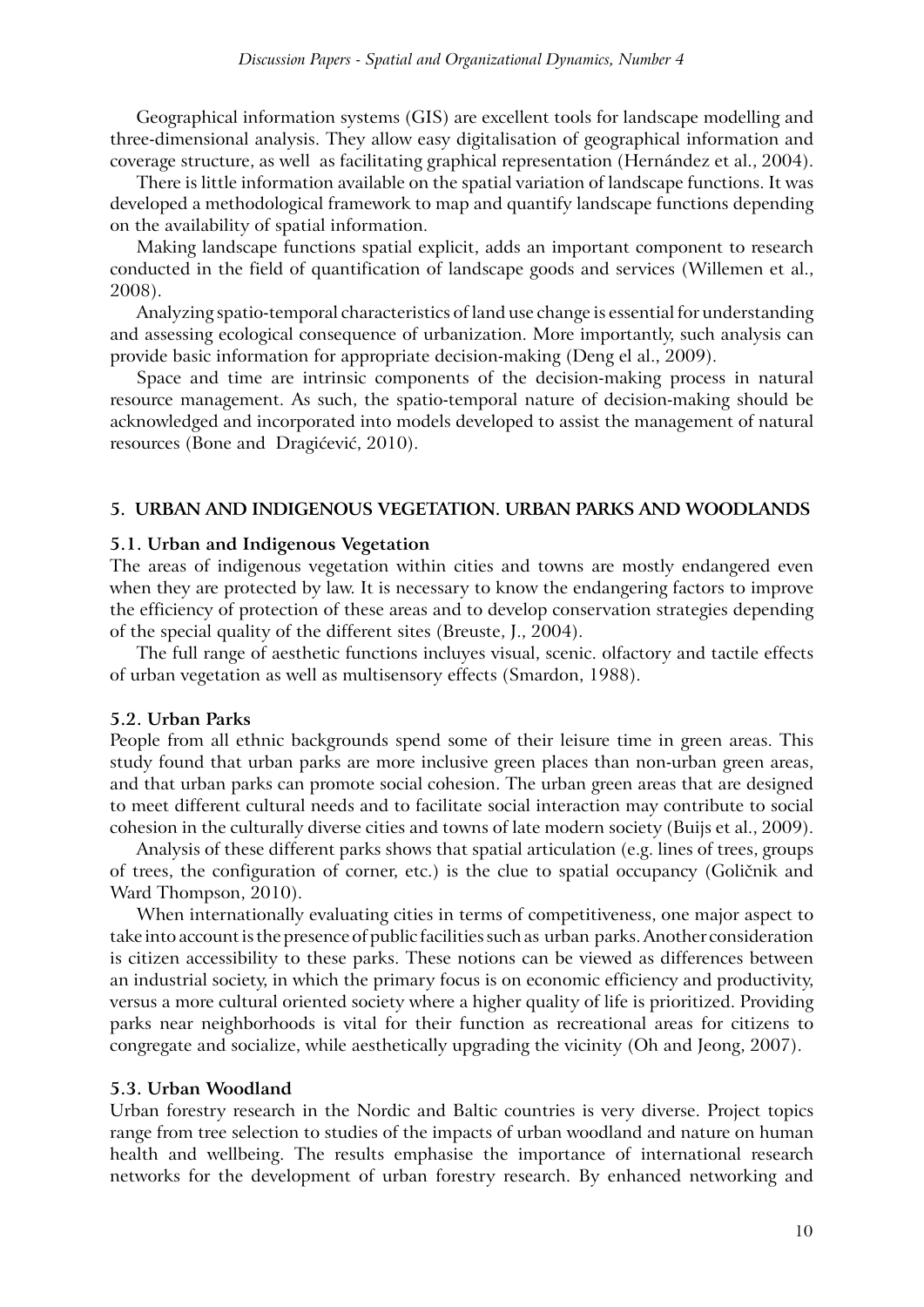Geographical information systems (GIS) are excellent tools for landscape modelling and three-dimensional analysis. They allow easy digitalisation of geographical information and coverage structure, as well as facilitating graphical representation (Hernández et al., 2004).

There is little information available on the spatial variation of landscape functions. It was developed a methodological framework to map and quantify landscape functions depending on the availability of spatial information.

Making landscape functions spatial explicit, adds an important component to research conducted in the field of quantification of landscape goods and services (Willemen et al., 2008).

Analyzing spatio-temporal characteristics of land use change is essential for understanding and assessing ecological consequence of urbanization. More importantly, such analysis can provide basic information for appropriate decision-making (Deng el al., 2009).

Space and time are intrinsic components of the decision-making process in natural resource management. As such, the spatio-temporal nature of decision-making should be acknowledged and incorporated into models developed to assist the management of natural resources (Bone and Dragićević, 2010).

## 5. URBAN AND INDIGENOUS VEGETATION. URBAN PARKS AND WOODLANDS

### 5.1. Urban and Indigenous Vegetation

The areas of indigenous vegetation within cities and towns are mostly endangered even when they are protected by law. It is necessary to know the endangering factors to improve the efficiency of protection of these areas and to develop conservation strategies depending of the special quality of the different sites (Breuste, J., 2004).

The full range of aesthetic functions incluyes visual, scenic. olfactory and tactile effects of urban vegetation as well as multisensory effects (Smardon, 1988).

### 5.2. Urban Parks

People from all ethnic backgrounds spend some of their leisure time in green areas. This study found that urban parks are more inclusive green places than non-urban green areas, and that urban parks can promote social cohesion. The urban green areas that are designed to meet different cultural needs and to facilitate social interaction may contribute to social cohesion in the culturally diverse cities and towns of late modern society (Buijs et al., 2009).

Analysis of these different parks shows that spatial articulation (e.g. lines of trees, groups of trees, the configuration of corner, etc.) is the clue to spatial occupancy (Goličnik and Ward Thompson, 2010).

When internationally evaluating cities in terms of competitiveness, one major aspect to take into account is the presence of public facilities such as urban parks. Another consideration is citizen accessibility to these parks. These notions can be viewed as differences between an industrial society, in which the primary focus is on economic efficiency and productivity, versus a more cultural oriented society where a higher quality of life is prioritized. Providing parks near neighborhoods is vital for their function as recreational areas for citizens to congregate and socialize, while aesthetically upgrading the vicinity (Oh and Jeong, 2007).

### 5.3. Urban Woodland

Urban forestry research in the Nordic and Baltic countries is very diverse. Project topics range from tree selection to studies of the impacts of urban woodland and nature on human health and wellbeing. The results emphasise the importance of international research networks for the development of urban forestry research. By enhanced networking and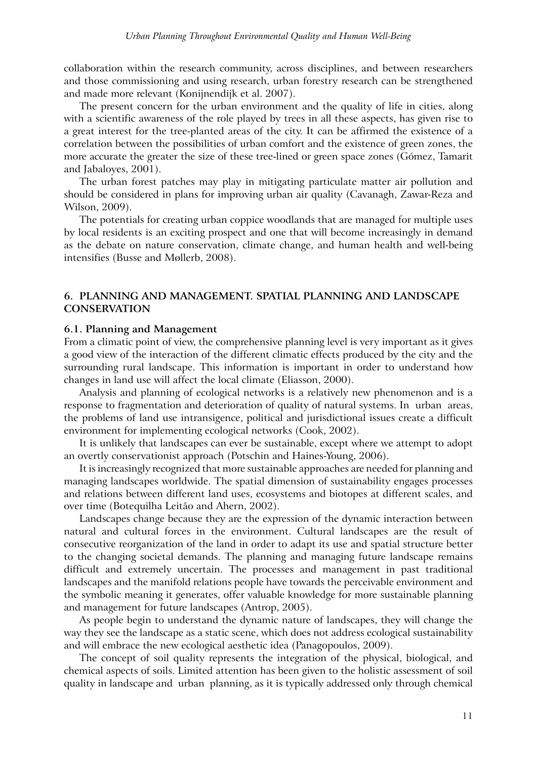collaboration within the research community, across disciplines, and between researchers and those commissioning and using research, urban forestry research can be strengthened and made more relevant (Konijnendijk et al. 2007).

The present concern for the urban environment and the quality of life in cities, along with a scientific awareness of the role played by trees in all these aspects, has given rise to a great interest for the tree-planted areas of the city. It can be affirmed the existence of a correlation between the possibilities of urban comfort and the existence of green zones, the more accurate the greater the size of these tree-lined or green space zones (Gómez, Tamarit and Jabaloyes, 2001).

The urban forest patches may play in mitigating particulate matter air pollution and should be considered in plans for improving urban air quality (Cavanagh, Zawar-Reza and Wilson, 2009).

The potentials for creating urban coppice woodlands that are managed for multiple uses by local residents is an exciting prospect and one that will become increasingly in demand as the debate on nature conservation, climate change, and human health and well-being intensifies (Busse and Møllerb, 2008).

## 6. PLANNING AND MANAGEMENT. SPATIAL PLANNING AND LANDSCAPE CONSERVATION

### 6.1. Planning and Management

From a climatic point of view, the comprehensive planning level is very important as it gives a good view of the interaction of the different climatic effects produced by the city and the surrounding rural landscape. This information is important in order to understand how changes in land use will affect the local climate (Eliasson, 2000).

Analysis and planning of ecological networks is a relatively new phenomenon and is a response to fragmentation and deterioration of quality of natural systems. In urban areas, the problems of land use intransigence, political and jurisdictional issues create a difficult environment for implementing ecological networks (Cook, 2002).

It is unlikely that landscapes can ever be sustainable, except where we attempt to adopt an overtly conservationist approach (Potschin and Haines-Young, 2006).

It is increasingly recognized that more sustainable approaches are needed for planning and managing landscapes worldwide. The spatial dimension of sustainability engages processes and relations between different land uses, ecosystems and biotopes at different scales, and over time (Botequilha Leitão and Ahern, 2002).

Landscapes change because they are the expression of the dynamic interaction between natural and cultural forces in the environment. Cultural landscapes are the result of consecutive reorganization of the land in order to adapt its use and spatial structure better to the changing societal demands. The planning and managing future landscape remains difficult and extremely uncertain. The processes and management in past traditional landscapes and the manifold relations people have towards the perceivable environment and the symbolic meaning it generates, offer valuable knowledge for more sustainable planning and management for future landscapes (Antrop, 2005).

As people begin to understand the dynamic nature of landscapes, they will change the way they see the landscape as a static scene, which does not address ecological sustainability and will embrace the new ecological aesthetic idea (Panagopoulos, 2009).

The concept of soil quality represents the integration of the physical, biological, and chemical aspects of soils. Limited attention has been given to the holistic assessment of soil quality in landscape and urban planning, as it is typically addressed only through chemical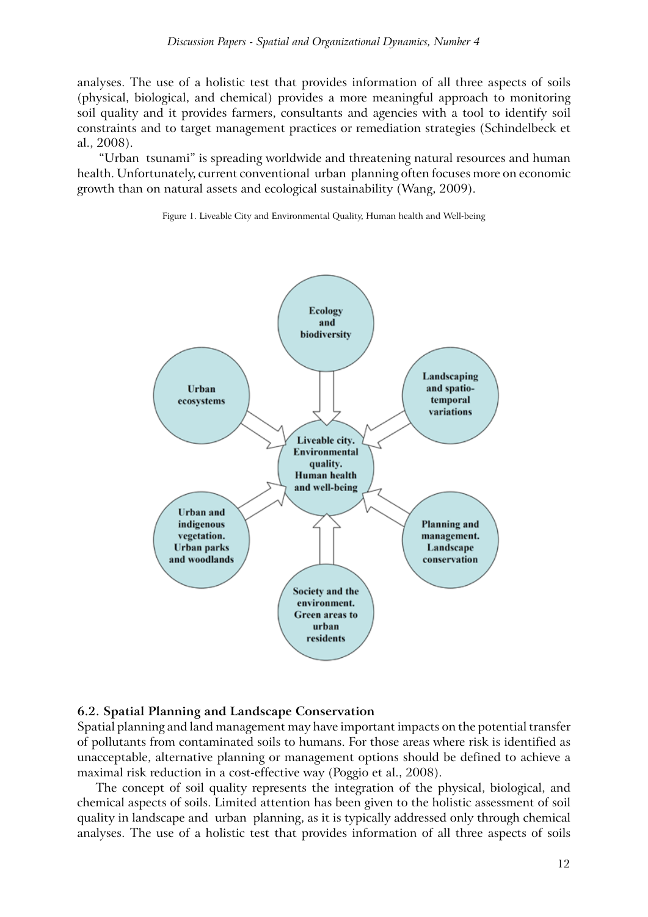analyses. The use of a holistic test that provides information of all three aspects of soils (physical, biological, and chemical) provides a more meaningful approach to monitoring soil quality and it provides farmers, consultants and agencies with a tool to identify soil constraints and to target management practices or remediation strategies (Schindelbeck et al., 2008).

"Urban tsunami" is spreading worldwide and threatening natural resources and human health. Unfortunately, current conventional urban planning often focuses more on economic growth than on natural assets and ecological sustainability (Wang, 2009).

Figure 1. Liveable City and Environmental Quality, Human health and Well-being

### 6.2. Spatial Planning and Landscape Conservation

Spatial planning and land management may have important impacts on the potential transfer of pollutants from contaminated soils to humans. For those areas where risk is identified as unacceptable, alternative planning or management options should be defined to achieve a maximal risk reduction in a cost-effective way (Poggio et al., 2008).

The concept of soil quality represents the integration of the physical, biological, and chemical aspects of soils. Limited attention has been given to the holistic assessment of soil quality in landscape and urban planning, as it is typically addressed only through chemical analyses. The use of a holistic test that provides information of all three aspects of soils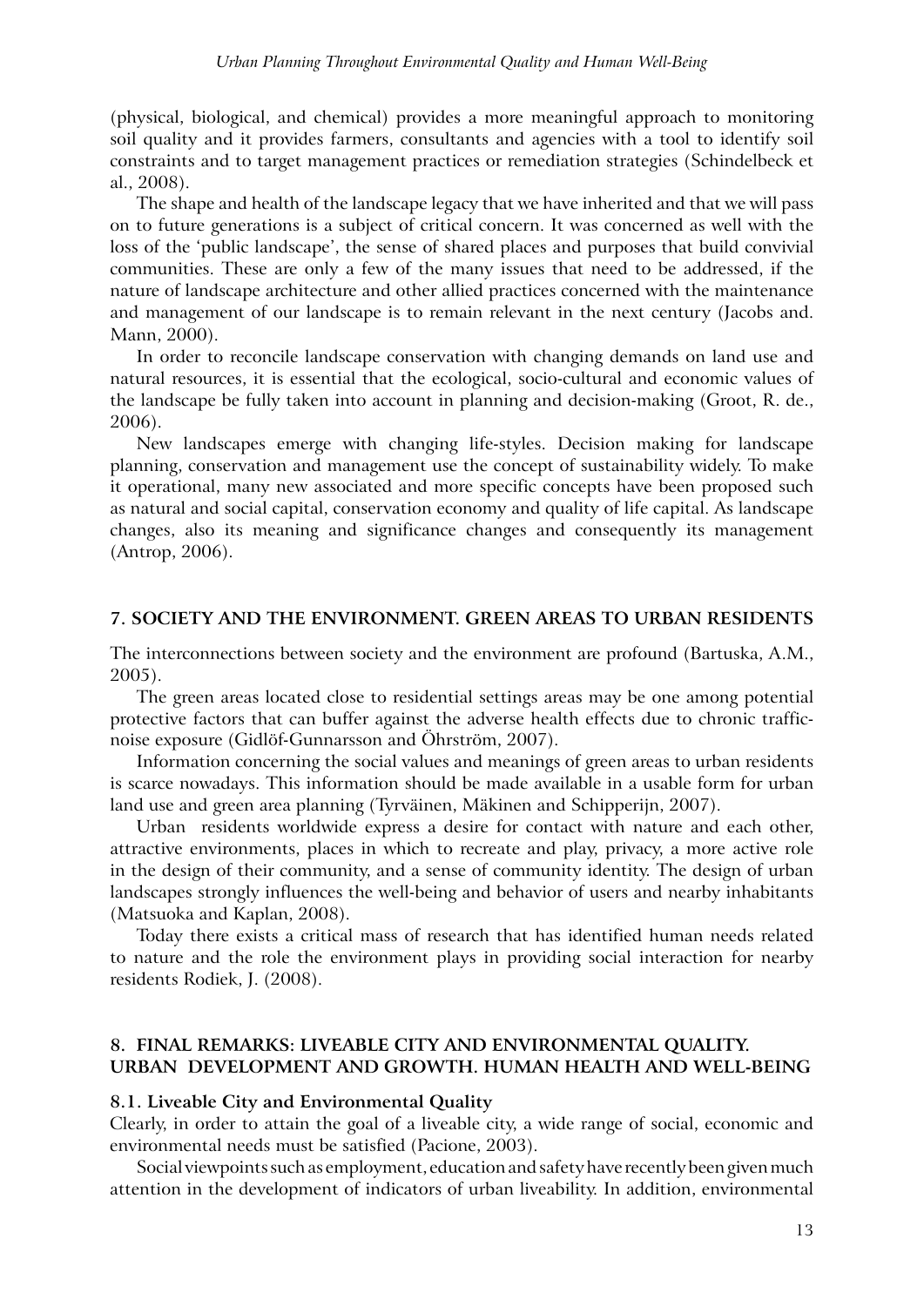(physical, biological, and chemical) provides a more meaningful approach to monitoring soil quality and it provides farmers, consultants and agencies with a tool to identify soil constraints and to target management practices or remediation strategies (Schindelbeck et al., 2008).

The shape and health of the landscape legacy that we have inherited and that we will pass on to future generations is a subject of critical concern. It was concerned as well with the loss of the 'public landscape', the sense of shared places and purposes that build convivial communities. These are only a few of the many issues that need to be addressed, if the nature of landscape architecture and other allied practices concerned with the maintenance and management of our landscape is to remain relevant in the next century (Jacobs and. Mann, 2000).

In order to reconcile landscape conservation with changing demands on land use and natural resources, it is essential that the ecological, socio-cultural and economic values of the landscape be fully taken into account in planning and decision-making (Groot, R. de., 2006).

New landscapes emerge with changing life-styles. Decision making for landscape planning, conservation and management use the concept of sustainability widely. To make it operational, many new associated and more specific concepts have been proposed such as natural and social capital, conservation economy and quality of life capital. As landscape changes, also its meaning and significance changes and consequently its management (Antrop, 2006).

## 7. SOCIETY AND THE ENVIRONMENT. GREEN AREAS TO URBAN RESIDENTS

The interconnections between society and the environment are profound (Bartuska, A.M., 2005).

The green areas located close to residential settings areas may be one among potential protective factors that can buffer against the adverse health effects due to chronic traffic-noise exposure (Gidlöf-Gunnarsson and Öhrström, 2007).

Information concerning the social values and meanings of green areas to urban residents is scarce nowadays. This information should be made available in a usable form for urban land use and green area planning (Tyrväinen, Mäkinen and Schipperijn, 2007).

Urban residents worldwide express a desire for contact with nature and each other, attractive environments, places in which to recreate and play, privacy, a more active role in the design of their community, and a sense of community identity. The design of urban landscapes strongly influences the well-being and behavior of users and nearby inhabitants (Matsuoka and Kaplan, 2008).

Today there exists a critical mass of research that has identified human needs related to nature and the role the environment plays in providing social interaction for nearby residents Rodiek, J. (2008).

## 8. FINAL REMARKS: LIVEABLE CITY AND ENVIRONMENTAL QUALITY. URBAN DEVELOPMENT AND GROWTH. HUMAN HEALTH AND WELL-BEING

### 8.1. Liveable City and Environmental Quality

Clearly, in order to attain the goal of a liveable city, a wide range of social, economic and environmental needs must be satisfied (Pacione, 2003).

Social viewpoints such as employment, education and safety have recently been given much attention in the development of indicators of urban liveability. In addition, environmental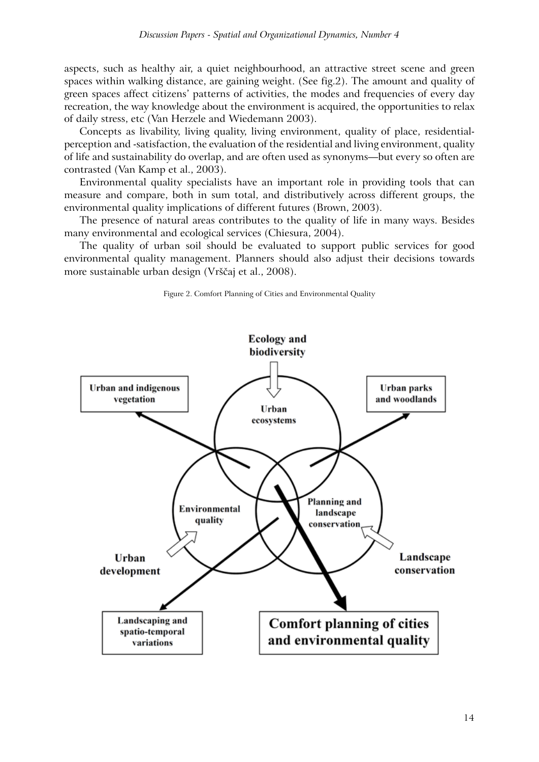aspects, such as healthy air, a quiet neighbourhood, an attractive street scene and green spaces within walking distance, are gaining weight. (See fig.2). The amount and quality of green spaces affect citizens' patterns of activities, the modes and frequencies of every day recreation, the way knowledge about the environment is acquired, the opportunities to relax of daily stress, etc (Van Herzele and Wiedemann 2003).

Concepts as livability, living quality, living environment, quality of place, residential-perception and -satisfaction, the evaluation of the residential and living environment, quality of life and sustainability do overlap, and are often used as synonyms—but every so often are contrasted (Van Kamp et al., 2003).

Environmental quality specialists have an important role in providing tools that can measure and compare, both in sum total, and distributively across different groups, the environmental quality implications of different futures (Brown, 2003).

The presence of natural areas contributes to the quality of life in many ways. Besides many environmental and ecological services (Chiesura, 2004).

The quality of urban soil should be evaluated to support public services for good environmental quality management. Planners should also adjust their decisions towards more sustainable urban design (Vrščaj et al., 2008).

Figure 2. Comfort Planning of Cities and Environmental Quality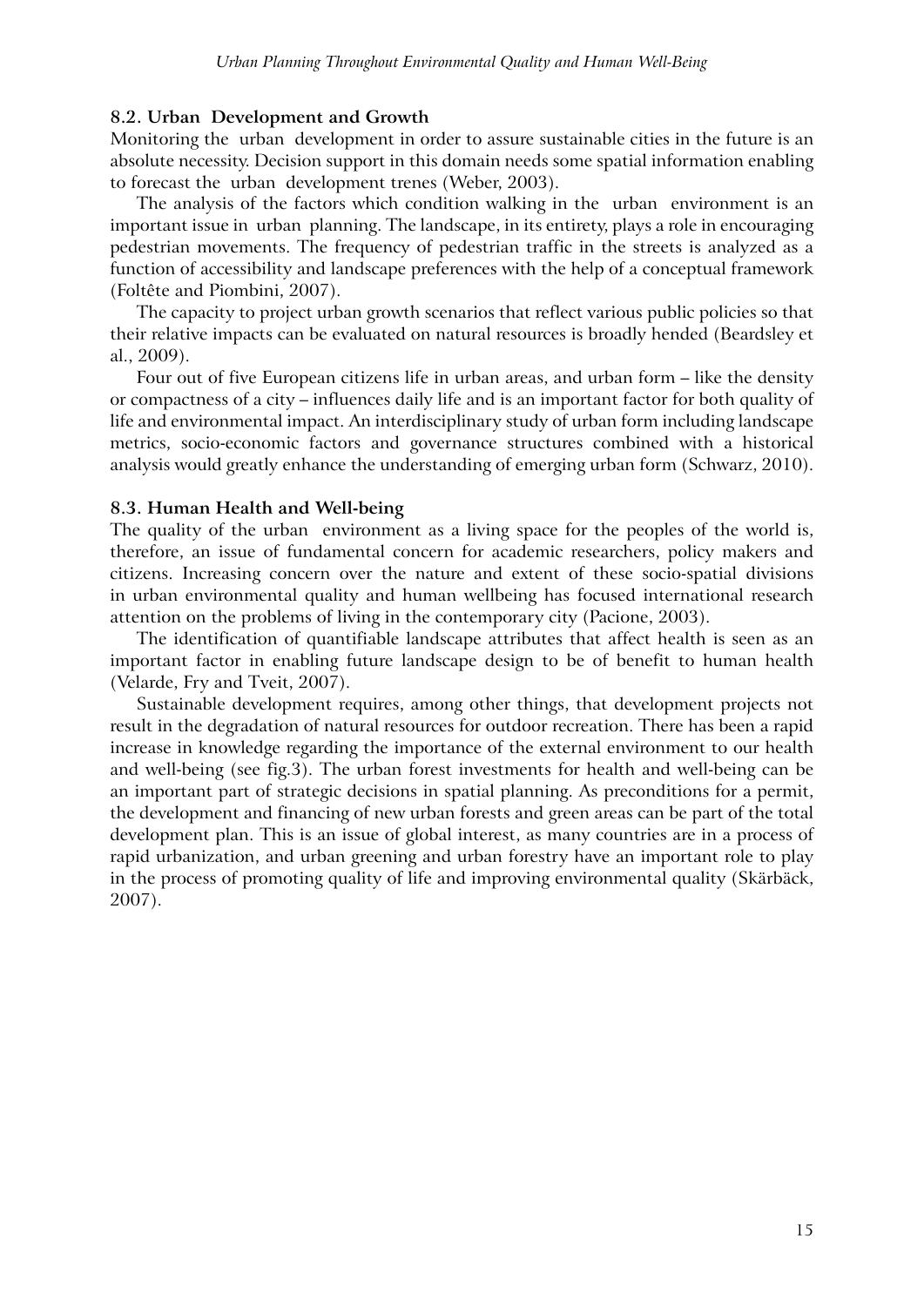### 8.2. Urban Development and Growth

Monitoring the urban development in order to assure sustainable cities in the future is an absolute necessity. Decision support in this domain needs some spatial information enabling to forecast the urban development trenes (Weber, 2003).

The analysis of the factors which condition walking in the urban environment is an important issue in urban planning. The landscape, in its entirety, plays a role in encouraging pedestrian movements. The frequency of pedestrian traffic in the streets is analyzed as a function of accessibility and landscape preferences with the help of a conceptual framework (Foltête and Piombini, 2007).

The capacity to project urban growth scenarios that reflect various public policies so that their relative impacts can be evaluated on natural resources is broadly hended (Beardsley et al., 2009).

Four out of five European citizens life in urban areas, and urban form – like the density or compactness of a city – influences daily life and is an important factor for both quality of life and environmental impact. An interdisciplinary study of urban form including landscape metrics, socio-economic factors and governance structures combined with a historical analysis would greatly enhance the understanding of emerging urban form (Schwarz, 2010).

### 8.3. Human Health and Well-being

The quality of the urban environment as a living space for the peoples of the world is, therefore, an issue of fundamental concern for academic researchers, policy makers and citizens. Increasing concern over the nature and extent of these socio-spatial divisions in urban environmental quality and human wellbeing has focused international research attention on the problems of living in the contemporary city (Pacione, 2003).

The identification of quantifiable landscape attributes that affect health is seen as an important factor in enabling future landscape design to be of benefit to human health (Velarde, Fry and Tveit, 2007).

Sustainable development requires, among other things, that development projects not result in the degradation of natural resources for outdoor recreation. There has been a rapid increase in knowledge regarding the importance of the external environment to our health and well-being (see fig.3). The urban forest investments for health and well-being can be an important part of strategic decisions in spatial planning. As preconditions for a permit, the development and financing of new urban forests and green areas can be part of the total development plan. This is an issue of global interest, as many countries are in a process of rapid urbanization, and urban greening and urban forestry have an important role to play in the process of promoting quality of life and improving environmental quality (Skärbäck, 2007).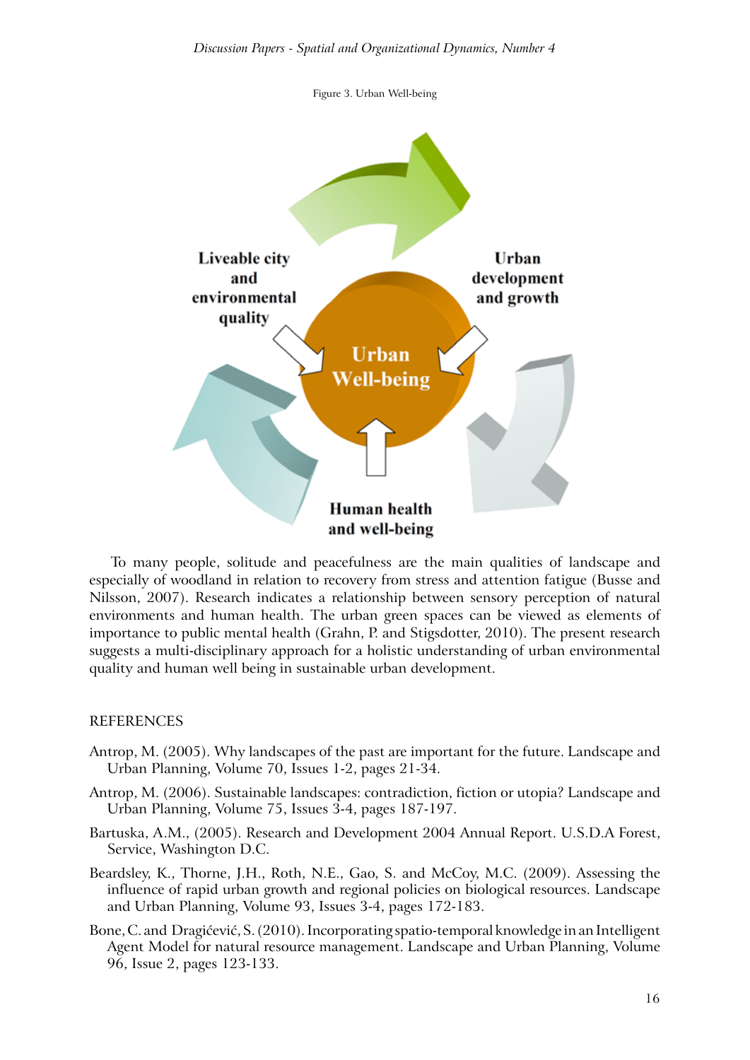Figure 3. Urban Well-being

Liveable city and environmental quality

Urban development and growth

Urban Well-being

Human health and well-being

To many people, solitude and peacefulness are the main qualities of landscape and especially of woodland in relation to recovery from stress and attention fatigue (Busse and Nilsson, 2007). Research indicates a relationship between sensory perception of natural environments and human health. The urban green spaces can be viewed as elements of importance to public mental health (Grahn, P. and Stigsdotter, 2010). The present research suggests a multi-disciplinary approach for a holistic understanding of urban environmental quality and human well being in sustainable urban development.

## REFERENCES

Antrop, M. (2005). Why landscapes of the past are important for the future. Landscape and Urban Planning, Volume 70, Issues 1-2, pages 21-34.

Antrop, M. (2006). Sustainable landscapes: contradiction, fiction or utopia? Landscape and Urban Planning, Volume 75, Issues 3-4, pages 187-197.

Bartuska, A.M., (2005). Research and Development 2004 Annual Report. U.S.D.A Forest, Service, Washington D.C.

Beardsley, K., Thorne, J.H., Roth, N.E., Gao, S. and McCoy, M.C. (2009). Assessing the influence of rapid urban growth and regional policies on biological resources. Landscape and Urban Planning, Volume 93, Issues 3-4, pages 172-183.

Bone, C. and Dragićević, S. (2010). Incorporating spatio-temporal knowledge in an Intelligent Agent Model for natural resource management. Landscape and Urban Planning, Volume 96, Issue 2, pages 123-133.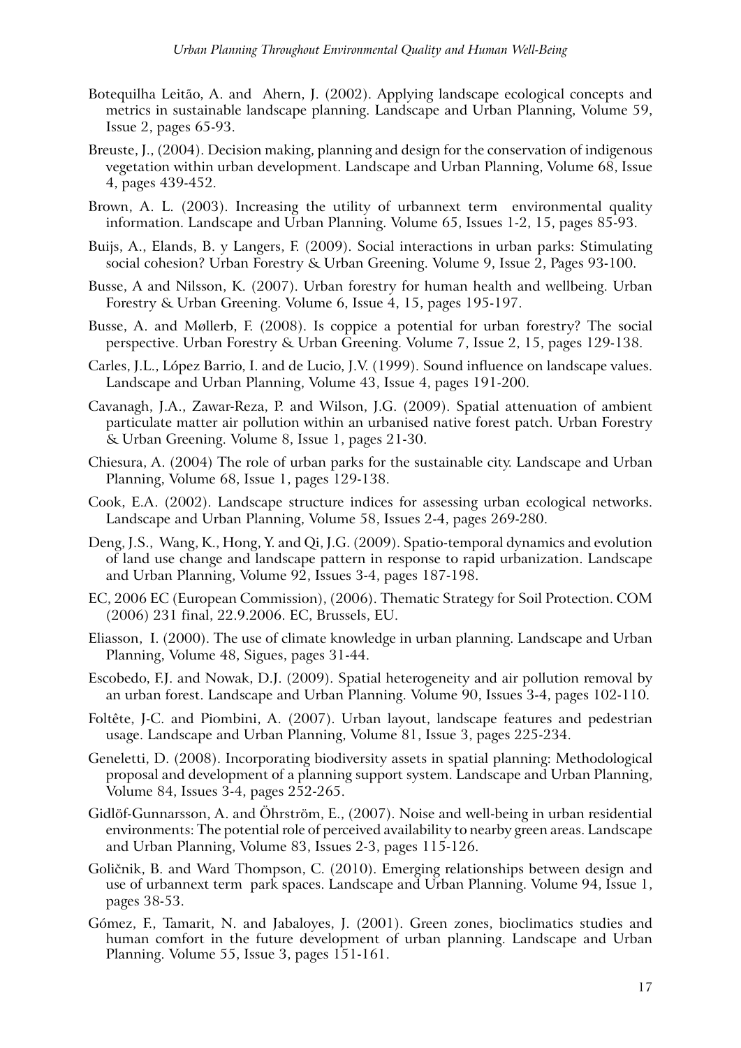Botequilha Leitão, A. and  Ahern, J. (2002). Applying landscape ecological concepts and metrics in sustainable landscape planning. Landscape and Urban Planning, Volume 59, Issue 2, pages 65-93.

Breuste, J., (2004). Decision making, planning and design for the conservation of indigenous vegetation within urban development. Landscape and Urban Planning, Volume 68, Issue 4, pages 439-452.

Brown, A. L. (2003). Increasing the utility of urbannext term  environmental quality information. Landscape and Urban Planning. Volume 65, Issues 1-2, 15, pages 85-93.

Buijs, A., Elands, B. y Langers, F. (2009). Social interactions in urban parks: Stimulating social cohesion? Urban Forestry & Urban Greening. Volume 9, Issue 2, Pages 93-100.

Busse, A and Nilsson, K. (2007). Urban forestry for human health and wellbeing. Urban Forestry & Urban Greening. Volume 6, Issue 4, 15, pages 195-197.

Busse, A. and Møllerb, F. (2008). Is coppice a potential for urban forestry? The social perspective. Urban Forestry & Urban Greening. Volume 7, Issue 2, 15, pages 129-138.

Carles, J.L., López Barrio, I. and de Lucio, J.V. (1999). Sound influence on landscape values. Landscape and Urban Planning, Volume 43, Issue 4, pages 191-200.

Cavanagh, J.A., Zawar-Reza, P. and Wilson, J.G. (2009). Spatial attenuation of ambient particulate matter air pollution within an urbanised native forest patch. Urban Forestry & Urban Greening. Volume 8, Issue 1, pages 21-30.

Chiesura, A. (2004) The role of urban parks for the sustainable city. Landscape and Urban Planning, Volume 68, Issue 1, pages 129-138.

Cook, E.A. (2002). Landscape structure indices for assessing urban ecological networks. Landscape and Urban Planning, Volume 58, Issues 2-4, pages 269-280.

Deng, J.S.,  Wang, K., Hong, Y. and Qi, J.G. (2009). Spatio-temporal dynamics and evolution of land use change and landscape pattern in response to rapid urbanization. Landscape and Urban Planning, Volume 92, Issues 3-4, pages 187-198.

EC, 2006 EC (European Commission), (2006). Thematic Strategy for Soil Protection. COM (2006) 231 final, 22.9.2006. EC, Brussels, EU.

Eliasson,  I. (2000). The use of climate knowledge in urban planning. Landscape and Urban Planning, Volume 48, Sigues, pages 31-44.

Escobedo, F.J. and Nowak, D.J. (2009). Spatial heterogeneity and air pollution removal by an urban forest. Landscape and Urban Planning. Volume 90, Issues 3-4, pages 102-110.

Foltête, J-C. and Piombini, A. (2007). Urban layout, landscape features and pedestrian usage. Landscape and Urban Planning, Volume 81, Issue 3, pages 225-234.

Geneletti, D. (2008). Incorporating biodiversity assets in spatial planning: Methodological proposal and development of a planning support system. Landscape and Urban Planning, Volume 84, Issues 3-4, pages 252-265.

Gidlöf-Gunnarsson, A. and Öhrström, E., (2007). Noise and well-being in urban residential environments: The potential role of perceived availability to nearby green areas. Landscape and Urban Planning, Volume 83, Issues 2-3, pages 115-126.

Goličnik, B. and Ward Thompson, C. (2010). Emerging relationships between design and use of urbannext term  park spaces. Landscape and Urban Planning. Volume 94, Issue 1, pages 38-53.

Gómez, F., Tamarit, N. and Jabaloyes, J. (2001). Green zones, bioclimatics studies and human comfort in the future development of urban planning. Landscape and Urban Planning. Volume 55, Issue 3, pages 151-161.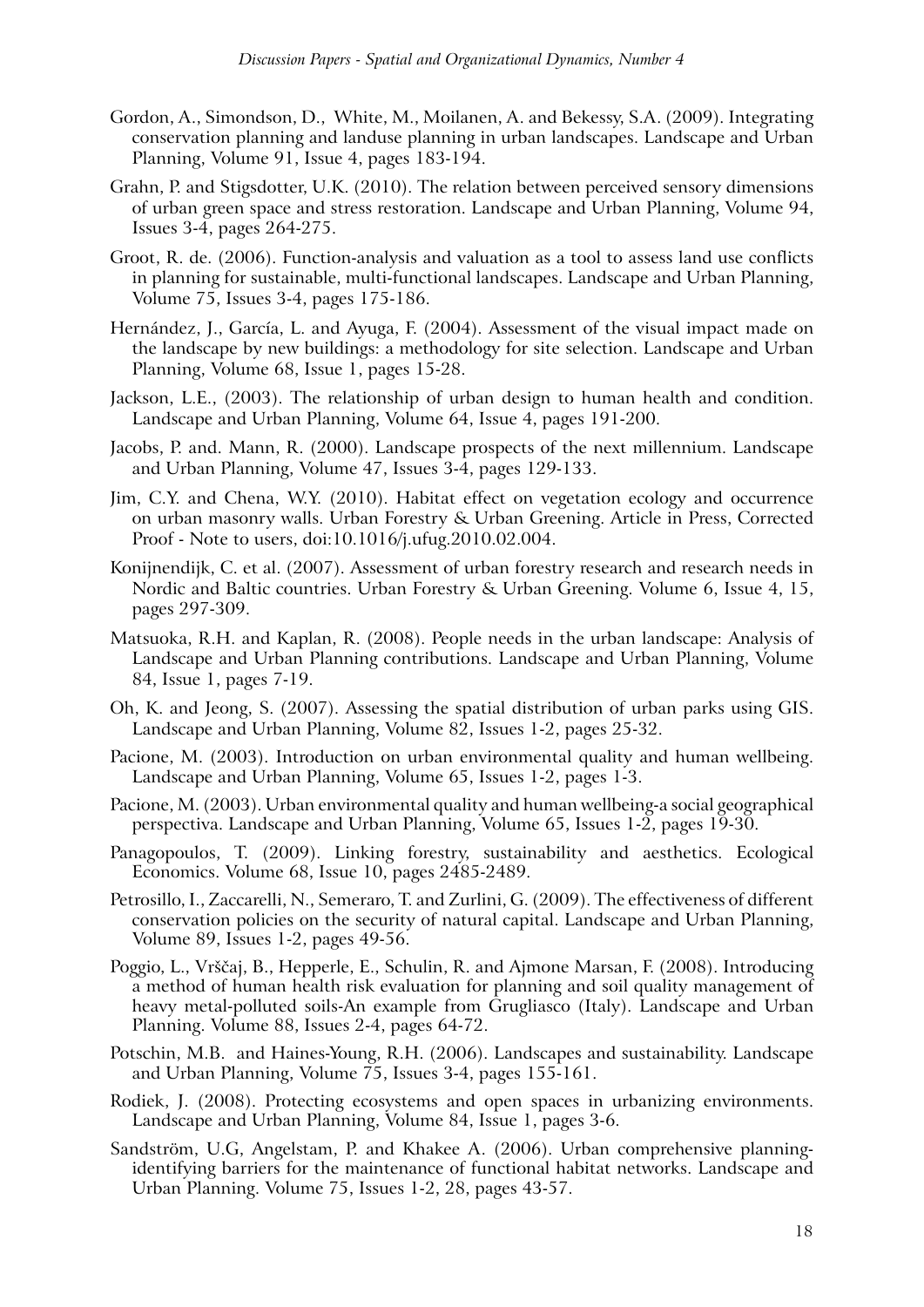Gordon, A., Simondson, D., White, M., Moilanen, A. and Bekessy, S.A. (2009). Integrating conservation planning and landuse planning in urban landscapes. Landscape and Urban Planning, Volume 91, Issue 4, pages 183-194.

Grahn, P. and Stigsdotter, U.K. (2010). The relation between perceived sensory dimensions of urban green space and stress restoration. Landscape and Urban Planning, Volume 94, Issues 3-4, pages 264-275.

Groot, R. de. (2006). Function-analysis and valuation as a tool to assess land use conflicts in planning for sustainable, multi-functional landscapes. Landscape and Urban Planning, Volume 75, Issues 3-4, pages 175-186.

Hernández, J., García, L. and Ayuga, F. (2004). Assessment of the visual impact made on the landscape by new buildings: a methodology for site selection. Landscape and Urban Planning, Volume 68, Issue 1, pages 15-28.

Jackson, L.E., (2003). The relationship of urban design to human health and condition. Landscape and Urban Planning, Volume 64, Issue 4, pages 191-200.

Jacobs, P. and. Mann, R. (2000). Landscape prospects of the next millennium. Landscape and Urban Planning, Volume 47, Issues 3-4, pages 129-133.

Jim, C.Y. and Chena, W.Y. (2010). Habitat effect on vegetation ecology and occurrence on urban masonry walls. Urban Forestry & Urban Greening. Article in Press, Corrected Proof - Note to users, doi:10.1016/j.ufug.2010.02.004.

Konijnendijk, C. et al. (2007). Assessment of urban forestry research and research needs in Nordic and Baltic countries. Urban Forestry & Urban Greening. Volume 6, Issue 4, 15, pages 297-309.

Matsuoka, R.H. and Kaplan, R. (2008). People needs in the urban landscape: Analysis of Landscape and Urban Planning contributions. Landscape and Urban Planning, Volume 84, Issue 1, pages 7-19.

Oh, K. and Jeong, S. (2007). Assessing the spatial distribution of urban parks using GIS. Landscape and Urban Planning, Volume 82, Issues 1-2, pages 25-32.

Pacione, M. (2003). Introduction on urban environmental quality and human wellbeing. Landscape and Urban Planning, Volume 65, Issues 1-2, pages 1-3.

Pacione, M. (2003). Urban environmental quality and human wellbeing-a social geographical perspectiva. Landscape and Urban Planning, Volume 65, Issues 1-2, pages 19-30.

Panagopoulos, T. (2009). Linking forestry, sustainability and aesthetics. Ecological Economics. Volume 68, Issue 10, pages 2485-2489.

Petrosillo, I., Zaccarelli, N., Semeraro, T. and Zurlini, G. (2009). The effectiveness of different conservation policies on the security of natural capital. Landscape and Urban Planning, Volume 89, Issues 1-2, pages 49-56.

Poggio, L., Vrščaj, B., Hepperle, E., Schulin, R. and Ajmone Marsan, F. (2008). Introducing a method of human health risk evaluation for planning and soil quality management of heavy metal-polluted soils-An example from Grugliasco (Italy). Landscape and Urban Planning. Volume 88, Issues 2-4, pages 64-72.

Potschin, M.B. and Haines-Young, R.H. (2006). Landscapes and sustainability. Landscape and Urban Planning, Volume 75, Issues 3-4, pages 155-161.

Rodiek, J. (2008). Protecting ecosystems and open spaces in urbanizing environments. Landscape and Urban Planning, Volume 84, Issue 1, pages 3-6.

Sandström, U.G, Angelstam, P. and Khakee A. (2006). Urban comprehensive planning-identifying barriers for the maintenance of functional habitat networks. Landscape and Urban Planning. Volume 75, Issues 1-2, 28, pages 43-57.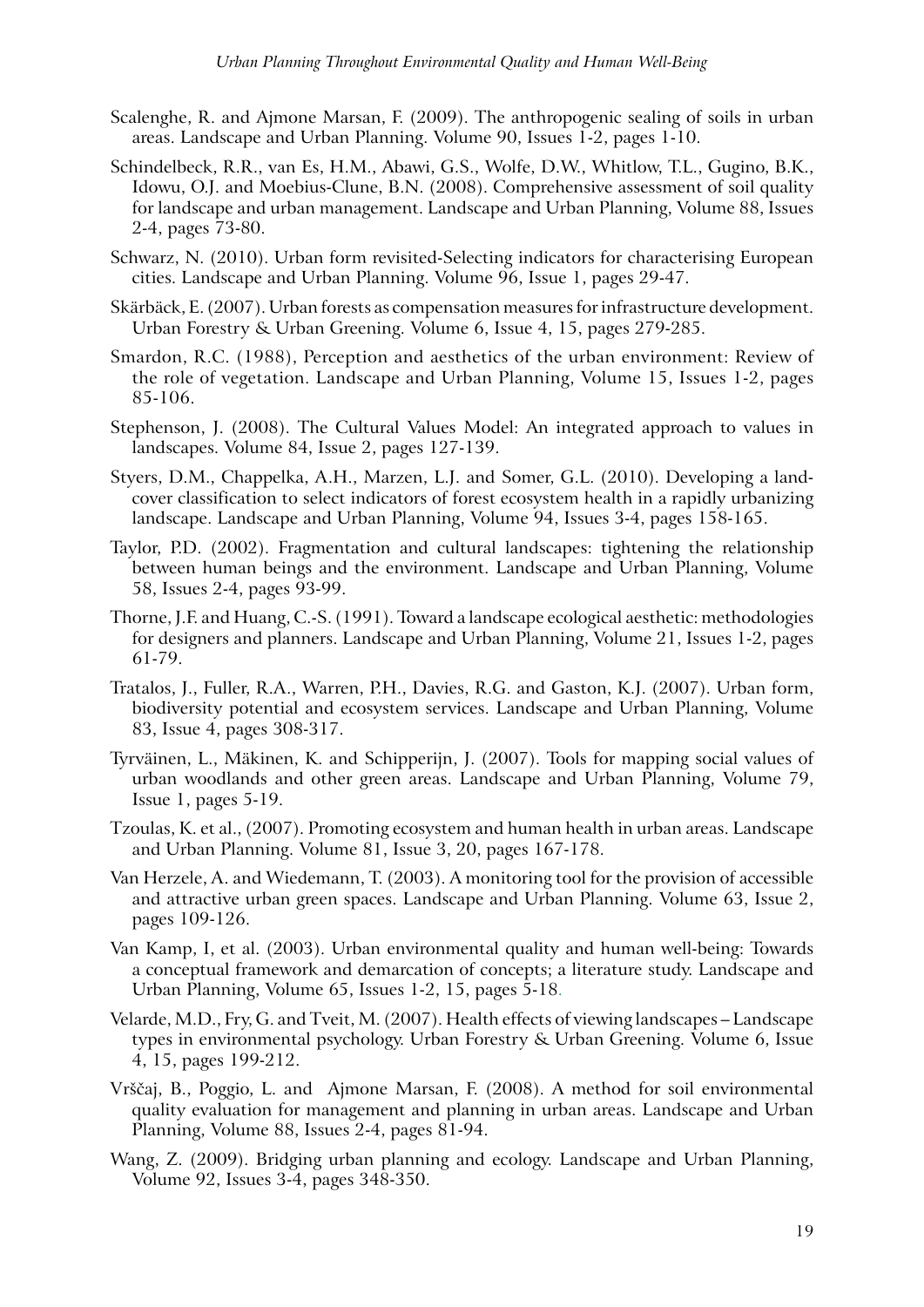Scalenghe, R. and Ajmone Marsan, F. (2009). The anthropogenic sealing of soils in urban areas. Landscape and Urban Planning. Volume 90, Issues 1-2, pages 1-10.

Schindelbeck, R.R., van Es, H.M., Abawi, G.S., Wolfe, D.W., Whitlow, T.L., Gugino, B.K., Idowu, O.J. and Moebius-Clune, B.N. (2008). Comprehensive assessment of soil quality for landscape and urban management. Landscape and Urban Planning, Volume 88, Issues 2-4, pages 73-80.

Schwarz, N. (2010). Urban form revisited-Selecting indicators for characterising European cities. Landscape and Urban Planning. Volume 96, Issue 1, pages 29-47.

Skärbäck, E. (2007). Urban forests as compensation measures for infrastructure development. Urban Forestry & Urban Greening. Volume 6, Issue 4, 15, pages 279-285.

Smardon, R.C. (1988), Perception and aesthetics of the urban environment: Review of the role of vegetation. Landscape and Urban Planning, Volume 15, Issues 1-2, pages 85-106.

Stephenson, J. (2008). The Cultural Values Model: An integrated approach to values in landscapes. Volume 84, Issue 2, pages 127-139.

Styers, D.M., Chappelka, A.H., Marzen, L.J. and Somer, G.L. (2010). Developing a land-cover classification to select indicators of forest ecosystem health in a rapidly urbanizing landscape. Landscape and Urban Planning, Volume 94, Issues 3-4, pages 158-165.

Taylor, P.D. (2002). Fragmentation and cultural landscapes: tightening the relationship between human beings and the environment. Landscape and Urban Planning, Volume 58, Issues 2-4, pages 93-99.

Thorne, J.F. and Huang, C.-S. (1991). Toward a landscape ecological aesthetic: methodologies for designers and planners. Landscape and Urban Planning, Volume 21, Issues 1-2, pages 61-79.

Tratalos, J., Fuller, R.A., Warren, P.H., Davies, R.G. and Gaston, K.J. (2007). Urban form, biodiversity potential and ecosystem services. Landscape and Urban Planning, Volume 83, Issue 4, pages 308-317.

Tyrväinen, L., Mäkinen, K. and Schipperijn, J. (2007). Tools for mapping social values of urban woodlands and other green areas. Landscape and Urban Planning, Volume 79, Issue 1, pages 5-19.

Tzoulas, K. et al., (2007). Promoting ecosystem and human health in urban areas. Landscape and Urban Planning. Volume 81, Issue 3, 20, pages 167-178.

Van Herzele, A. and Wiedemann, T. (2003). A monitoring tool for the provision of accessible and attractive urban green spaces. Landscape and Urban Planning. Volume 63, Issue 2, pages 109-126.

Van Kamp, I, et al. (2003). Urban environmental quality and human well-being: Towards a conceptual framework and demarcation of concepts; a literature study. Landscape and Urban Planning, Volume 65, Issues 1-2, 15, pages 5-18.

Velarde, M.D., Fry, G. and Tveit, M. (2007). Health effects of viewing landscapes – Landscape types in environmental psychology. Urban Forestry & Urban Greening. Volume 6, Issue 4, 15, pages 199-212.

Vrščaj, B., Poggio, L. and Ajmone Marsan, F. (2008). A method for soil environmental quality evaluation for management and planning in urban areas. Landscape and Urban Planning, Volume 88, Issues 2-4, pages 81-94.

Wang, Z. (2009). Bridging urban planning and ecology. Landscape and Urban Planning, Volume 92, Issues 3-4, pages 348-350.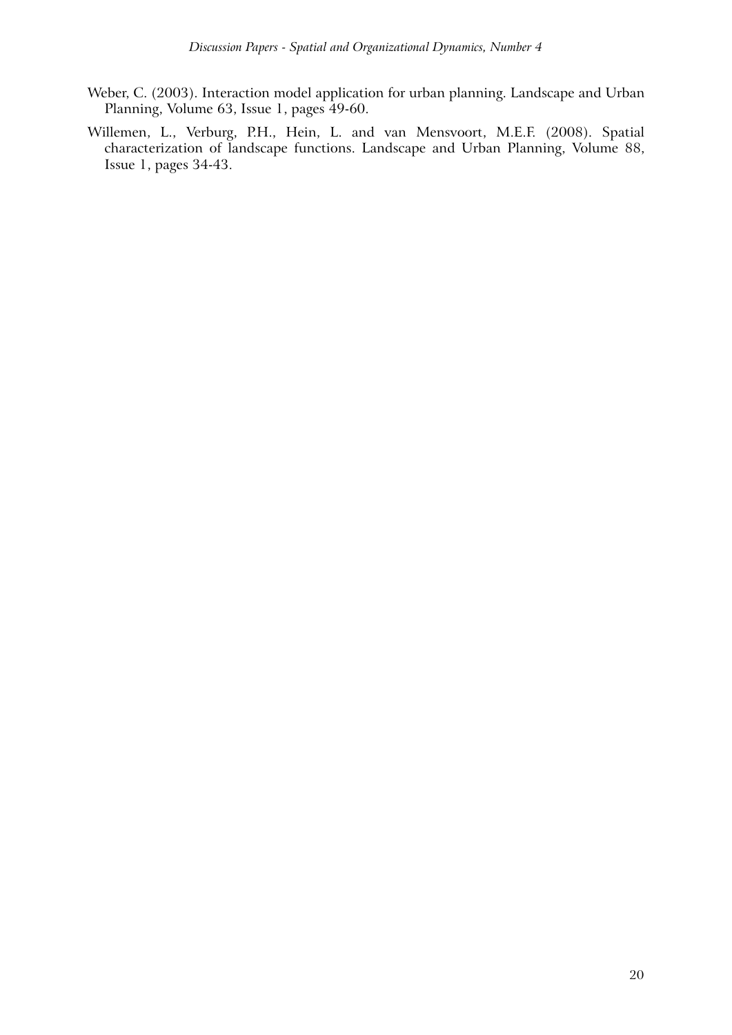Weber, C. (2003). Interaction model application for urban planning. Landscape and Urban Planning, Volume 63, Issue 1, pages 49-60.

Willemen, L., Verburg, P.H., Hein, L. and van Mensvoort, M.E.F. (2008). Spatial characterization of landscape functions. Landscape and Urban Planning, Volume 88, Issue 1, pages 34-43.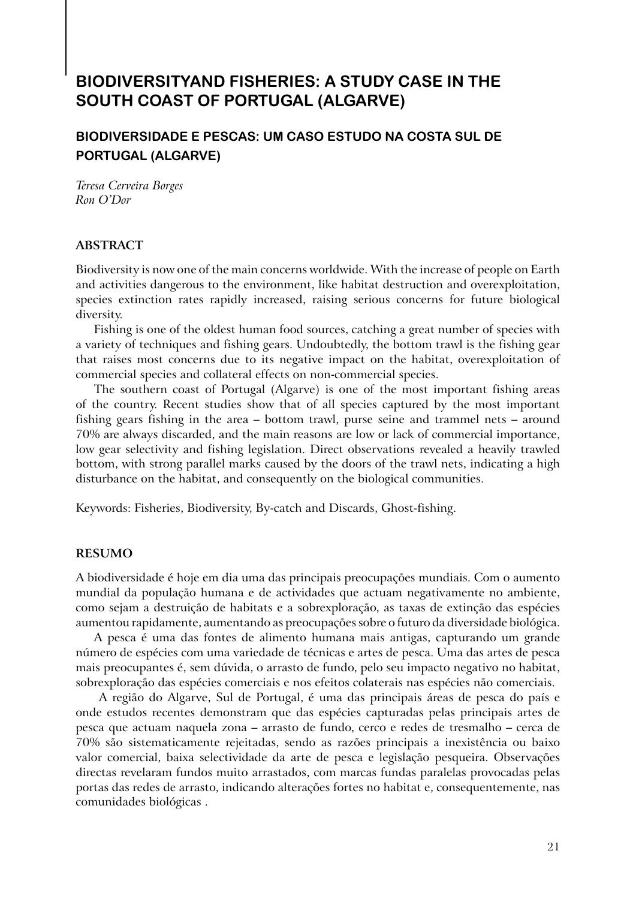# BIODIVERSITYAND FISHERIES: A STUDY CASE IN THE SOUTH COAST OF PORTUGAL (ALGARVE)

## BIODIVERSIDADE E PESCAS: UM CASO ESTUDO NA COSTA SUL DE PORTUGAL (ALGARVE)

*Teresa Cerveira Borges*
*Ron O'Dor*

### ABSTRACT

Biodiversity is now one of the main concerns worldwide. With the increase of people on Earth and activities dangerous to the environment, like habitat destruction and overexploitation, species extinction rates rapidly increased, raising serious concerns for future biological diversity.

Fishing is one of the oldest human food sources, catching a great number of species with a variety of techniques and fishing gears. Undoubtedly, the bottom trawl is the fishing gear that raises most concerns due to its negative impact on the habitat, overexploitation of commercial species and collateral effects on non-commercial species.

The southern coast of Portugal (Algarve) is one of the most important fishing areas of the country. Recent studies show that of all species captured by the most important fishing gears fishing in the area – bottom trawl, purse seine and trammel nets – around 70% are always discarded, and the main reasons are low or lack of commercial importance, low gear selectivity and fishing legislation. Direct observations revealed a heavily trawled bottom, with strong parallel marks caused by the doors of the trawl nets, indicating a high disturbance on the habitat, and consequently on the biological communities.

Keywords: Fisheries, Biodiversity, By-catch and Discards, Ghost-fishing.

### RESUMO

A biodiversidade é hoje em dia uma das principais preocupações mundiais. Com o aumento mundial da população humana e de actividades que actuam negativamente no ambiente, como sejam a destruição de habitats e a sobrexploração, as taxas de extinção das espécies aumentou rapidamente, aumentando as preocupações sobre o futuro da diversidade biológica.

A pesca é uma das fontes de alimento humana mais antigas, capturando um grande número de espécies com uma variedade de técnicas e artes de pesca. Uma das artes de pesca mais preocupantes é, sem dúvida, o arrasto de fundo, pelo seu impacto negativo no habitat, sobrexploração das espécies comerciais e nos efeitos colaterais nas espécies não comerciais.

A região do Algarve, Sul de Portugal, é uma das principais áreas de pesca do país e onde estudos recentes demonstram que das espécies capturadas pelas principais artes de pesca que actuam naquela zona – arrasto de fundo, cerco e redes de tresmalho – cerca de 70% são sistematicamente rejeitadas, sendo as razões principais a inexistência ou baixo valor comercial, baixa selectividade da arte de pesca e legislação pesqueira. Observações directas revelaram fundos muito arrastados, com marcas fundas paralelas provocadas pelas portas das redes de arrasto, indicando alterações fortes no habitat e, consequentemente, nas comunidades biológicas .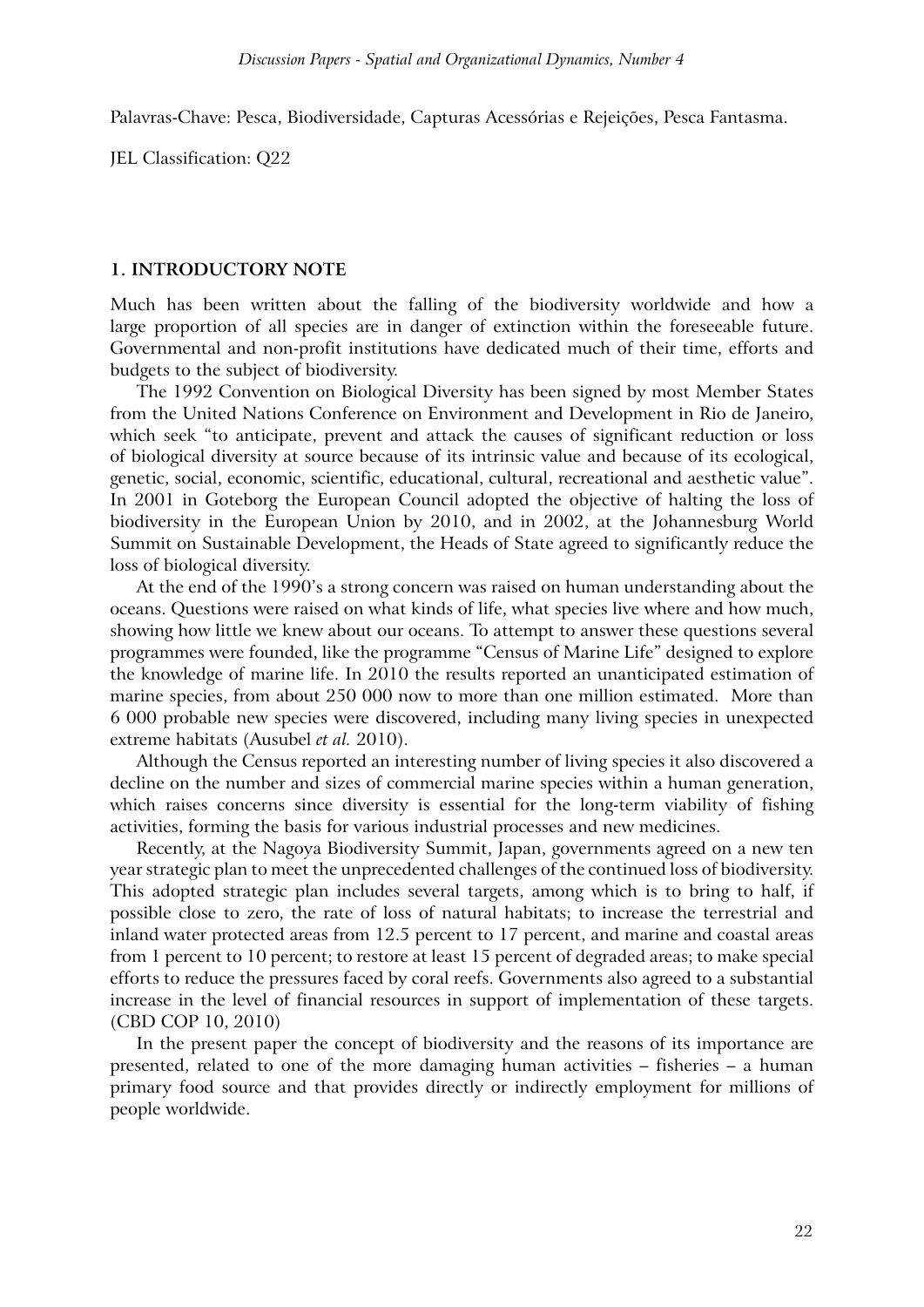Palavras-Chave: Pesca, Biodiversidade, Capturas Acessórias e Rejeições, Pesca Fantasma.

JEL Classification: Q22

## 1. INTRODUCTORY NOTE

Much has been written about the falling of the biodiversity worldwide and how a large proportion of all species are in danger of extinction within the foreseeable future. Governmental and non-profit institutions have dedicated much of their time, efforts and budgets to the subject of biodiversity.

The 1992 Convention on Biological Diversity has been signed by most Member States from the United Nations Conference on Environment and Development in Rio de Janeiro, which seek "to anticipate, prevent and attack the causes of significant reduction or loss of biological diversity at source because of its intrinsic value and because of its ecological, genetic, social, economic, scientific, educational, cultural, recreational and aesthetic value". In 2001 in Goteborg the European Council adopted the objective of halting the loss of biodiversity in the European Union by 2010, and in 2002, at the Johannesburg World Summit on Sustainable Development, the Heads of State agreed to significantly reduce the loss of biological diversity.

At the end of the 1990's a strong concern was raised on human understanding about the oceans. Questions were raised on what kinds of life, what species live where and how much, showing how little we knew about our oceans. To attempt to answer these questions several programmes were founded, like the programme "Census of Marine Life" designed to explore the knowledge of marine life. In 2010 the results reported an unanticipated estimation of marine species, from about 250 000 now to more than one million estimated. More than 6 000 probable new species were discovered, including many living species in unexpected extreme habitats (Ausubel *et al.* 2010).

Although the Census reported an interesting number of living species it also discovered a decline on the number and sizes of commercial marine species within a human generation, which raises concerns since diversity is essential for the long-term viability of fishing activities, forming the basis for various industrial processes and new medicines.

Recently, at the Nagoya Biodiversity Summit, Japan, governments agreed on a new ten year strategic plan to meet the unprecedented challenges of the continued loss of biodiversity. This adopted strategic plan includes several targets, among which is to bring to half, if possible close to zero, the rate of loss of natural habitats; to increase the terrestrial and inland water protected areas from 12.5 percent to 17 percent, and marine and coastal areas from 1 percent to 10 percent; to restore at least 15 percent of degraded areas; to make special efforts to reduce the pressures faced by coral reefs. Governments also agreed to a substantial increase in the level of financial resources in support of implementation of these targets. (CBD COP 10, 2010)

In the present paper the concept of biodiversity and the reasons of its importance are presented, related to one of the more damaging human activities – fisheries – a human primary food source and that provides directly or indirectly employment for millions of people worldwide.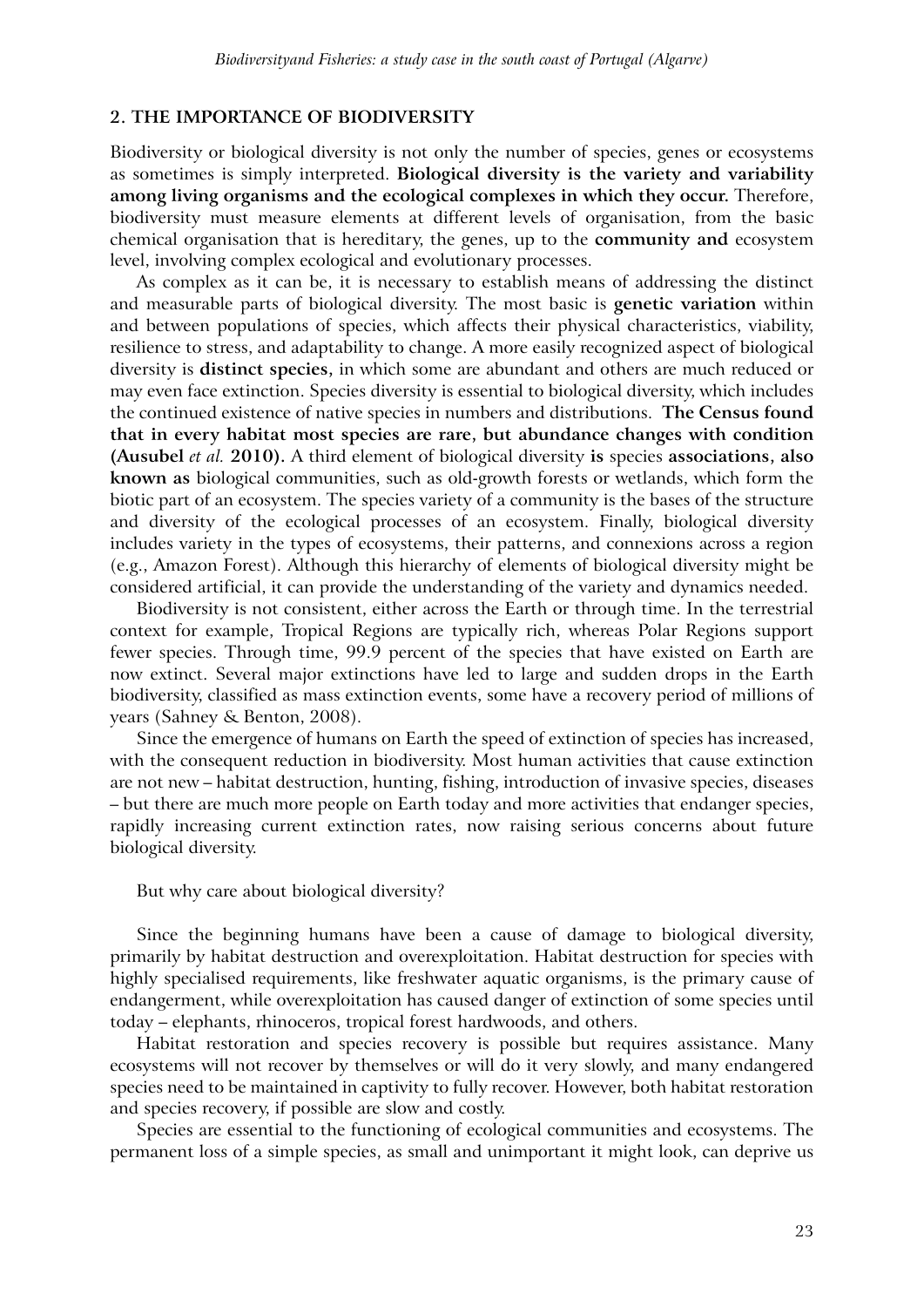## 2. THE IMPORTANCE OF BIODIVERSITY

Biodiversity or biological diversity is not only the number of species, genes or ecosystems as sometimes is simply interpreted. **Biological diversity is the variety and variability among living organisms and the ecological complexes in which they occur.** Therefore, biodiversity must measure elements at different levels of organisation, from the basic chemical organisation that is hereditary, the genes, up to the **community and** ecosystem level, involving complex ecological and evolutionary processes.

As complex as it can be, it is necessary to establish means of addressing the distinct and measurable parts of biological diversity. The most basic is **genetic variation** within and between populations of species, which affects their physical characteristics, viability, resilience to stress, and adaptability to change. A more easily recognized aspect of biological diversity is **distinct species,** in which some are abundant and others are much reduced or may even face extinction. Species diversity is essential to biological diversity, which includes the continued existence of native species in numbers and distributions. **The Census found that in every habitat most species are rare, but abundance changes with condition (Ausubel** ***et al.*** **2010).** A third element of biological diversity **is** species **associations, also known as** biological communities, such as old-growth forests or wetlands, which form the biotic part of an ecosystem. The species variety of a community is the bases of the structure and diversity of the ecological processes of an ecosystem. Finally, biological diversity includes variety in the types of ecosystems, their patterns, and connexions across a region (e.g., Amazon Forest). Although this hierarchy of elements of biological diversity might be considered artificial, it can provide the understanding of the variety and dynamics needed.

Biodiversity is not consistent, either across the Earth or through time. In the terrestrial context for example, Tropical Regions are typically rich, whereas Polar Regions support fewer species. Through time, 99.9 percent of the species that have existed on Earth are now extinct. Several major extinctions have led to large and sudden drops in the Earth biodiversity, classified as mass extinction events, some have a recovery period of millions of years (Sahney & Benton, 2008).

Since the emergence of humans on Earth the speed of extinction of species has increased, with the consequent reduction in biodiversity. Most human activities that cause extinction are not new – habitat destruction, hunting, fishing, introduction of invasive species, diseases – but there are much more people on Earth today and more activities that endanger species, rapidly increasing current extinction rates, now raising serious concerns about future biological diversity.

But why care about biological diversity?

Since the beginning humans have been a cause of damage to biological diversity, primarily by habitat destruction and overexploitation. Habitat destruction for species with highly specialised requirements, like freshwater aquatic organisms, is the primary cause of endangerment, while overexploitation has caused danger of extinction of some species until today – elephants, rhinoceros, tropical forest hardwoods, and others.

Habitat restoration and species recovery is possible but requires assistance. Many ecosystems will not recover by themselves or will do it very slowly, and many endangered species need to be maintained in captivity to fully recover. However, both habitat restoration and species recovery, if possible are slow and costly.

Species are essential to the functioning of ecological communities and ecosystems. The permanent loss of a simple species, as small and unimportant it might look, can deprive us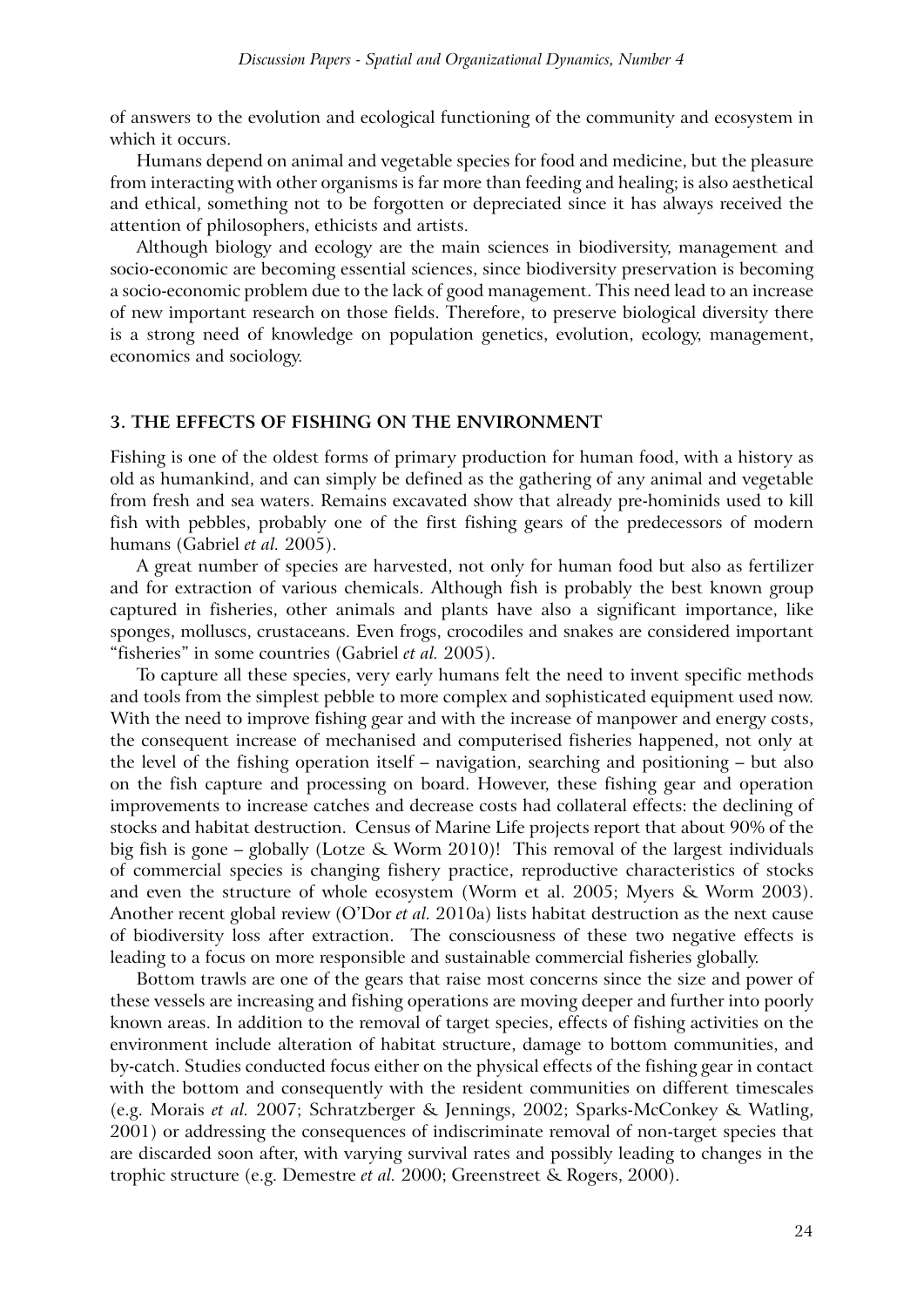of answers to the evolution and ecological functioning of the community and ecosystem in which it occurs.

Humans depend on animal and vegetable species for food and medicine, but the pleasure from interacting with other organisms is far more than feeding and healing; is also aesthetical and ethical, something not to be forgotten or depreciated since it has always received the attention of philosophers, ethicists and artists.

Although biology and ecology are the main sciences in biodiversity, management and socio-economic are becoming essential sciences, since biodiversity preservation is becoming a socio-economic problem due to the lack of good management. This need lead to an increase of new important research on those fields. Therefore, to preserve biological diversity there is a strong need of knowledge on population genetics, evolution, ecology, management, economics and sociology.

## 3. THE EFFECTS OF FISHING ON THE ENVIRONMENT

Fishing is one of the oldest forms of primary production for human food, with a history as old as humankind, and can simply be defined as the gathering of any animal and vegetable from fresh and sea waters. Remains excavated show that already pre-hominids used to kill fish with pebbles, probably one of the first fishing gears of the predecessors of modern humans (Gabriel *et al.* 2005).

A great number of species are harvested, not only for human food but also as fertilizer and for extraction of various chemicals. Although fish is probably the best known group captured in fisheries, other animals and plants have also a significant importance, like sponges, molluscs, crustaceans. Even frogs, crocodiles and snakes are considered important "fisheries" in some countries (Gabriel *et al.* 2005).

To capture all these species, very early humans felt the need to invent specific methods and tools from the simplest pebble to more complex and sophisticated equipment used now. With the need to improve fishing gear and with the increase of manpower and energy costs, the consequent increase of mechanised and computerised fisheries happened, not only at the level of the fishing operation itself – navigation, searching and positioning – but also on the fish capture and processing on board. However, these fishing gear and operation improvements to increase catches and decrease costs had collateral effects: the declining of stocks and habitat destruction. Census of Marine Life projects report that about 90% of the big fish is gone – globally (Lotze & Worm 2010)! This removal of the largest individuals of commercial species is changing fishery practice, reproductive characteristics of stocks and even the structure of whole ecosystem (Worm et al. 2005; Myers & Worm 2003). Another recent global review (O'Dor *et al.* 2010a) lists habitat destruction as the next cause of biodiversity loss after extraction. The consciousness of these two negative effects is leading to a focus on more responsible and sustainable commercial fisheries globally.

Bottom trawls are one of the gears that raise most concerns since the size and power of these vessels are increasing and fishing operations are moving deeper and further into poorly known areas. In addition to the removal of target species, effects of fishing activities on the environment include alteration of habitat structure, damage to bottom communities, and by-catch. Studies conducted focus either on the physical effects of the fishing gear in contact with the bottom and consequently with the resident communities on different timescales (e.g. Morais *et al.* 2007; Schratzberger & Jennings, 2002; Sparks-McConkey & Watling, 2001) or addressing the consequences of indiscriminate removal of non-target species that are discarded soon after, with varying survival rates and possibly leading to changes in the trophic structure (e.g. Demestre *et al.* 2000; Greenstreet & Rogers, 2000).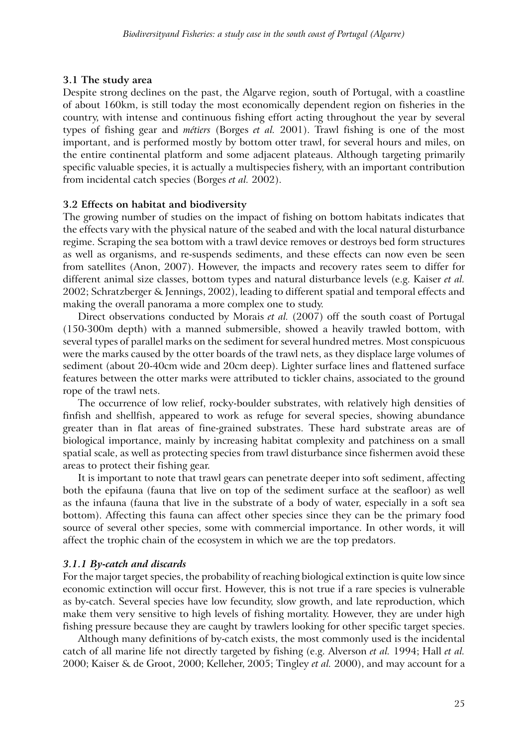### 3.1 The study area

Despite strong declines on the past, the Algarve region, south of Portugal, with a coastline of about 160km, is still today the most economically dependent region on fisheries in the country, with intense and continuous fishing effort acting throughout the year by several types of fishing gear and *métiers* (Borges *et al.* 2001). Trawl fishing is one of the most important, and is performed mostly by bottom otter trawl, for several hours and miles, on the entire continental platform and some adjacent plateaus. Although targeting primarily specific valuable species, it is actually a multispecies fishery, with an important contribution from incidental catch species (Borges *et al.* 2002).

### 3.2 Effects on habitat and biodiversity

The growing number of studies on the impact of fishing on bottom habitats indicates that the effects vary with the physical nature of the seabed and with the local natural disturbance regime. Scraping the sea bottom with a trawl device removes or destroys bed form structures as well as organisms, and re-suspends sediments, and these effects can now even be seen from satellites (Anon, 2007). However, the impacts and recovery rates seem to differ for different animal size classes, bottom types and natural disturbance levels (e.g. Kaiser *et al.* 2002; Schratzberger & Jennings, 2002), leading to different spatial and temporal effects and making the overall panorama a more complex one to study.

Direct observations conducted by Morais *et al.* (2007) off the south coast of Portugal (150-300m depth) with a manned submersible, showed a heavily trawled bottom, with several types of parallel marks on the sediment for several hundred metres. Most conspicuous were the marks caused by the otter boards of the trawl nets, as they displace large volumes of sediment (about 20-40cm wide and 20cm deep). Lighter surface lines and flattened surface features between the otter marks were attributed to tickler chains, associated to the ground rope of the trawl nets.

The occurrence of low relief, rocky-boulder substrates, with relatively high densities of finfish and shellfish, appeared to work as refuge for several species, showing abundance greater than in flat areas of fine-grained substrates. These hard substrate areas are of biological importance, mainly by increasing habitat complexity and patchiness on a small spatial scale, as well as protecting species from trawl disturbance since fishermen avoid these areas to protect their fishing gear.

It is important to note that trawl gears can penetrate deeper into soft sediment, affecting both the epifauna (fauna that live on top of the sediment surface at the seafloor) as well as the infauna (fauna that live in the substrate of a body of water, especially in a soft sea bottom). Affecting this fauna can affect other species since they can be the primary food source of several other species, some with commercial importance. In other words, it will affect the trophic chain of the ecosystem in which we are the top predators.

### *3.1.1 By-catch and discards*

For the major target species, the probability of reaching biological extinction is quite low since economic extinction will occur first. However, this is not true if a rare species is vulnerable as by-catch. Several species have low fecundity, slow growth, and late reproduction, which make them very sensitive to high levels of fishing mortality. However, they are under high fishing pressure because they are caught by trawlers looking for other specific target species.

Although many definitions of by-catch exists, the most commonly used is the incidental catch of all marine life not directly targeted by fishing (e.g. Alverson *et al.* 1994; Hall *et al.* 2000; Kaiser & de Groot, 2000; Kelleher, 2005; Tingley *et al.* 2000), and may account for a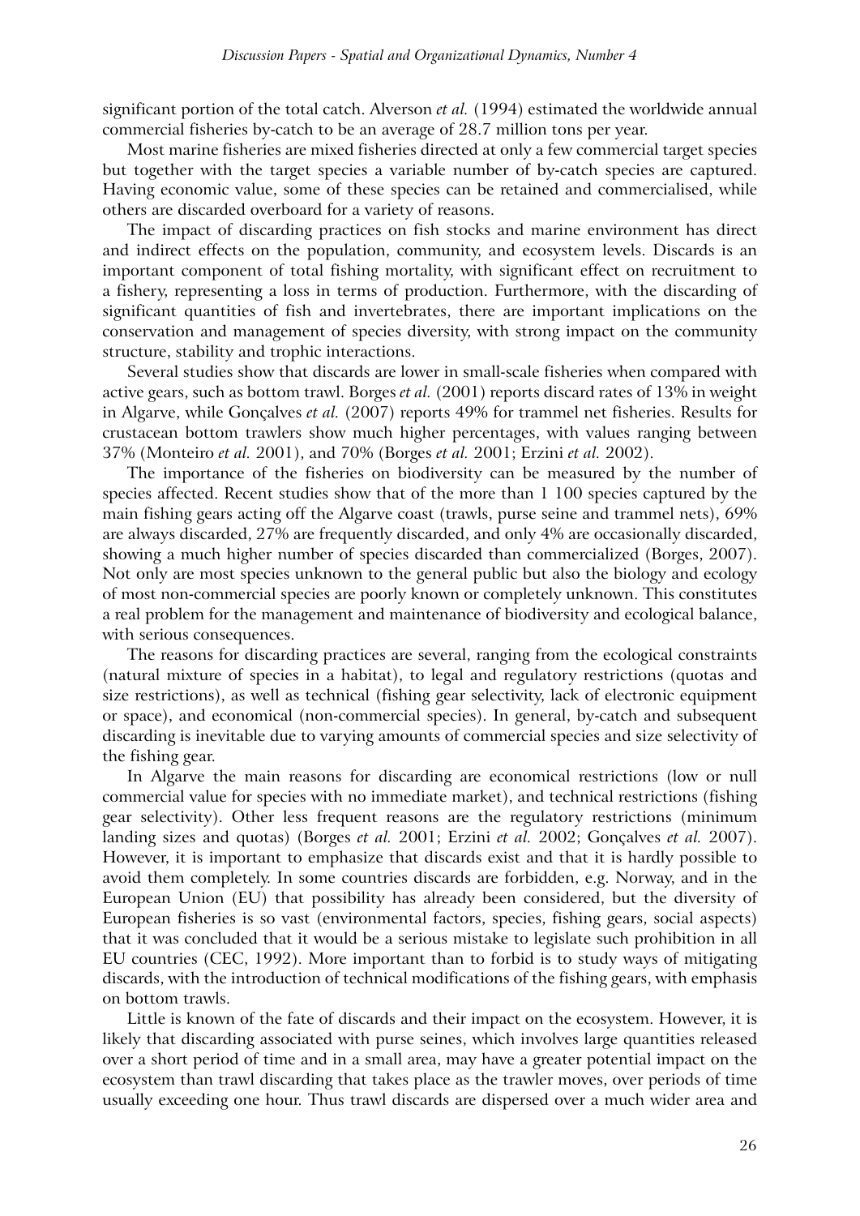significant portion of the total catch. Alverson *et al.* (1994) estimated the worldwide annual commercial fisheries by-catch to be an average of 28.7 million tons per year.

Most marine fisheries are mixed fisheries directed at only a few commercial target species but together with the target species a variable number of by-catch species are captured. Having economic value, some of these species can be retained and commercialised, while others are discarded overboard for a variety of reasons.

The impact of discarding practices on fish stocks and marine environment has direct and indirect effects on the population, community, and ecosystem levels. Discards is an important component of total fishing mortality, with significant effect on recruitment to a fishery, representing a loss in terms of production. Furthermore, with the discarding of significant quantities of fish and invertebrates, there are important implications on the conservation and management of species diversity, with strong impact on the community structure, stability and trophic interactions.

Several studies show that discards are lower in small-scale fisheries when compared with active gears, such as bottom trawl. Borges *et al.* (2001) reports discard rates of 13% in weight in Algarve, while Gonçalves *et al.* (2007) reports 49% for trammel net fisheries. Results for crustacean bottom trawlers show much higher percentages, with values ranging between 37% (Monteiro *et al.* 2001), and 70% (Borges *et al.* 2001; Erzini *et al.* 2002).

The importance of the fisheries on biodiversity can be measured by the number of species affected. Recent studies show that of the more than 1 100 species captured by the main fishing gears acting off the Algarve coast (trawls, purse seine and trammel nets), 69% are always discarded, 27% are frequently discarded, and only 4% are occasionally discarded, showing a much higher number of species discarded than commercialized (Borges, 2007). Not only are most species unknown to the general public but also the biology and ecology of most non-commercial species are poorly known or completely unknown. This constitutes a real problem for the management and maintenance of biodiversity and ecological balance, with serious consequences.

The reasons for discarding practices are several, ranging from the ecological constraints (natural mixture of species in a habitat), to legal and regulatory restrictions (quotas and size restrictions), as well as technical (fishing gear selectivity, lack of electronic equipment or space), and economical (non-commercial species). In general, by-catch and subsequent discarding is inevitable due to varying amounts of commercial species and size selectivity of the fishing gear.

In Algarve the main reasons for discarding are economical restrictions (low or null commercial value for species with no immediate market), and technical restrictions (fishing gear selectivity). Other less frequent reasons are the regulatory restrictions (minimum landing sizes and quotas) (Borges *et al.* 2001; Erzini *et al.* 2002; Gonçalves *et al.* 2007). However, it is important to emphasize that discards exist and that it is hardly possible to avoid them completely. In some countries discards are forbidden, e.g. Norway, and in the European Union (EU) that possibility has already been considered, but the diversity of European fisheries is so vast (environmental factors, species, fishing gears, social aspects) that it was concluded that it would be a serious mistake to legislate such prohibition in all EU countries (CEC, 1992). More important than to forbid is to study ways of mitigating discards, with the introduction of technical modifications of the fishing gears, with emphasis on bottom trawls.

Little is known of the fate of discards and their impact on the ecosystem. However, it is likely that discarding associated with purse seines, which involves large quantities released over a short period of time and in a small area, may have a greater potential impact on the ecosystem than trawl discarding that takes place as the trawler moves, over periods of time usually exceeding one hour. Thus trawl discards are dispersed over a much wider area and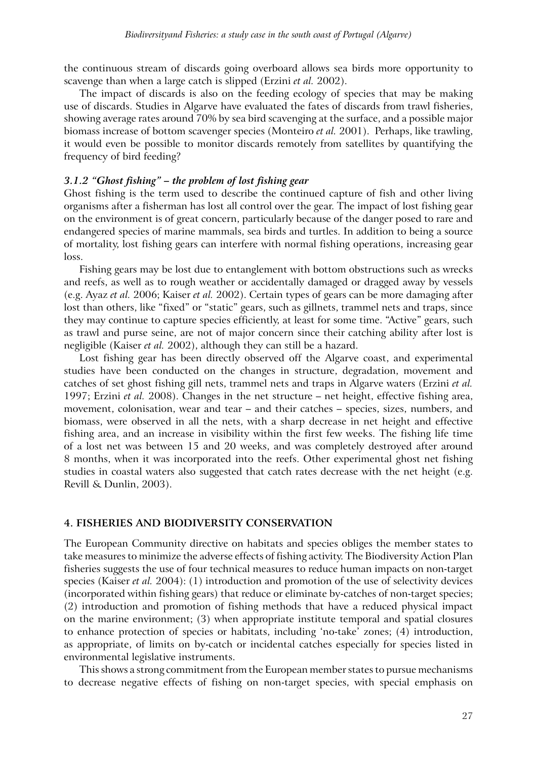the continuous stream of discards going overboard allows sea birds more opportunity to scavenge than when a large catch is slipped (Erzini *et al.* 2002).

The impact of discards is also on the feeding ecology of species that may be making use of discards. Studies in Algarve have evaluated the fates of discards from trawl fisheries, showing average rates around 70% by sea bird scavenging at the surface, and a possible major biomass increase of bottom scavenger species (Monteiro *et al.* 2001). Perhaps, like trawling, it would even be possible to monitor discards remotely from satellites by quantifying the frequency of bird feeding?

### *3.1.2 "Ghost fishing" – the problem of lost fishing gear*

Ghost fishing is the term used to describe the continued capture of fish and other living organisms after a fisherman has lost all control over the gear. The impact of lost fishing gear on the environment is of great concern, particularly because of the danger posed to rare and endangered species of marine mammals, sea birds and turtles. In addition to being a source of mortality, lost fishing gears can interfere with normal fishing operations, increasing gear loss.

Fishing gears may be lost due to entanglement with bottom obstructions such as wrecks and reefs, as well as to rough weather or accidentally damaged or dragged away by vessels (e.g. Ayaz *et al.* 2006; Kaiser *et al.* 2002). Certain types of gears can be more damaging after lost than others, like "fixed" or "static" gears, such as gillnets, trammel nets and traps, since they may continue to capture species efficiently, at least for some time. "Active" gears, such as trawl and purse seine, are not of major concern since their catching ability after lost is negligible (Kaiser *et al.* 2002), although they can still be a hazard.

Lost fishing gear has been directly observed off the Algarve coast, and experimental studies have been conducted on the changes in structure, degradation, movement and catches of set ghost fishing gill nets, trammel nets and traps in Algarve waters (Erzini *et al.* 1997; Erzini *et al.* 2008). Changes in the net structure – net height, effective fishing area, movement, colonisation, wear and tear – and their catches – species, sizes, numbers, and biomass, were observed in all the nets, with a sharp decrease in net height and effective fishing area, and an increase in visibility within the first few weeks. The fishing life time of a lost net was between 15 and 20 weeks, and was completely destroyed after around 8 months, when it was incorporated into the reefs. Other experimental ghost net fishing studies in coastal waters also suggested that catch rates decrease with the net height (e.g. Revill & Dunlin, 2003).

## 4. FISHERIES AND BIODIVERSITY CONSERVATION

The European Community directive on habitats and species obliges the member states to take measures to minimize the adverse effects of fishing activity. The Biodiversity Action Plan fisheries suggests the use of four technical measures to reduce human impacts on non-target species (Kaiser *et al.* 2004): (1) introduction and promotion of the use of selectivity devices (incorporated within fishing gears) that reduce or eliminate by-catches of non-target species; (2) introduction and promotion of fishing methods that have a reduced physical impact on the marine environment; (3) when appropriate institute temporal and spatial closures to enhance protection of species or habitats, including 'no-take' zones; (4) introduction, as appropriate, of limits on by-catch or incidental catches especially for species listed in environmental legislative instruments.

This shows a strong commitment from the European member states to pursue mechanisms to decrease negative effects of fishing on non-target species, with special emphasis on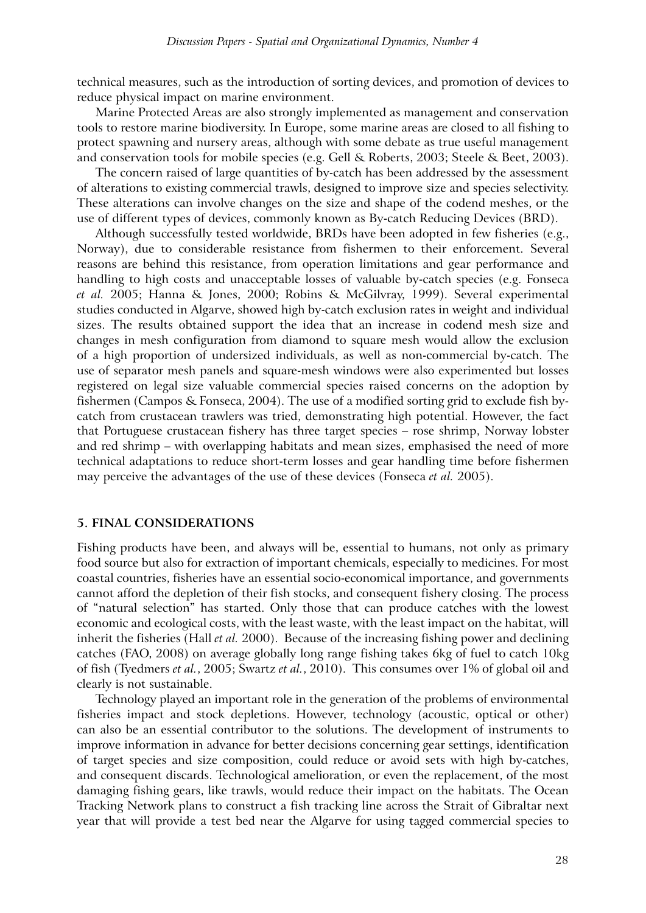technical measures, such as the introduction of sorting devices, and promotion of devices to reduce physical impact on marine environment.

Marine Protected Areas are also strongly implemented as management and conservation tools to restore marine biodiversity. In Europe, some marine areas are closed to all fishing to protect spawning and nursery areas, although with some debate as true useful management and conservation tools for mobile species (e.g. Gell & Roberts, 2003; Steele & Beet, 2003).

The concern raised of large quantities of by-catch has been addressed by the assessment of alterations to existing commercial trawls, designed to improve size and species selectivity. These alterations can involve changes on the size and shape of the codend meshes, or the use of different types of devices, commonly known as By-catch Reducing Devices (BRD).

Although successfully tested worldwide, BRDs have been adopted in few fisheries (e.g., Norway), due to considerable resistance from fishermen to their enforcement. Several reasons are behind this resistance, from operation limitations and gear performance and handling to high costs and unacceptable losses of valuable by-catch species (e.g. Fonseca *et al.* 2005; Hanna & Jones, 2000; Robins & McGilvray, 1999). Several experimental studies conducted in Algarve, showed high by-catch exclusion rates in weight and individual sizes. The results obtained support the idea that an increase in codend mesh size and changes in mesh configuration from diamond to square mesh would allow the exclusion of a high proportion of undersized individuals, as well as non-commercial by-catch. The use of separator mesh panels and square-mesh windows were also experimented but losses registered on legal size valuable commercial species raised concerns on the adoption by fishermen (Campos & Fonseca, 2004). The use of a modified sorting grid to exclude fish by-catch from crustacean trawlers was tried, demonstrating high potential. However, the fact that Portuguese crustacean fishery has three target species – rose shrimp, Norway lobster and red shrimp – with overlapping habitats and mean sizes, emphasised the need of more technical adaptations to reduce short-term losses and gear handling time before fishermen may perceive the advantages of the use of these devices (Fonseca *et al.* 2005).

## 5. FINAL CONSIDERATIONS

Fishing products have been, and always will be, essential to humans, not only as primary food source but also for extraction of important chemicals, especially to medicines. For most coastal countries, fisheries have an essential socio-economical importance, and governments cannot afford the depletion of their fish stocks, and consequent fishery closing. The process of "natural selection" has started. Only those that can produce catches with the lowest economic and ecological costs, with the least waste, with the least impact on the habitat, will inherit the fisheries (Hall *et al.* 2000). Because of the increasing fishing power and declining catches (FAO, 2008) on average globally long range fishing takes 6kg of fuel to catch 10kg of fish (Tyedmers *et al.*, 2005; Swartz *et al.*, 2010). This consumes over 1% of global oil and clearly is not sustainable.

Technology played an important role in the generation of the problems of environmental fisheries impact and stock depletions. However, technology (acoustic, optical or other) can also be an essential contributor to the solutions. The development of instruments to improve information in advance for better decisions concerning gear settings, identification of target species and size composition, could reduce or avoid sets with high by-catches, and consequent discards. Technological amelioration, or even the replacement, of the most damaging fishing gears, like trawls, would reduce their impact on the habitats. The Ocean Tracking Network plans to construct a fish tracking line across the Strait of Gibraltar next year that will provide a test bed near the Algarve for using tagged commercial species to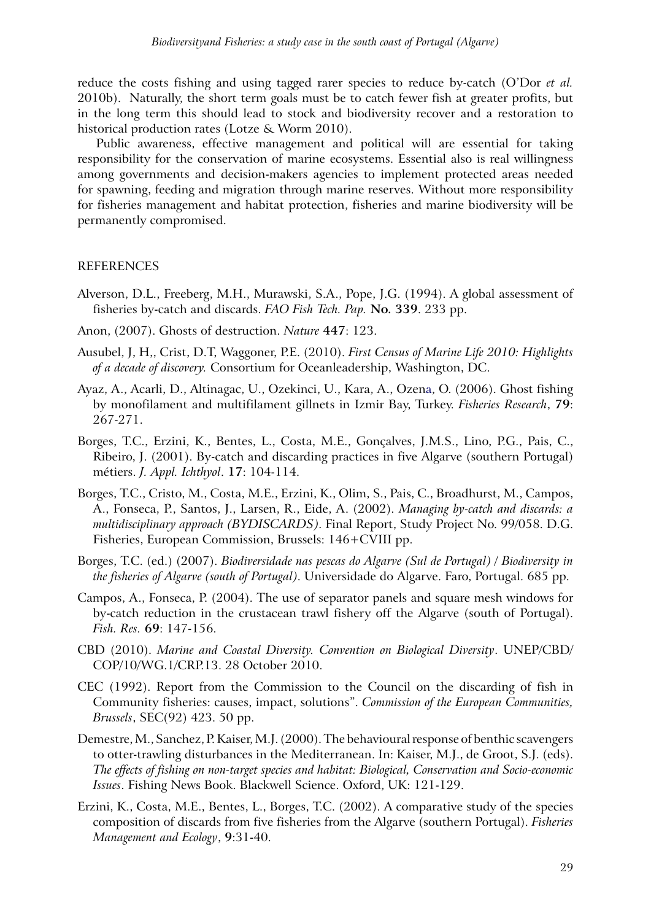reduce the costs fishing and using tagged rarer species to reduce by-catch (O'Dor *et al.* 2010b). Naturally, the short term goals must be to catch fewer fish at greater profits, but in the long term this should lead to stock and biodiversity recover and a restoration to historical production rates (Lotze & Worm 2010).

Public awareness, effective management and political will are essential for taking responsibility for the conservation of marine ecosystems. Essential also is real willingness among governments and decision-makers agencies to implement protected areas needed for spawning, feeding and migration through marine reserves. Without more responsibility for fisheries management and habitat protection, fisheries and marine biodiversity will be permanently compromised.

## REFERENCES

Alverson, D.L., Freeberg, M.H., Murawski, S.A., Pope, J.G. (1994). A global assessment of fisheries by-catch and discards. *FAO Fish Tech. Pap.* **No. 339**. 233 pp.

Anon, (2007). Ghosts of destruction. *Nature* **447**: 123.

Ausubel, J, H,, Crist, D.T, Waggoner, P.E. (2010). *First Census of Marine Life 2010: Highlights of a decade of discovery.* Consortium for Oceanleadership, Washington, DC.

Ayaz, A., Acarli, D., Altinagac, U., Ozekinci, U., Kara, A., Ozena, O. (2006). Ghost fishing by monofilament and multifilament gillnets in Izmir Bay, Turkey. *Fisheries Research*, **79**: 267-271.

Borges, T.C., Erzini, K., Bentes, L., Costa, M.E., Gonçalves, J.M.S., Lino, P.G., Pais, C., Ribeiro, J. (2001). By-catch and discarding practices in five Algarve (southern Portugal) métiers. *J. Appl. Ichthyol*. **17**: 104-114.

Borges, T.C., Cristo, M., Costa, M.E., Erzini, K., Olim, S., Pais, C., Broadhurst, M., Campos, A., Fonseca, P., Santos, J., Larsen, R., Eide, A. (2002). *Managing by-catch and discards: a multidisciplinary approach (BYDISCARDS)*. Final Report, Study Project No. 99/058. D.G. Fisheries, European Commission, Brussels: 146+CVIII pp.

Borges, T.C. (ed.) (2007). *Biodiversidade nas pescas do Algarve (Sul de Portugal) / Biodiversity in the fisheries of Algarve (south of Portugal)*. Universidade do Algarve. Faro, Portugal. 685 pp.

Campos, A., Fonseca, P. (2004). The use of separator panels and square mesh windows for by-catch reduction in the crustacean trawl fishery off the Algarve (south of Portugal). *Fish. Res.* **69**: 147-156.

CBD (2010). *Marine and Coastal Diversity. Convention on Biological Diversity*. UNEP/CBD/COP/10/WG.1/CRP.13. 28 October 2010.

CEC (1992). Report from the Commission to the Council on the discarding of fish in Community fisheries: causes, impact, solutions". *Commission of the European Communities, Brussels*, SEC(92) 423. 50 pp.

Demestre, M., Sanchez, P. Kaiser, M.J. (2000). The behavioural response of benthic scavengers to otter-trawling disturbances in the Mediterranean. In: Kaiser, M.J., de Groot, S.J. (eds). *The effects of fishing on non-target species and habitat: Biological, Conservation and Socio-economic Issues*. Fishing News Book. Blackwell Science. Oxford, UK: 121-129.

Erzini, K., Costa, M.E., Bentes, L., Borges, T.C. (2002). A comparative study of the species composition of discards from five fisheries from the Algarve (southern Portugal). *Fisheries Management and Ecology*, **9**:31-40.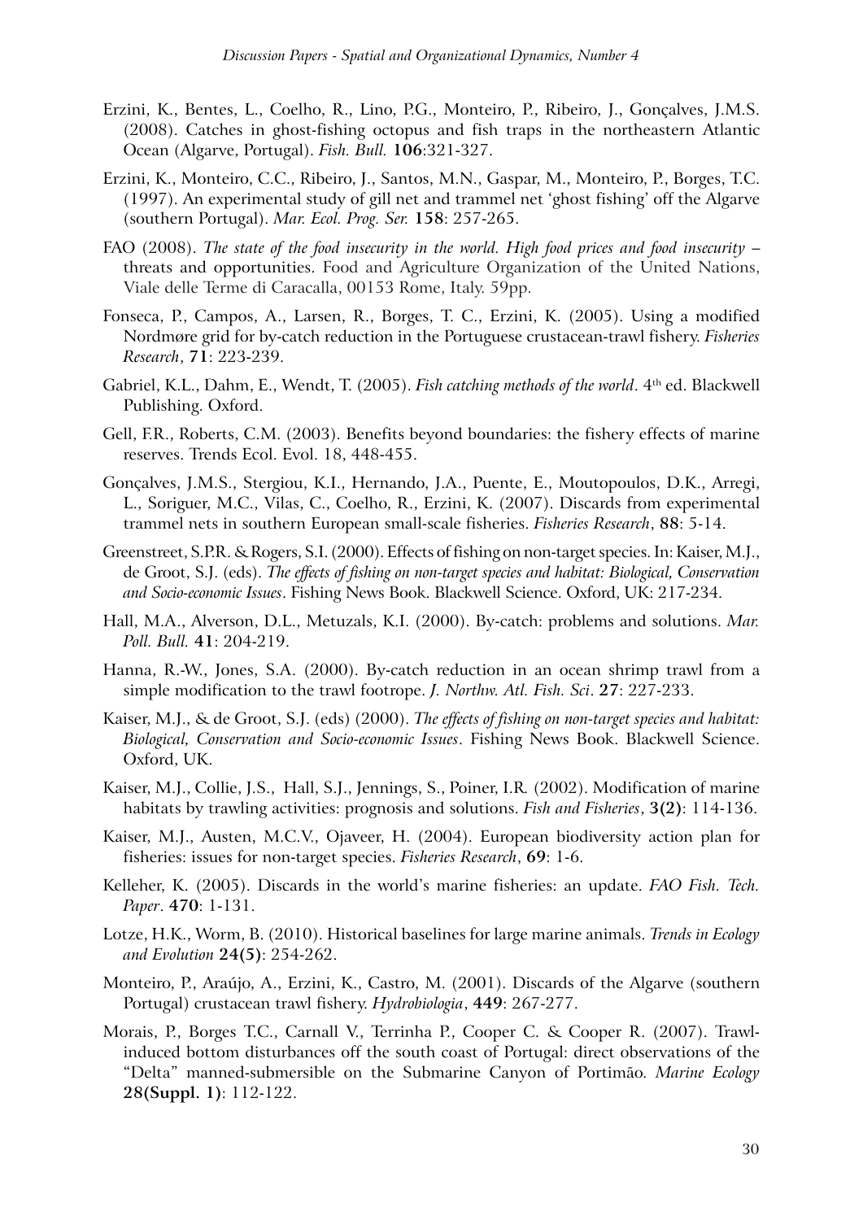Erzini, K., Bentes, L., Coelho, R., Lino, P.G., Monteiro, P., Ribeiro, J., Gonçalves, J.M.S. (2008). Catches in ghost-fishing octopus and fish traps in the northeastern Atlantic Ocean (Algarve, Portugal). *Fish. Bull.* **106**:321-327.

Erzini, K., Monteiro, C.C., Ribeiro, J., Santos, M.N., Gaspar, M., Monteiro, P., Borges, T.C. (1997). An experimental study of gill net and trammel net 'ghost fishing' off the Algarve (southern Portugal). *Mar. Ecol. Prog. Ser.* **158**: 257-265.

FAO (2008). *The state of the food insecurity in the world. High food prices and food insecurity* – threats and opportunities. Food and Agriculture Organization of the United Nations, Viale delle Terme di Caracalla, 00153 Rome, Italy. 59pp.

Fonseca, P., Campos, A., Larsen, R., Borges, T. C., Erzini, K. (2005). Using a modified Nordmøre grid for by-catch reduction in the Portuguese crustacean-trawl fishery. *Fisheries Research*, **71**: 223-239.

Gabriel, K.L., Dahm, E., Wendt, T. (2005). *Fish catching methods of the world*. 4th ed. Blackwell Publishing. Oxford.

Gell, F.R., Roberts, C.M. (2003). Benefits beyond boundaries: the fishery effects of marine reserves. Trends Ecol. Evol. 18, 448-455.

Gonçalves, J.M.S., Stergiou, K.I., Hernando, J.A., Puente, E., Moutopoulos, D.K., Arregi, L., Soriguer, M.C., Vilas, C., Coelho, R., Erzini, K. (2007). Discards from experimental trammel nets in southern European small-scale fisheries. *Fisheries Research*, **88**: 5-14.

Greenstreet, S.P.R. & Rogers, S.I. (2000). Effects of fishing on non-target species. In: Kaiser, M.J., de Groot, S.J. (eds). *The effects of fishing on non-target species and habitat: Biological, Conservation and Socio-economic Issues*. Fishing News Book. Blackwell Science. Oxford, UK: 217-234.

Hall, M.A., Alverson, D.L., Metuzals, K.I. (2000). By-catch: problems and solutions. *Mar. Poll. Bull.* **41**: 204-219.

Hanna, R.-W., Jones, S.A. (2000). By-catch reduction in an ocean shrimp trawl from a simple modification to the trawl footrope. *J. Northw. Atl. Fish. Sci*. **27**: 227-233.

Kaiser, M.J., & de Groot, S.J. (eds) (2000). *The effects of fishing on non-target species and habitat: Biological, Conservation and Socio-economic Issues*. Fishing News Book. Blackwell Science. Oxford, UK.

Kaiser, M.J., Collie, J.S., Hall, S.J., Jennings, S., Poiner, I.R. (2002). Modification of marine habitats by trawling activities: prognosis and solutions. *Fish and Fisheries*, **3(2)**: 114-136.

Kaiser, M.J., Austen, M.C.V., Ojaveer, H. (2004). European biodiversity action plan for fisheries: issues for non-target species. *Fisheries Research*, **69**: 1-6.

Kelleher, K. (2005). Discards in the world's marine fisheries: an update. *FAO Fish. Tech. Paper*. **470**: 1-131.

Lotze, H.K., Worm, B. (2010). Historical baselines for large marine animals. *Trends in Ecology and Evolution* **24(5)**: 254-262.

Monteiro, P., Araújo, A., Erzini, K., Castro, M. (2001). Discards of the Algarve (southern Portugal) crustacean trawl fishery. *Hydrobiologia*, **449**: 267-277.

Morais, P., Borges T.C., Carnall V., Terrinha P., Cooper C. & Cooper R. (2007). Trawl-induced bottom disturbances off the south coast of Portugal: direct observations of the "Delta" manned-submersible on the Submarine Canyon of Portimão. *Marine Ecology* **28(Suppl. 1)**: 112-122.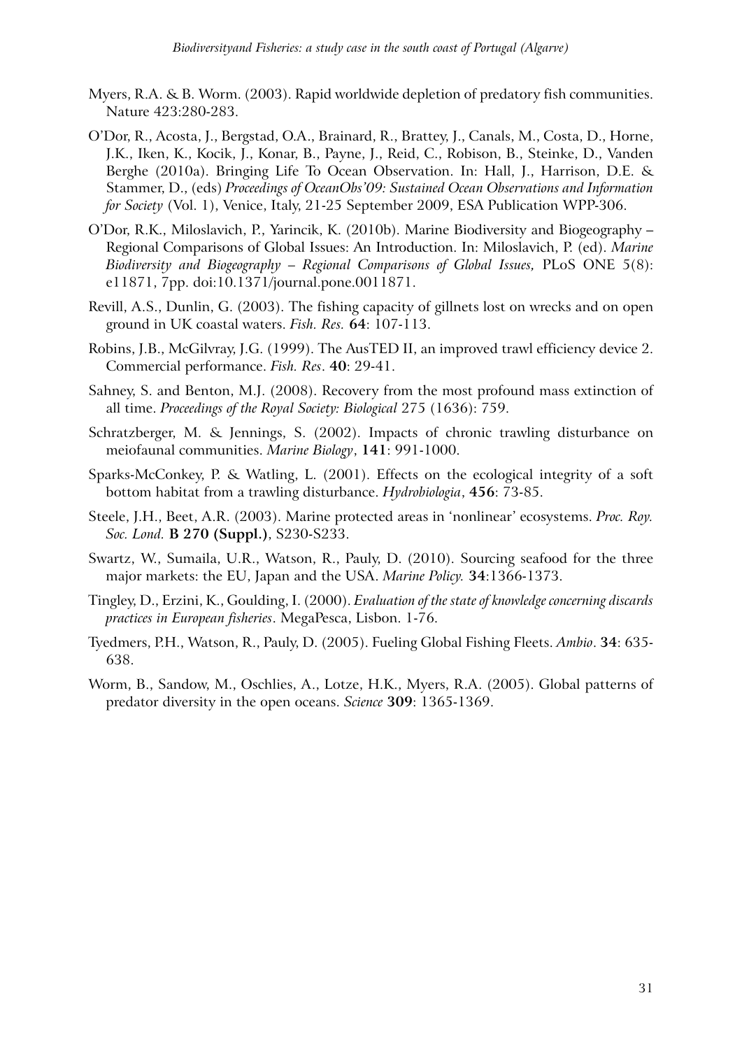Myers, R.A. & B. Worm. (2003). Rapid worldwide depletion of predatory fish communities. Nature 423:280-283.

O'Dor, R., Acosta, J., Bergstad, O.A., Brainard, R., Brattey, J., Canals, M., Costa, D., Horne, J.K., Iken, K., Kocik, J., Konar, B., Payne, J., Reid, C., Robison, B., Steinke, D., Vanden Berghe (2010a). Bringing Life To Ocean Observation. In: Hall, J., Harrison, D.E. & Stammer, D., (eds) *Proceedings of OceanObs'09: Sustained Ocean Observations and Information for Society* (Vol. 1), Venice, Italy, 21-25 September 2009, ESA Publication WPP-306.

O'Dor, R.K., Miloslavich, P., Yarincik, K. (2010b). Marine Biodiversity and Biogeography – Regional Comparisons of Global Issues: An Introduction. In: Miloslavich, P. (ed). *Marine Biodiversity and Biogeography – Regional Comparisons of Global Issues,* PLoS ONE 5(8): e11871, 7pp. doi:10.1371/journal.pone.0011871.

Revill, A.S., Dunlin, G. (2003). The fishing capacity of gillnets lost on wrecks and on open ground in UK coastal waters. *Fish. Res.* **64**: 107-113.

Robins, J.B., McGilvray, J.G. (1999). The AusTED II, an improved trawl efficiency device 2. Commercial performance. *Fish. Res*. **40**: 29-41.

Sahney, S. and Benton, M.J. (2008). Recovery from the most profound mass extinction of all time. *Proceedings of the Royal Society: Biological* 275 (1636): 759.

Schratzberger, M. & Jennings, S. (2002). Impacts of chronic trawling disturbance on meiofaunal communities. *Marine Biology*, **141**: 991-1000.

Sparks-McConkey, P. & Watling, L. (2001). Effects on the ecological integrity of a soft bottom habitat from a trawling disturbance. *Hydrobiologia*, **456**: 73-85.

Steele, J.H., Beet, A.R. (2003). Marine protected areas in 'nonlinear' ecosystems. *Proc. Roy. Soc. Lond.* **B 270 (Suppl.)**, S230-S233.

Swartz, W., Sumaila, U.R., Watson, R., Pauly, D. (2010). Sourcing seafood for the three major markets: the EU, Japan and the USA. *Marine Policy.* **34**:1366-1373.

Tingley, D., Erzini, K., Goulding, I. (2000). *Evaluation of the state of knowledge concerning discards practices in European fisheries*. MegaPesca, Lisbon. 1-76.

Tyedmers, P.H., Watson, R., Pauly, D. (2005). Fueling Global Fishing Fleets. *Ambio*. **34**: 635-638.

Worm, B., Sandow, M., Oschlies, A., Lotze, H.K., Myers, R.A. (2005). Global patterns of predator diversity in the open oceans. *Science* **309**: 1365-1369.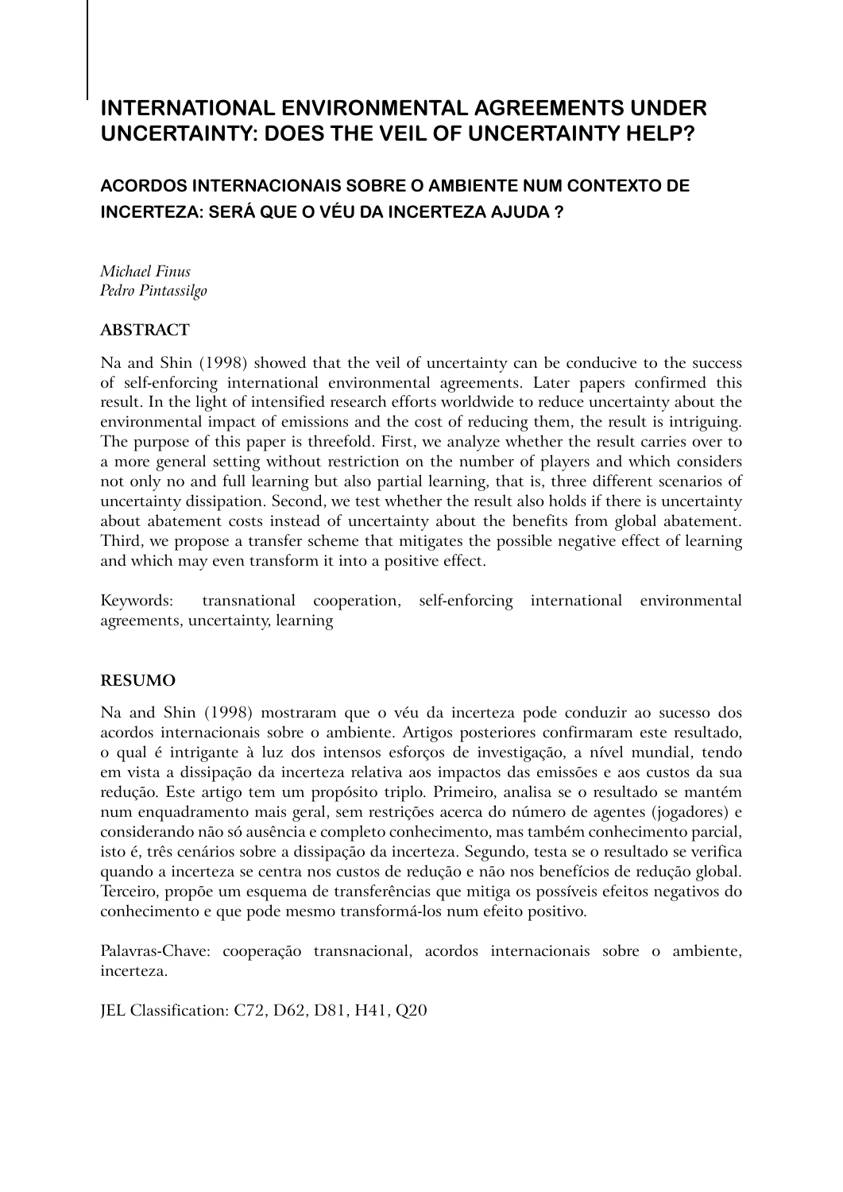# INTERNATIONAL ENVIRONMENTAL AGREEMENTS UNDER UNCERTAINTY: DOES THE VEIL OF UNCERTAINTY HELP?

## ACORDOS INTERNACIONAIS SOBRE O AMBIENTE NUM CONTEXTO DE INCERTEZA: SERÁ QUE O VÉU DA INCERTEZA AJUDA ?

*Michael Finus*
*Pedro Pintassilgo*

**ABSTRACT**

Na and Shin (1998) showed that the veil of uncertainty can be conducive to the success of self-enforcing international environmental agreements. Later papers confirmed this result. In the light of intensified research efforts worldwide to reduce uncertainty about the environmental impact of emissions and the cost of reducing them, the result is intriguing. The purpose of this paper is threefold. First, we analyze whether the result carries over to a more general setting without restriction on the number of players and which considers not only no and full learning but also partial learning, that is, three different scenarios of uncertainty dissipation. Second, we test whether the result also holds if there is uncertainty about abatement costs instead of uncertainty about the benefits from global abatement. Third, we propose a transfer scheme that mitigates the possible negative effect of learning and which may even transform it into a positive effect.

Keywords: transnational cooperation, self-enforcing international environmental agreements, uncertainty, learning

**RESUMO**

Na and Shin (1998) mostraram que o véu da incerteza pode conduzir ao sucesso dos acordos internacionais sobre o ambiente. Artigos posteriores confirmaram este resultado, o qual é intrigante à luz dos intensos esforços de investigação, a nível mundial, tendo em vista a dissipação da incerteza relativa aos impactos das emissões e aos custos da sua redução. Este artigo tem um propósito triplo. Primeiro, analisa se o resultado se mantém num enquadramento mais geral, sem restrições acerca do número de agentes (jogadores) e considerando não só ausência e completo conhecimento, mas também conhecimento parcial, isto é, três cenários sobre a dissipação da incerteza. Segundo, testa se o resultado se verifica quando a incerteza se centra nos custos de redução e não nos benefícios de redução global. Terceiro, propõe um esquema de transferências que mitiga os possíveis efeitos negativos do conhecimento e que pode mesmo transformá-los num efeito positivo.

Palavras-Chave: cooperação transnacional, acordos internacionais sobre o ambiente, incerteza.

JEL Classification: C72, D62, D81, H41, Q20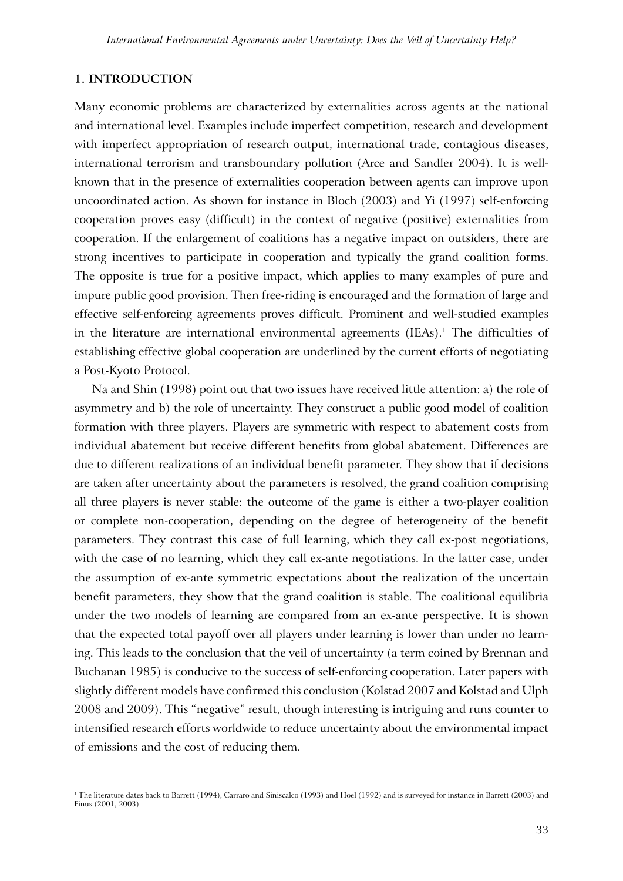## 1. INTRODUCTION

Many economic problems are characterized by externalities across agents at the national and international level. Examples include imperfect competition, research and development with imperfect appropriation of research output, international trade, contagious diseases, international terrorism and transboundary pollution (Arce and Sandler 2004). It is well-known that in the presence of externalities cooperation between agents can improve upon uncoordinated action. As shown for instance in Bloch (2003) and Yi (1997) self-enforcing cooperation proves easy (difficult) in the context of negative (positive) externalities from cooperation. If the enlargement of coalitions has a negative impact on outsiders, there are strong incentives to participate in cooperation and typically the grand coalition forms. The opposite is true for a positive impact, which applies to many examples of pure and impure public good provision. Then free-riding is encouraged and the formation of large and effective self-enforcing agreements proves difficult. Prominent and well-studied examples in the literature are international environmental agreements (IEAs).[1] The difficulties of establishing effective global cooperation are underlined by the current efforts of negotiating a Post-Kyoto Protocol.

Na and Shin (1998) point out that two issues have received little attention: a) the role of asymmetry and b) the role of uncertainty. They construct a public good model of coalition formation with three players. Players are symmetric with respect to abatement costs from individual abatement but receive different benefits from global abatement. Differences are due to different realizations of an individual benefit parameter. They show that if decisions are taken after uncertainty about the parameters is resolved, the grand coalition comprising all three players is never stable: the outcome of the game is either a two-player coalition or complete non-cooperation, depending on the degree of heterogeneity of the benefit parameters. They contrast this case of full learning, which they call ex-post negotiations, with the case of no learning, which they call ex-ante negotiations. In the latter case, under the assumption of ex-ante symmetric expectations about the realization of the uncertain benefit parameters, they show that the grand coalition is stable. The coalitional equilibria under the two models of learning are compared from an ex-ante perspective. It is shown that the expected total payoff over all players under learning is lower than under no learning. This leads to the conclusion that the veil of uncertainty (a term coined by Brennan and Buchanan 1985) is conducive to the success of self-enforcing cooperation. Later papers with slightly different models have confirmed this conclusion (Kolstad 2007 and Kolstad and Ulph 2008 and 2009). This "negative" result, though interesting is intriguing and runs counter to intensified research efforts worldwide to reduce uncertainty about the environmental impact of emissions and the cost of reducing them.

[1] The literature dates back to Barrett (1994), Carraro and Siniscalco (1993) and Hoel (1992) and is surveyed for instance in Barrett (2003) and Finus (2001, 2003).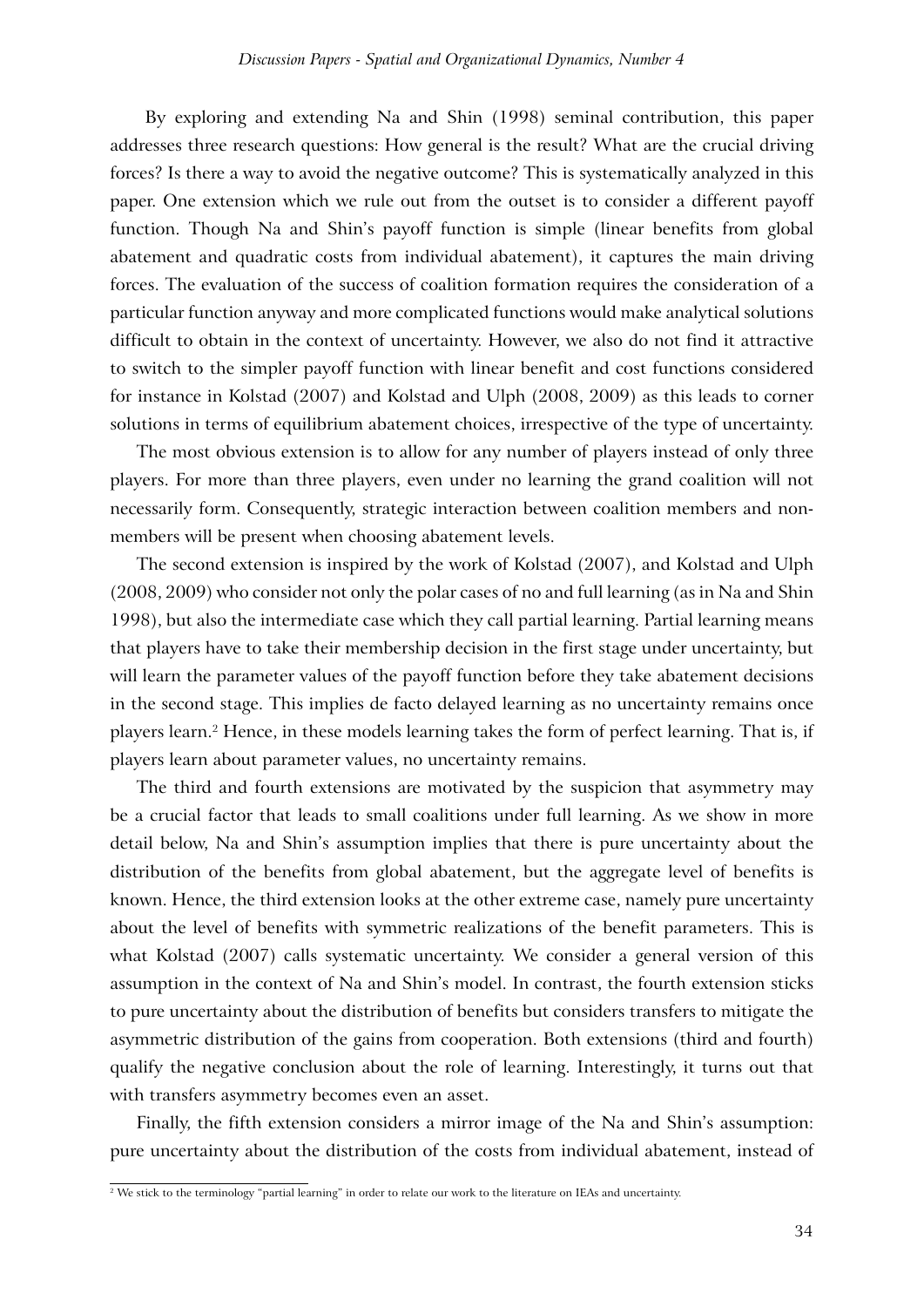By exploring and extending Na and Shin (1998) seminal contribution, this paper addresses three research questions: How general is the result? What are the crucial driving forces? Is there a way to avoid the negative outcome? This is systematically analyzed in this paper. One extension which we rule out from the outset is to consider a different payoff function. Though Na and Shin's payoff function is simple (linear benefits from global abatement and quadratic costs from individual abatement), it captures the main driving forces. The evaluation of the success of coalition formation requires the consideration of a particular function anyway and more complicated functions would make analytical solutions difficult to obtain in the context of uncertainty. However, we also do not find it attractive to switch to the simpler payoff function with linear benefit and cost functions considered for instance in Kolstad (2007) and Kolstad and Ulph (2008, 2009) as this leads to corner solutions in terms of equilibrium abatement choices, irrespective of the type of uncertainty.

The most obvious extension is to allow for any number of players instead of only three players. For more than three players, even under no learning the grand coalition will not necessarily form. Consequently, strategic interaction between coalition members and non-members will be present when choosing abatement levels.

The second extension is inspired by the work of Kolstad (2007), and Kolstad and Ulph (2008, 2009) who consider not only the polar cases of no and full learning (as in Na and Shin 1998), but also the intermediate case which they call partial learning. Partial learning means that players have to take their membership decision in the first stage under uncertainty, but will learn the parameter values of the payoff function before they take abatement decisions in the second stage. This implies de facto delayed learning as no uncertainty remains once players learn.[2] Hence, in these models learning takes the form of perfect learning. That is, if players learn about parameter values, no uncertainty remains.

The third and fourth extensions are motivated by the suspicion that asymmetry may be a crucial factor that leads to small coalitions under full learning. As we show in more detail below, Na and Shin's assumption implies that there is pure uncertainty about the distribution of the benefits from global abatement, but the aggregate level of benefits is known. Hence, the third extension looks at the other extreme case, namely pure uncertainty about the level of benefits with symmetric realizations of the benefit parameters. This is what Kolstad (2007) calls systematic uncertainty. We consider a general version of this assumption in the context of Na and Shin's model. In contrast, the fourth extension sticks to pure uncertainty about the distribution of benefits but considers transfers to mitigate the asymmetric distribution of the gains from cooperation. Both extensions (third and fourth) qualify the negative conclusion about the role of learning. Interestingly, it turns out that with transfers asymmetry becomes even an asset.

Finally, the fifth extension considers a mirror image of the Na and Shin's assumption: pure uncertainty about the distribution of the costs from individual abatement, instead of

[2] We stick to the terminology "partial learning" in order to relate our work to the literature on IEAs and uncertainty.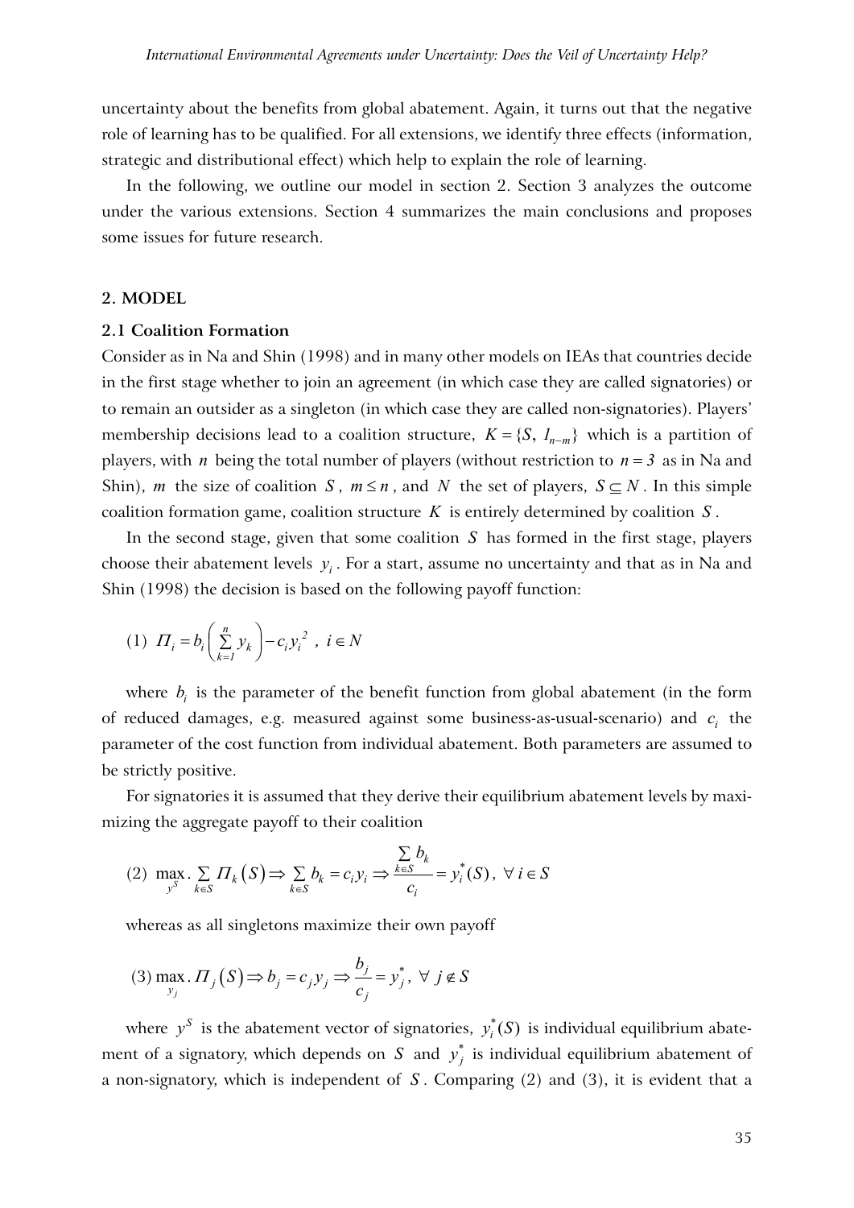uncertainty about the benefits from global abatement. Again, it turns out that the negative role of learning has to be qualified. For all extensions, we identify three effects (information, strategic and distributional effect) which help to explain the role of learning.

In the following, we outline our model in section 2. Section 3 analyzes the outcome under the various extensions. Section 4 summarizes the main conclusions and proposes some issues for future research.

## 2. MODEL

### 2.1 Coalition Formation

Consider as in Na and Shin (1998) and in many other models on IEAs that countries decide in the first stage whether to join an agreement (in which case they are called signatories) or to remain an outsider as a singleton (in which case they are called non-signatories). Players' membership decisions lead to a coalition structure, $K = \{S, 1_{n-m}\}$ which is a partition of players, with $n$ being the total number of players (without restriction to $n = 3$ as in Na and Shin), $m$ the size of coalition $S$, $m \leq n$, and $N$ the set of players, $S \subseteq N$. In this simple coalition formation game, coalition structure $K$ is entirely determined by coalition $S$.

In the second stage, given that some coalition $S$ has formed in the first stage, players choose their abatement levels $y_i$. For a start, assume no uncertainty and that as in Na and Shin (1998) the decision is based on the following payoff function:

$$(1)\ \ \Pi_i = b_i\left(\sum_{k=1}^{n} y_k\right) - c_i y_i^2\ ,\ i \in N$$

where $b_i$ is the parameter of the benefit function from global abatement (in the form of reduced damages, e.g. measured against some business-as-usual-scenario) and $c_i$ the parameter of the cost function from individual abatement. Both parameters are assumed to be strictly positive.

For signatories it is assumed that they derive their equilibrium abatement levels by maximizing the aggregate payoff to their coalition

$$(2)\ \ \max_{y^S}.\sum_{k \in S} \Pi_k(S) \Rightarrow \sum_{k \in S} b_k = c_i y_i \Rightarrow \frac{\sum_{k \in S} b_k}{c_i} = y_i^*(S),\ \forall\, i \in S$$

whereas as all singletons maximize their own payoff

$$(3)\ \max_{y_j}.\,\Pi_j(S) \Rightarrow b_j = c_j y_j \Rightarrow \frac{b_j}{c_j} = y_j^*,\ \forall\, j \notin S$$

where $y^S$ is the abatement vector of signatories, $y_i^*(S)$ is individual equilibrium abatement of a signatory, which depends on $S$ and $y_j^*$ is individual equilibrium abatement of a non-signatory, which is independent of $S$. Comparing (2) and (3), it is evident that a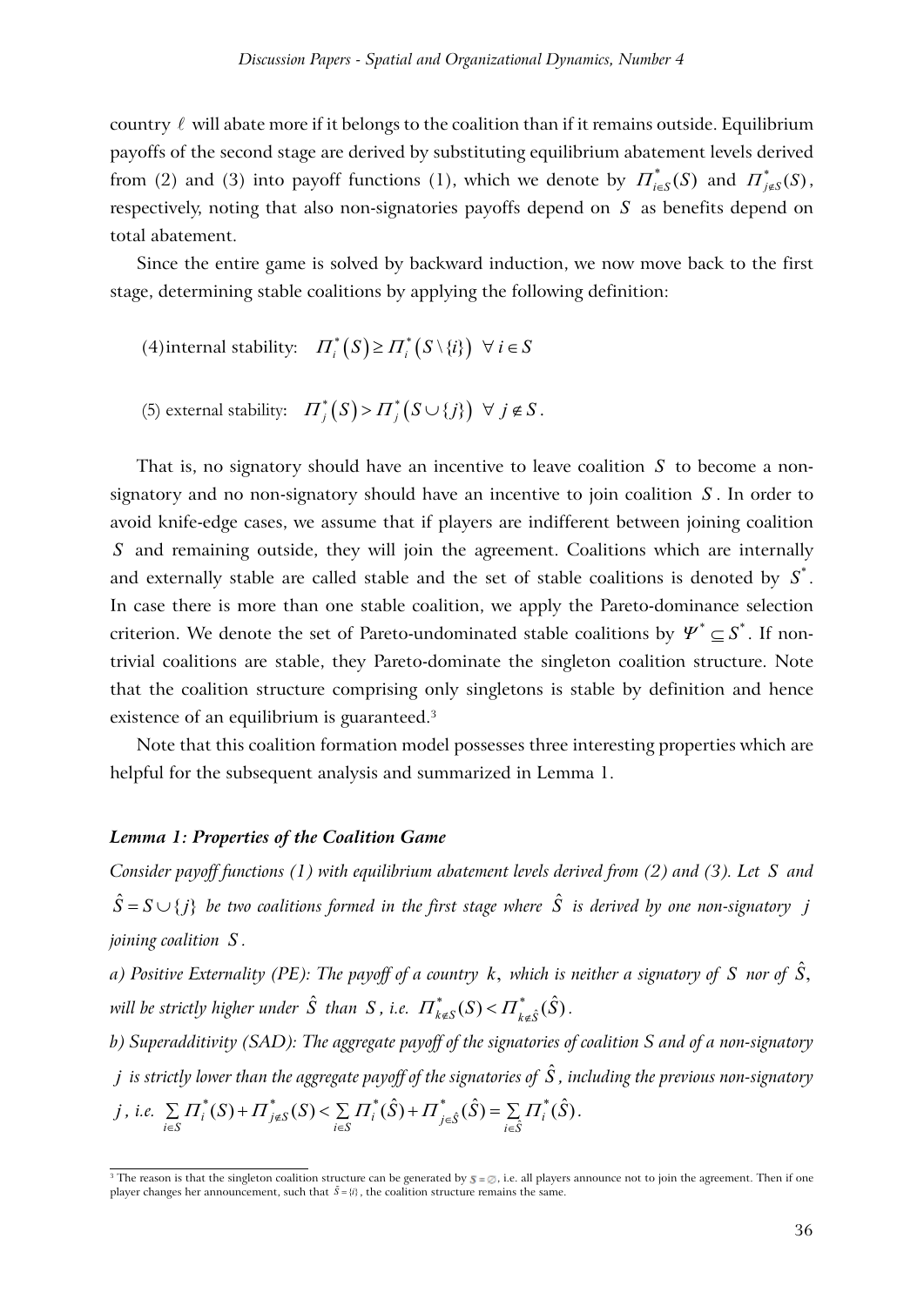country $\ell$ will abate more if it belongs to the coalition than if it remains outside. Equilibrium payoffs of the second stage are derived by substituting equilibrium abatement levels derived from (2) and (3) into payoff functions (1), which we denote by $\Pi^*_{i \in S}(S)$ and $\Pi^*_{j \notin S}(S)$, respectively, noting that also non-signatories payoffs depend on $S$ as benefits depend on total abatement.

Since the entire game is solved by backward induction, we now move back to the first stage, determining stable coalitions by applying the following definition:

(4) internal stability: $\Pi^*_i(S) \geq \Pi^*_i(S \setminus \{i\}) \;\; \forall \, i \in S$

(5) external stability: $\Pi^*_j(S) > \Pi^*_j(S \cup \{j\}) \;\; \forall \, j \notin S$.

That is, no signatory should have an incentive to leave coalition $S$ to become a non-signatory and no non-signatory should have an incentive to join coalition $S$. In order to avoid knife-edge cases, we assume that if players are indifferent between joining coalition $S$ and remaining outside, they will join the agreement. Coalitions which are internally and externally stable are called stable and the set of stable coalitions is denoted by $S^*$. In case there is more than one stable coalition, we apply the Pareto-dominance selection criterion. We denote the set of Pareto-undominated stable coalitions by $\Psi^* \subseteq S^*$. If non-trivial coalitions are stable, they Pareto-dominate the singleton coalition structure. Note that the coalition structure comprising only singletons is stable by definition and hence existence of an equilibrium is guaranteed.[3]

Note that this coalition formation model possesses three interesting properties which are helpful for the subsequent analysis and summarized in Lemma 1.

***Lemma 1: Properties of the Coalition Game***

*Consider payoff functions (1) with equilibrium abatement levels derived from (2) and (3). Let $S$ and $\hat{S} = S \cup \{j\}$ be two coalitions formed in the first stage where $\hat{S}$ is derived by one non-signatory $j$ joining coalition $S$.*

*a) Positive Externality (PE): The payoff of a country $k$, which is neither a signatory of $S$ nor of $\hat{S}$, will be strictly higher under $\hat{S}$ than $S$, i.e. $\Pi^*_{k \notin S}(S) < \Pi^*_{k \notin \hat{S}}(\hat{S})$.*

*b) Superadditivity (SAD): The aggregate payoff of the signatories of coalition S and of a non-signatory $j$ is strictly lower than the aggregate payoff of the signatories of $\hat{S}$, including the previous non-signatory $j$, i.e. $\sum_{i \in S} \Pi^*_i(S) + \Pi^*_{j \notin S}(S) < \sum_{i \in S} \Pi^*_i(\hat{S}) + \Pi^*_{j \in \hat{S}}(\hat{S}) = \sum_{i \in \hat{S}} \Pi^*_i(\hat{S})$.*

[3] The reason is that the singleton coalition structure can be generated by $S = \emptyset$, i.e. all players announce not to join the agreement. Then if one player changes her announcement, such that $\tilde{S} = \{i\}$, the coalition structure remains the same.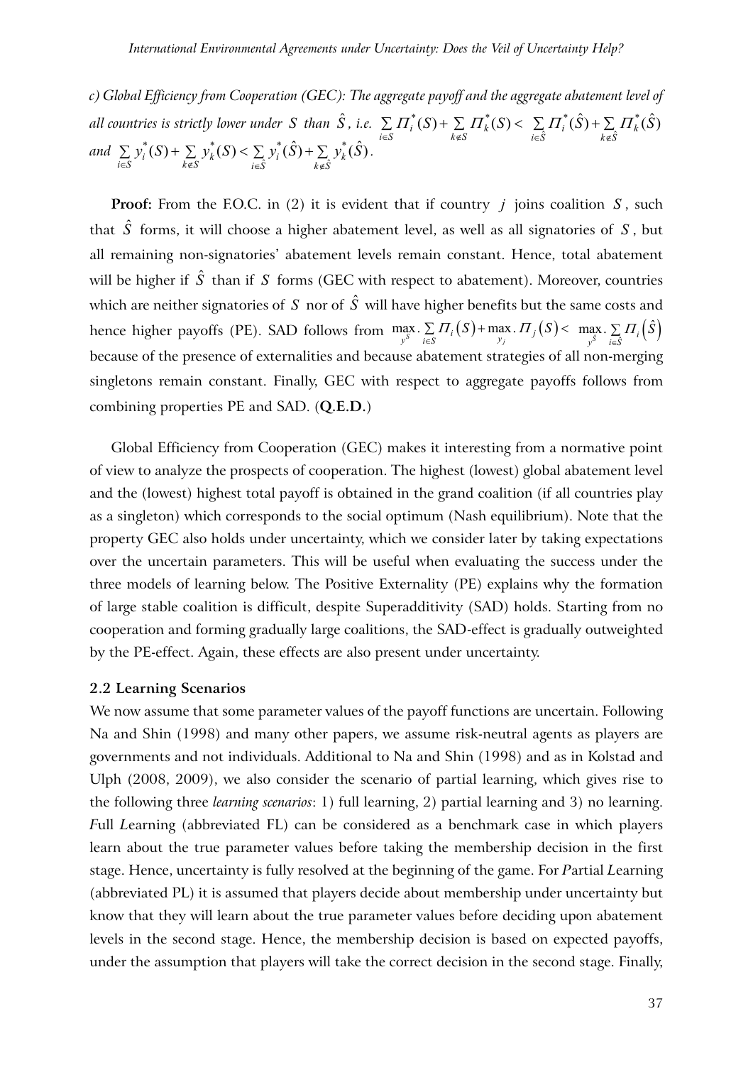*c) Global Efficiency from Cooperation (GEC): The aggregate payoff and the aggregate abatement level of all countries is strictly lower under $S$ than $\hat{S}$, i.e.* $\sum_{i \in S} \Pi_i^*(S) + \sum_{k \notin S} \Pi_k^*(S) < \sum_{i \in \hat{S}} \Pi_i^*(\hat{S}) + \sum_{k \notin \hat{S}} \Pi_k^*(\hat{S})$ *and* $\sum_{i \in S} y_i^*(S) + \sum_{k \notin S} y_k^*(S) < \sum_{i \in \hat{S}} y_i^*(\hat{S}) + \sum_{k \notin \hat{S}} y_k^*(\hat{S})$.

**Proof:** From the F.O.C. in (2) it is evident that if country $j$ joins coalition $S$, such that $\hat{S}$ forms, it will choose a higher abatement level, as well as all signatories of $S$, but all remaining non-signatories' abatement levels remain constant. Hence, total abatement will be higher if $\hat{S}$ than if $S$ forms (GEC with respect to abatement). Moreover, countries which are neither signatories of $S$ nor of $\hat{S}$ will have higher benefits but the same costs and hence higher payoffs (PE). SAD follows from $\max_{y^S} \sum_{i \in S} \Pi_i(S) + \max_{y_j} \Pi_j(S) < \max_{y^{\hat{S}}} \sum_{i \in \hat{S}} \Pi_i(\hat{S})$ because of the presence of externalities and because abatement strategies of all non-merging singletons remain constant. Finally, GEC with respect to aggregate payoffs follows from combining properties PE and SAD. (**Q.E.D.**)

Global Efficiency from Cooperation (GEC) makes it interesting from a normative point of view to analyze the prospects of cooperation. The highest (lowest) global abatement level and the (lowest) highest total payoff is obtained in the grand coalition (if all countries play as a singleton) which corresponds to the social optimum (Nash equilibrium). Note that the property GEC also holds under uncertainty, which we consider later by taking expectations over the uncertain parameters. This will be useful when evaluating the success under the three models of learning below. The Positive Externality (PE) explains why the formation of large stable coalition is difficult, despite Superadditivity (SAD) holds. Starting from no cooperation and forming gradually large coalitions, the SAD-effect is gradually outweighted by the PE-effect. Again, these effects are also present under uncertainty.

### 2.2 Learning Scenarios

We now assume that some parameter values of the payoff functions are uncertain. Following Na and Shin (1998) and many other papers, we assume risk-neutral agents as players are governments and not individuals. Additional to Na and Shin (1998) and as in Kolstad and Ulph (2008, 2009), we also consider the scenario of partial learning, which gives rise to the following three *learning scenarios*: 1) full learning, 2) partial learning and 3) no learning. *F*ull *L*earning (abbreviated FL) can be considered as a benchmark case in which players learn about the true parameter values before taking the membership decision in the first stage. Hence, uncertainty is fully resolved at the beginning of the game. For *P*artial *L*earning (abbreviated PL) it is assumed that players decide about membership under uncertainty but know that they will learn about the true parameter values before deciding upon abatement levels in the second stage. Hence, the membership decision is based on expected payoffs, under the assumption that players will take the correct decision in the second stage. Finally,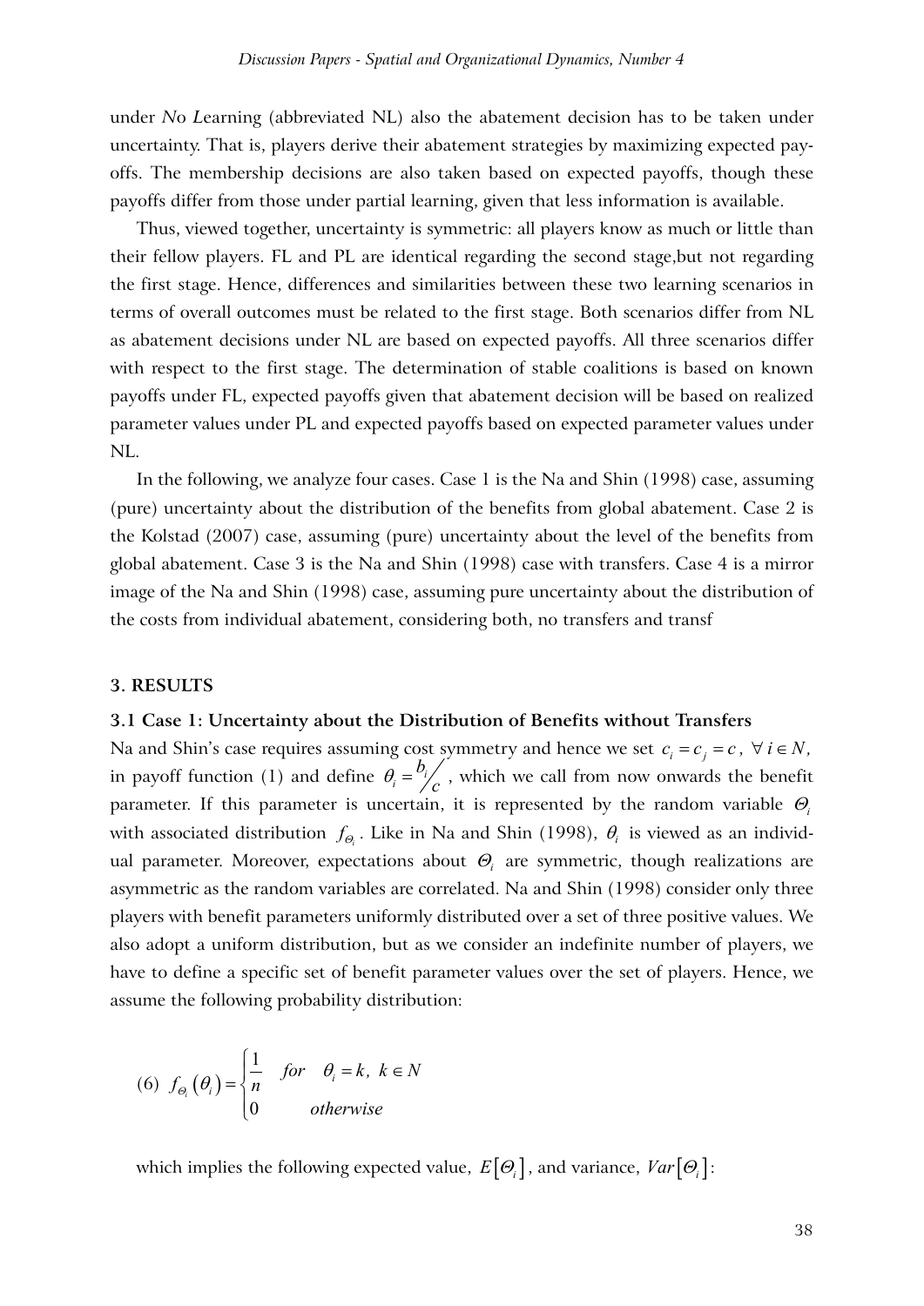under *N*o *L*earning (abbreviated NL) also the abatement decision has to be taken under uncertainty. That is, players derive their abatement strategies by maximizing expected payoffs. The membership decisions are also taken based on expected payoffs, though these payoffs differ from those under partial learning, given that less information is available.

Thus, viewed together, uncertainty is symmetric: all players know as much or little than their fellow players. FL and PL are identical regarding the second stage,but not regarding the first stage. Hence, differences and similarities between these two learning scenarios in terms of overall outcomes must be related to the first stage. Both scenarios differ from NL as abatement decisions under NL are based on expected payoffs. All three scenarios differ with respect to the first stage. The determination of stable coalitions is based on known payoffs under FL, expected payoffs given that abatement decision will be based on realized parameter values under PL and expected payoffs based on expected parameter values under NL.

In the following, we analyze four cases. Case 1 is the Na and Shin (1998) case, assuming (pure) uncertainty about the distribution of the benefits from global abatement. Case 2 is the Kolstad (2007) case, assuming (pure) uncertainty about the level of the benefits from global abatement. Case 3 is the Na and Shin (1998) case with transfers. Case 4 is a mirror image of the Na and Shin (1998) case, assuming pure uncertainty about the distribution of the costs from individual abatement, considering both, no transfers and transf

## 3. RESULTS

### 3.1 Case 1: Uncertainty about the Distribution of Benefits without Transfers

Na and Shin's case requires assuming cost symmetry and hence we set $c_i = c_j = c$, $\forall\, i \in N$, in payoff function (1) and define $\theta_i = {}^{b_i}\!/_{c}$, which we call from now onwards the benefit parameter. If this parameter is uncertain, it is represented by the random variable $\Theta_i$ with associated distribution $f_{\Theta_i}$. Like in Na and Shin (1998), $\theta_i$ is viewed as an individual parameter. Moreover, expectations about $\Theta_i$ are symmetric, though realizations are asymmetric as the random variables are correlated. Na and Shin (1998) consider only three players with benefit parameters uniformly distributed over a set of three positive values. We also adopt a uniform distribution, but as we consider an indefinite number of players, we have to define a specific set of benefit parameter values over the set of players. Hence, we assume the following probability distribution:

$$(6)\quad f_{\Theta_i}(\theta_i) = \begin{cases} \dfrac{1}{n} & for \quad \theta_i = k,\; k \in N \\ 0 & otherwise \end{cases}$$

which implies the following expected value, $E[\Theta_i]$, and variance, $Var[\Theta_i]$: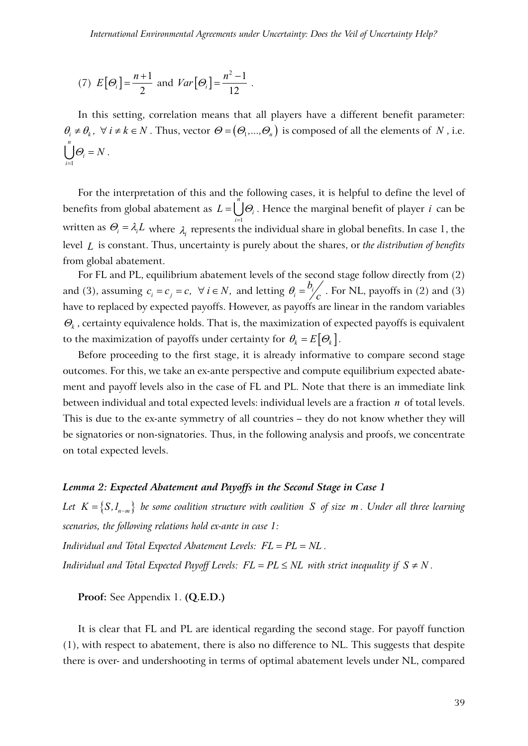(7) $E\left[\Theta_i\right]=\dfrac{n+1}{2}$ and $Var\left[\Theta_i\right]=\dfrac{n^2-1}{12}$ .

In this setting, correlation means that all players have a different benefit parameter: $\theta_i \neq \theta_k,\ \forall\, i \neq k \in N$ . Thus, vector $\Theta=\left(\Theta_1,...,\Theta_n\right)$ is composed of all the elements of $N$ , i.e. $\bigcup_{i=1}^{n}\Theta_i = N$ .

For the interpretation of this and the following cases, it is helpful to define the level of benefits from global abatement as $L=\bigcup_{i=1}^{n}\Theta_i$ . Hence the marginal benefit of player $i$ can be written as $\Theta_i=\lambda_i L$ where $\lambda_i$ represents the individual share in global benefits. In case 1, the level $L$ is constant. Thus, uncertainty is purely about the shares, or *the distribution of benefits* from global abatement.

For FL and PL, equilibrium abatement levels of the second stage follow directly from (2) and (3), assuming $c_i=c_j=c,\ \forall\, i\in N,$ and letting $\theta_i={b_i}/{c}$ . For NL, payoffs in (2) and (3) have to replaced by expected payoffs. However, as payoffs are linear in the random variables $\Theta_k$ , certainty equivalence holds. That is, the maximization of expected payoffs is equivalent to the maximization of payoffs under certainty for $\theta_k=E\left[\Theta_k\right]$.

Before proceeding to the first stage, it is already informative to compare second stage outcomes. For this, we take an ex-ante perspective and compute equilibrium expected abatement and payoff levels also in the case of FL and PL. Note that there is an immediate link between individual and total expected levels: individual levels are a fraction $n$ of total levels. This is due to the ex-ante symmetry of all countries – they do not know whether they will be signatories or non-signatories. Thus, in the following analysis and proofs, we concentrate on total expected levels.

***Lemma 2: Expected Abatement and Payoffs in the Second Stage in Case 1***

*Let $K=\left\{S,I_{n-m}\right\}$ be some coalition structure with coalition $S$ of size $m$. Under all three learning scenarios, the following relations hold ex-ante in case 1:*

*Individual and Total Expected Abatement Levels: $FL=PL=NL$.*

*Individual and Total Expected Payoff Levels: $FL=PL\leq NL$ with strict inequality if $S\neq N$.*

**Proof:** See Appendix 1. **(Q.E.D.)**

It is clear that FL and PL are identical regarding the second stage. For payoff function (1), with respect to abatement, there is also no difference to NL. This suggests that despite there is over- and undershooting in terms of optimal abatement levels under NL, compared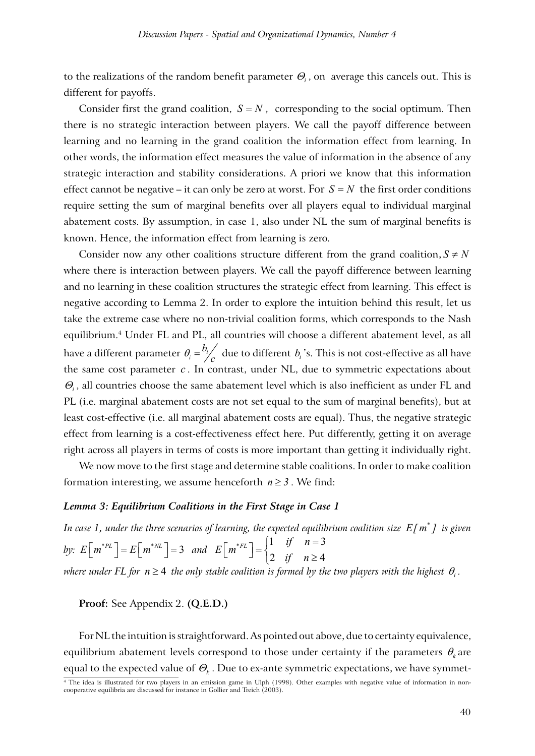to the realizations of the random benefit parameter $\Theta_i$, on average this cancels out. This is different for payoffs.

Consider first the grand coalition, $S = N$, corresponding to the social optimum. Then there is no strategic interaction between players. We call the payoff difference between learning and no learning in the grand coalition the information effect from learning. In other words, the information effect measures the value of information in the absence of any strategic interaction and stability considerations. A priori we know that this information effect cannot be negative – it can only be zero at worst. For $S = N$ the first order conditions require setting the sum of marginal benefits over all players equal to individual marginal abatement costs. By assumption, in case 1, also under NL the sum of marginal benefits is known. Hence, the information effect from learning is zero.

Consider now any other coalitions structure different from the grand coalition, $S \neq N$ where there is interaction between players. We call the payoff difference between learning and no learning in these coalition structures the strategic effect from learning. This effect is negative according to Lemma 2. In order to explore the intuition behind this result, let us take the extreme case where no non-trivial coalition forms, which corresponds to the Nash equilibrium.[4] Under FL and PL, all countries will choose a different abatement level, as all have a different parameter $\theta_i = b_i/c$ due to different $b_i$'s. This is not cost-effective as all have the same cost parameter $c$. In contrast, under NL, due to symmetric expectations about $\Theta_i$, all countries choose the same abatement level which is also inefficient as under FL and PL (i.e. marginal abatement costs are not set equal to the sum of marginal benefits), but at least cost-effective (i.e. all marginal abatement costs are equal). Thus, the negative strategic effect from learning is a cost-effectiveness effect here. Put differently, getting it on average right across all players in terms of costs is more important than getting it individually right.

We now move to the first stage and determine stable coalitions. In order to make coalition formation interesting, we assume henceforth $n \geq 3$. We find:

***Lemma 3: Equilibrium Coalitions in the First Stage in Case 1***

*In case 1, under the three scenarios of learning, the expected equilibrium coalition size $E[m^*]$ is given by:* $E\left[m^{*PL}\right] = E\left[m^{*NL}\right] = 3$ *and* $E\left[m^{*FL}\right] = \begin{cases} 1 & if \quad n = 3 \\ 2 & if \quad n \geq 4 \end{cases}$

*where under FL for $n \geq 4$ the only stable coalition is formed by the two players with the highest $\theta_i$.*

**Proof:** See Appendix 2. **(Q.E.D.)**

For NL the intuition is straightforward. As pointed out above, due to certainty equivalence, equilibrium abatement levels correspond to those under certainty if the parameters $\theta_k$ are equal to the expected value of $\Theta_k$. Due to ex-ante symmetric expectations, we have symmet-

[4] The idea is illustrated for two players in an emission game in Ulph (1998). Other examples with negative value of information in non-cooperative equilibria are discussed for instance in Gollier and Treich (2003).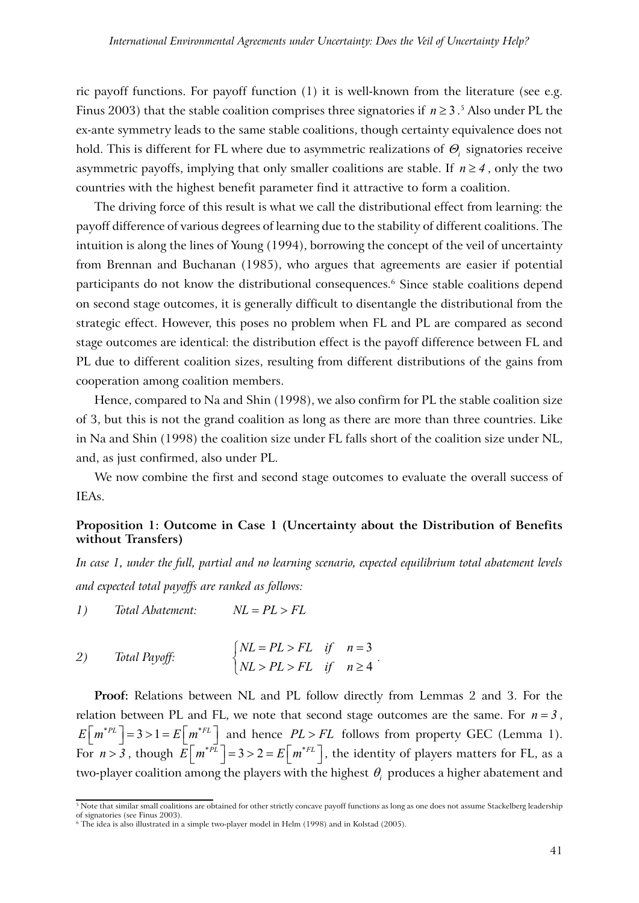ric payoff functions. For payoff function (1) it is well-known from the literature (see e.g. Finus 2003) that the stable coalition comprises three signatories if $n \geq 3$.[5] Also under PL the ex-ante symmetry leads to the same stable coalitions, though certainty equivalence does not hold. This is different for FL where due to asymmetric realizations of $\Theta_i$ signatories receive asymmetric payoffs, implying that only smaller coalitions are stable. If $n \geq 4$, only the two countries with the highest benefit parameter find it attractive to form a coalition.

The driving force of this result is what we call the distributional effect from learning: the payoff difference of various degrees of learning due to the stability of different coalitions. The intuition is along the lines of Young (1994), borrowing the concept of the veil of uncertainty from Brennan and Buchanan (1985), who argues that agreements are easier if potential participants do not know the distributional consequences.[6] Since stable coalitions depend on second stage outcomes, it is generally difficult to disentangle the distributional from the strategic effect. However, this poses no problem when FL and PL are compared as second stage outcomes are identical: the distribution effect is the payoff difference between FL and PL due to different coalition sizes, resulting from different distributions of the gains from cooperation among coalition members.

Hence, compared to Na and Shin (1998), we also confirm for PL the stable coalition size of 3, but this is not the grand coalition as long as there are more than three countries. Like in Na and Shin (1998) the coalition size under FL falls short of the coalition size under NL, and, as just confirmed, also under PL.

We now combine the first and second stage outcomes to evaluate the overall success of IEAs.

**Proposition 1: Outcome in Case 1 (Uncertainty about the Distribution of Benefits without Transfers)**

*In case 1, under the full, partial and no learning scenario, expected equilibrium total abatement levels and expected total payoffs are ranked as follows:*

1) *Total Abatement:* $NL = PL > FL$

2) *Total Payoff:*
$$\begin{cases} NL = PL > FL & if \quad n = 3 \\ NL > PL > FL & if \quad n \geq 4 \end{cases}.$$

**Proof:** Relations between NL and PL follow directly from Lemmas 2 and 3. For the relation between PL and FL, we note that second stage outcomes are the same. For $n = 3$, $E\left[m^{*PL}\right] = 3 > 1 = E\left[m^{*FL}\right]$ and hence $PL > FL$ follows from property GEC (Lemma 1). For $n > 3$, though $E\left[m^{*PL}\right] = 3 > 2 = E\left[m^{*FL}\right]$, the identity of players matters for FL, as a two-player coalition among the players with the highest $\theta_i$ produces a higher abatement and

[5] Note that similar small coalitions are obtained for other strictly concave payoff functions as long as one does not assume Stackelberg leadership of signatories (see Finus 2003).

[6] The idea is also illustrated in a simple two-player model in Helm (1998) and in Kolstad (2005).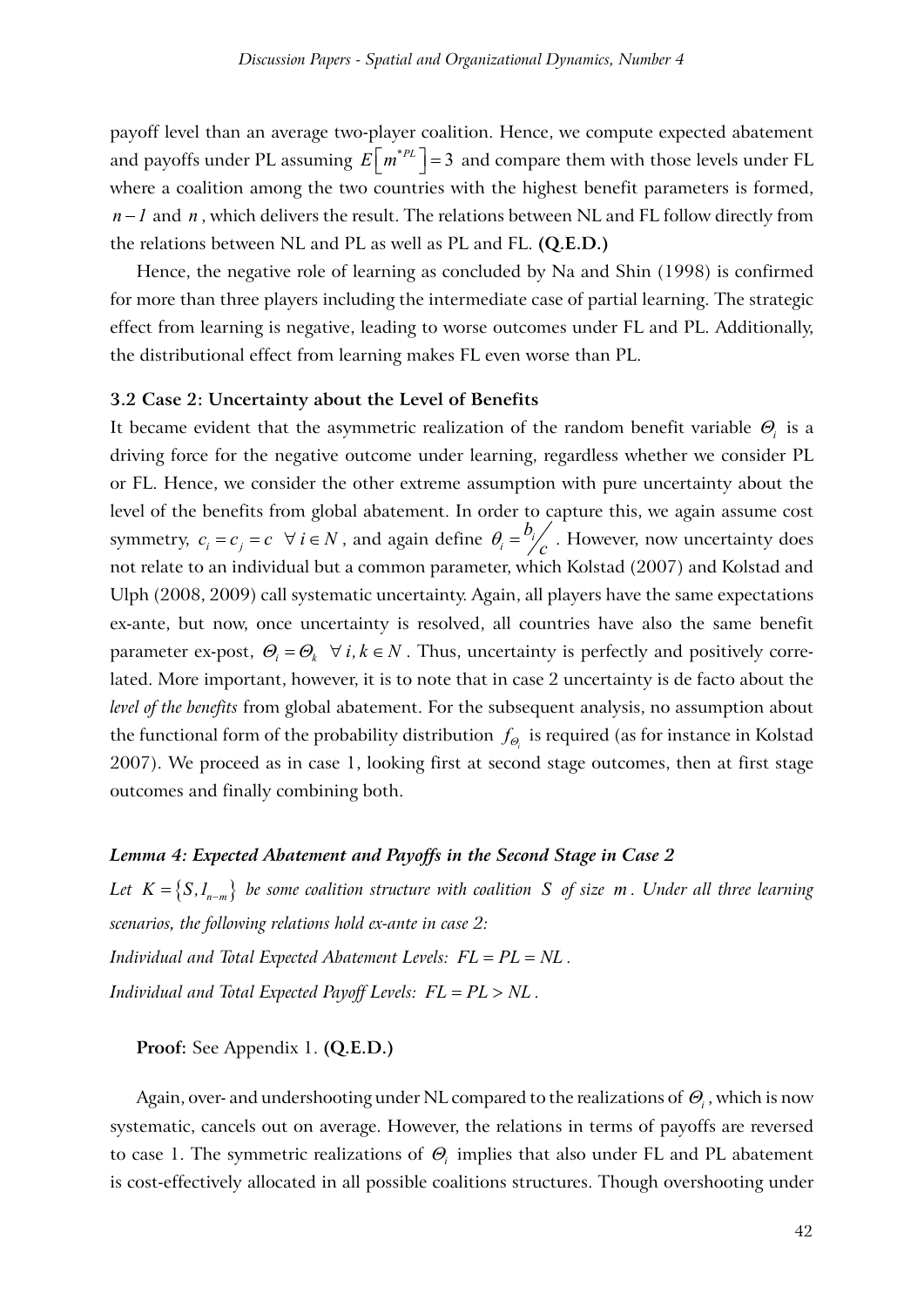payoff level than an average two-player coalition. Hence, we compute expected abatement and payoffs under PL assuming $E\left[m^{*PL}\right]=3$ and compare them with those levels under FL where a coalition among the two countries with the highest benefit parameters is formed, $n-1$ and $n$, which delivers the result. The relations between NL and FL follow directly from the relations between NL and PL as well as PL and FL. **(Q.E.D.)**

Hence, the negative role of learning as concluded by Na and Shin (1998) is confirmed for more than three players including the intermediate case of partial learning. The strategic effect from learning is negative, leading to worse outcomes under FL and PL. Additionally, the distributional effect from learning makes FL even worse than PL.

### 3.2 Case 2: Uncertainty about the Level of Benefits

It became evident that the asymmetric realization of the random benefit variable $\Theta_i$ is a driving force for the negative outcome under learning, regardless whether we consider PL or FL. Hence, we consider the other extreme assumption with pure uncertainty about the level of the benefits from global abatement. In order to capture this, we again assume cost symmetry, $c_i = c_j = c \;\; \forall\, i \in N$, and again define $\theta_i = b_i/c$. However, now uncertainty does not relate to an individual but a common parameter, which Kolstad (2007) and Kolstad and Ulph (2008, 2009) call systematic uncertainty. Again, all players have the same expectations ex-ante, but now, once uncertainty is resolved, all countries have also the same benefit parameter ex-post, $\Theta_i = \Theta_k \;\; \forall\, i, k \in N$. Thus, uncertainty is perfectly and positively correlated. More important, however, it is to note that in case 2 uncertainty is de facto about the *level of the benefits* from global abatement. For the subsequent analysis, no assumption about the functional form of the probability distribution $f_{\Theta_i}$ is required (as for instance in Kolstad 2007). We proceed as in case 1, looking first at second stage outcomes, then at first stage outcomes and finally combining both.

***Lemma 4: Expected Abatement and Payoffs in the Second Stage in Case 2***

*Let $K = \{S, 1_{n-m}\}$ be some coalition structure with coalition $S$ of size $m$. Under all three learning scenarios, the following relations hold ex-ante in case 2:*

*Individual and Total Expected Abatement Levels: $FL = PL = NL$.*

*Individual and Total Expected Payoff Levels: $FL = PL > NL$.*

**Proof:** See Appendix 1. **(Q.E.D.)**

Again, over- and undershooting under NL compared to the realizations of $\Theta_i$, which is now systematic, cancels out on average. However, the relations in terms of payoffs are reversed to case 1. The symmetric realizations of $\Theta_i$ implies that also under FL and PL abatement is cost-effectively allocated in all possible coalitions structures. Though overshooting under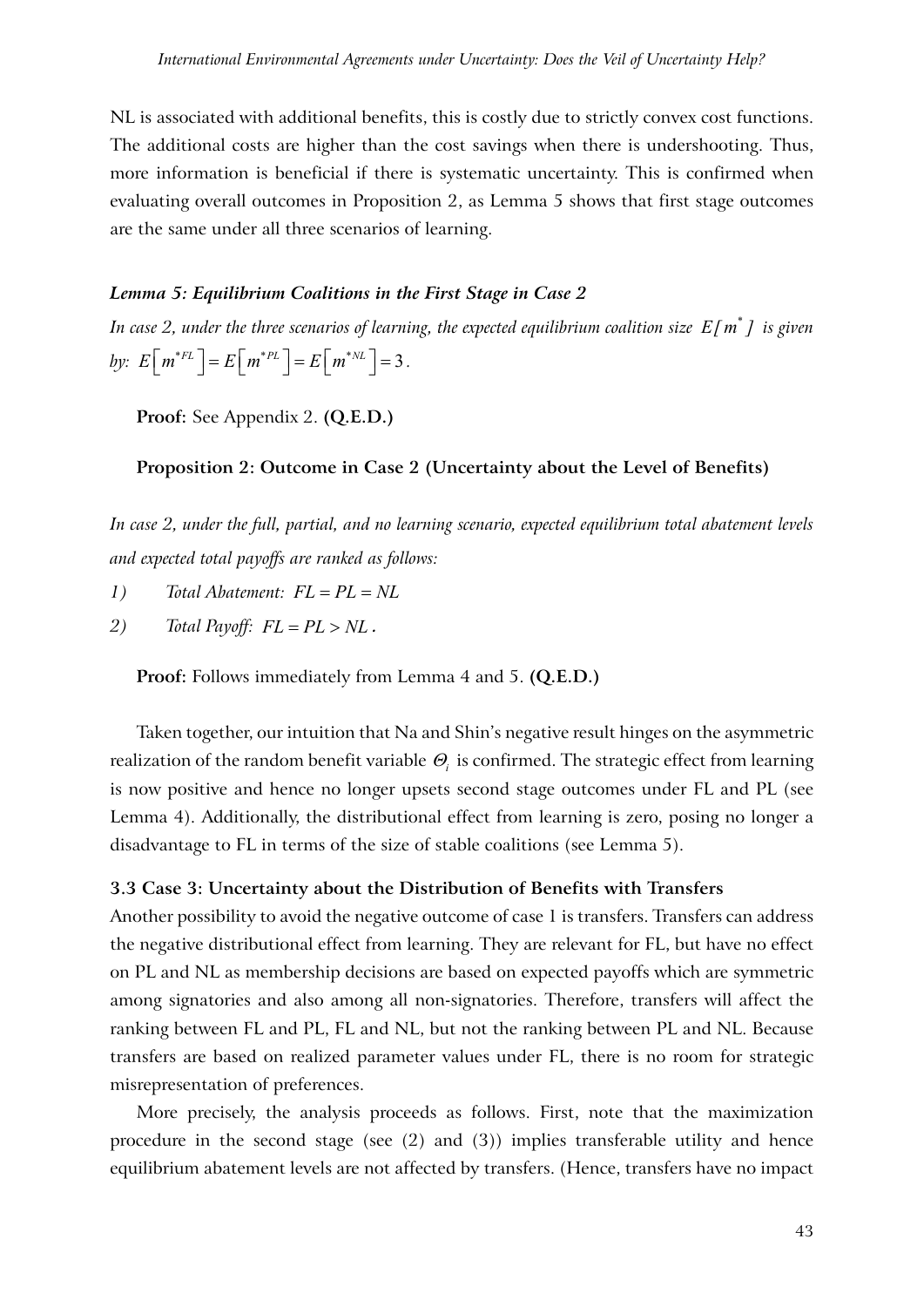NL is associated with additional benefits, this is costly due to strictly convex cost functions. The additional costs are higher than the cost savings when there is undershooting. Thus, more information is beneficial if there is systematic uncertainty. This is confirmed when evaluating overall outcomes in Proposition 2, as Lemma 5 shows that first stage outcomes are the same under all three scenarios of learning.

#### *Lemma 5: Equilibrium Coalitions in the First Stage in Case 2*

*In case 2, under the three scenarios of learning, the expected equilibrium coalition size $E[m^*]$ is given by: $E\left[m^{*FL}\right] = E\left[m^{*PL}\right] = E\left[m^{*NL}\right] = 3$.*

**Proof:** See Appendix 2. **(Q.E.D.)**

**Proposition 2: Outcome in Case 2 (Uncertainty about the Level of Benefits)**

*In case 2, under the full, partial, and no learning scenario, expected equilibrium total abatement levels and expected total payoffs are ranked as follows:*

1) *Total Abatement: $FL = PL = NL$*
2) *Total Payoff: $FL = PL > NL$.*

**Proof:** Follows immediately from Lemma 4 and 5. **(Q.E.D.)**

Taken together, our intuition that Na and Shin's negative result hinges on the asymmetric realization of the random benefit variable $\Theta_i$ is confirmed. The strategic effect from learning is now positive and hence no longer upsets second stage outcomes under FL and PL (see Lemma 4). Additionally, the distributional effect from learning is zero, posing no longer a disadvantage to FL in terms of the size of stable coalitions (see Lemma 5).

### 3.3 Case 3: Uncertainty about the Distribution of Benefits with Transfers

Another possibility to avoid the negative outcome of case 1 is transfers. Transfers can address the negative distributional effect from learning. They are relevant for FL, but have no effect on PL and NL as membership decisions are based on expected payoffs which are symmetric among signatories and also among all non-signatories. Therefore, transfers will affect the ranking between FL and PL, FL and NL, but not the ranking between PL and NL. Because transfers are based on realized parameter values under FL, there is no room for strategic misrepresentation of preferences.

More precisely, the analysis proceeds as follows. First, note that the maximization procedure in the second stage (see (2) and (3)) implies transferable utility and hence equilibrium abatement levels are not affected by transfers. (Hence, transfers have no impact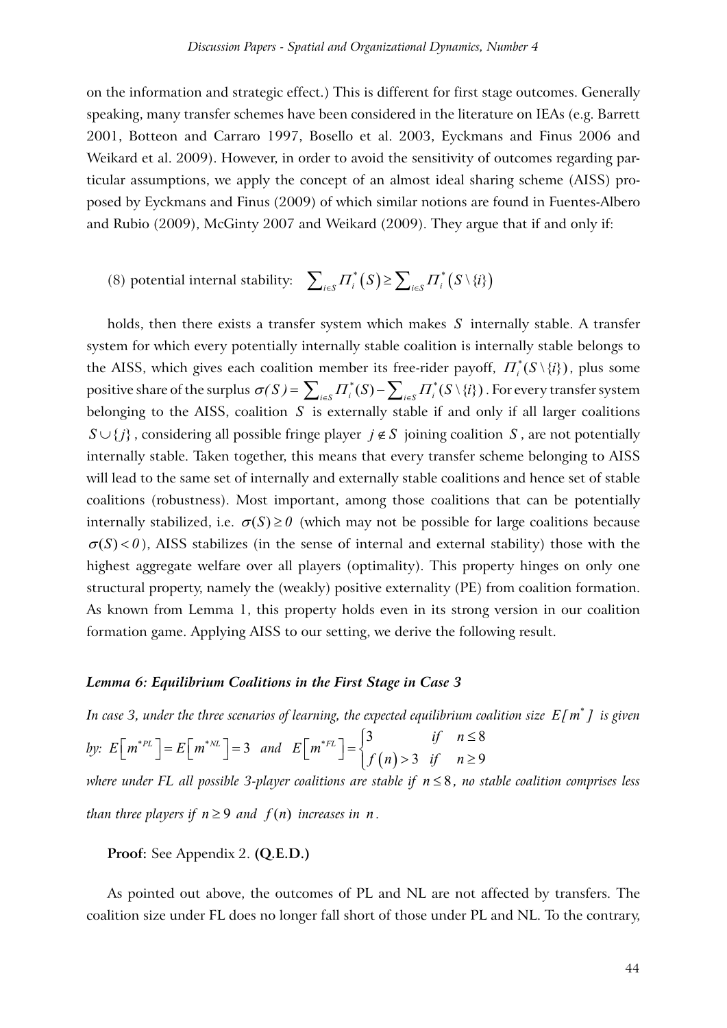on the information and strategic effect.) This is different for first stage outcomes. Generally speaking, many transfer schemes have been considered in the literature on IEAs (e.g. Barrett 2001, Botteon and Carraro 1997, Bosello et al. 2003, Eyckmans and Finus 2006 and Weikard et al. 2009). However, in order to avoid the sensitivity of outcomes regarding particular assumptions, we apply the concept of an almost ideal sharing scheme (AISS) proposed by Eyckmans and Finus (2009) of which similar notions are found in Fuentes-Albero and Rubio (2009), McGinty 2007 and Weikard (2009). They argue that if and only if:

(8) potential internal stability: $\sum_{i \in S} \Pi_i^*(S) \geq \sum_{i \in S} \Pi_i^*(S \setminus \{i\})$

holds, then there exists a transfer system which makes $S$ internally stable. A transfer system for which every potentially internally stable coalition is internally stable belongs to the AISS, which gives each coalition member its free-rider payoff, $\Pi_i^*(S \setminus \{i\})$, plus some positive share of the surplus $\sigma(S) = \sum_{i \in S} \Pi_i^*(S) - \sum_{i \in S} \Pi_i^*(S \setminus \{i\})$. For every transfer system belonging to the AISS, coalition $S$ is externally stable if and only if all larger coalitions $S \cup \{j\}$, considering all possible fringe player $j \notin S$ joining coalition $S$, are not potentially internally stable. Taken together, this means that every transfer scheme belonging to AISS will lead to the same set of internally and externally stable coalitions and hence set of stable coalitions (robustness). Most important, among those coalitions that can be potentially internally stabilized, i.e. $\sigma(S) \geq 0$ (which may not be possible for large coalitions because $\sigma(S) < 0$), AISS stabilizes (in the sense of internal and external stability) those with the highest aggregate welfare over all players (optimality). This property hinges on only one structural property, namely the (weakly) positive externality (PE) from coalition formation. As known from Lemma 1, this property holds even in its strong version in our coalition formation game. Applying AISS to our setting, we derive the following result.

***Lemma 6: Equilibrium Coalitions in the First Stage in Case 3***

*In case 3, under the three scenarios of learning, the expected equilibrium coalition size $E[m^*]$ is given by:* $E\left[m^{*PL}\right] = E\left[m^{*NL}\right] = 3$ *and* $E\left[m^{*FL}\right] = \begin{cases} 3 & \text{if} \quad n \leq 8 \\ f(n) > 3 & \text{if} \quad n \geq 9 \end{cases}$
*where under FL all possible 3-player coalitions are stable if $n \leq 8$, no stable coalition comprises less than three players if $n \geq 9$ and $f(n)$ increases in $n$.*

**Proof:** See Appendix 2. **(Q.E.D.)**

As pointed out above, the outcomes of PL and NL are not affected by transfers. The coalition size under FL does no longer fall short of those under PL and NL. To the contrary,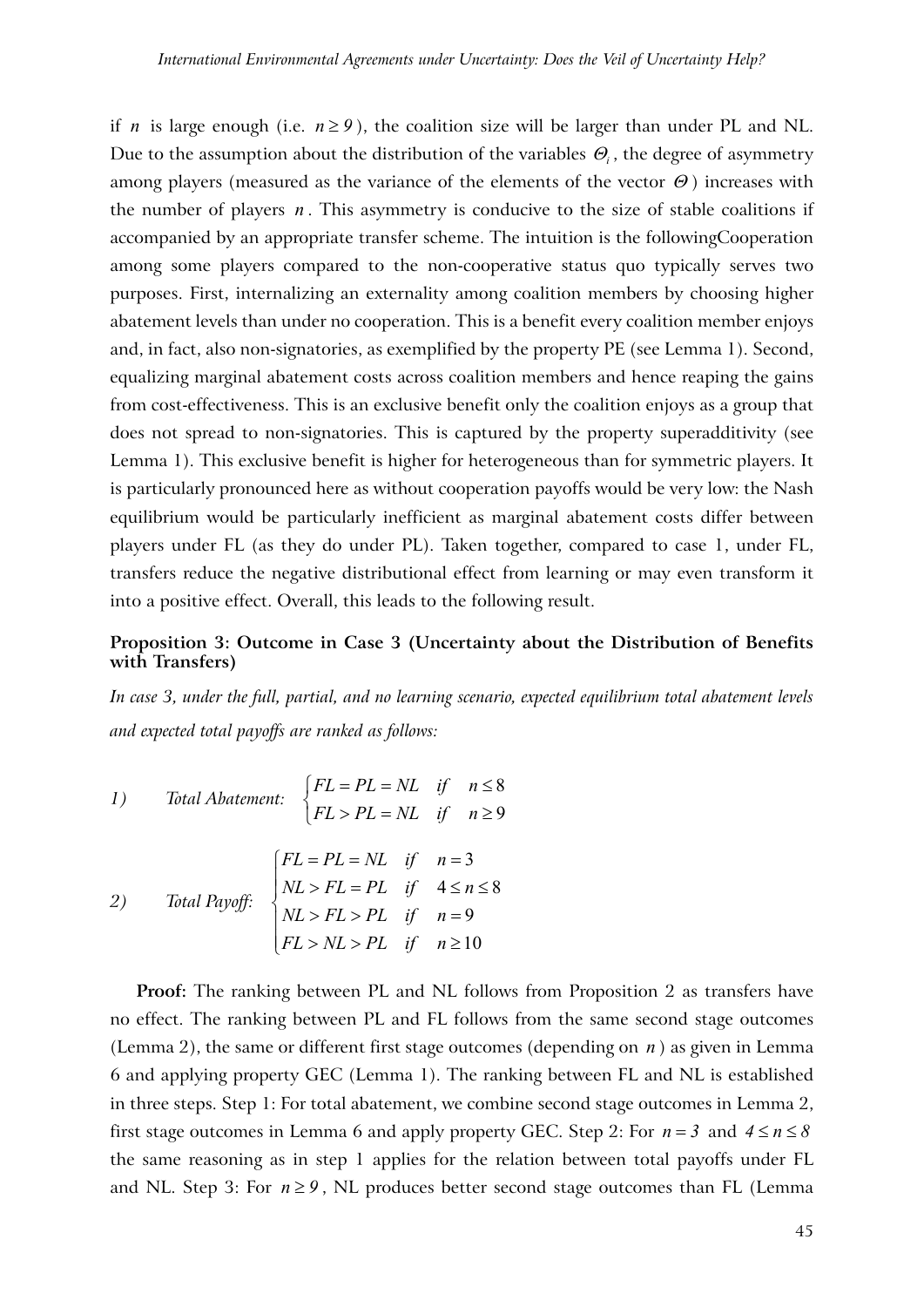if $n$ is large enough (i.e. $n \geq 9$), the coalition size will be larger than under PL and NL. Due to the assumption about the distribution of the variables $\Theta_i$, the degree of asymmetry among players (measured as the variance of the elements of the vector $\Theta$) increases with the number of players $n$. This asymmetry is conducive to the size of stable coalitions if accompanied by an appropriate transfer scheme. The intuition is the followingCooperation among some players compared to the non-cooperative status quo typically serves two purposes. First, internalizing an externality among coalition members by choosing higher abatement levels than under no cooperation. This is a benefit every coalition member enjoys and, in fact, also non-signatories, as exemplified by the property PE (see Lemma 1). Second, equalizing marginal abatement costs across coalition members and hence reaping the gains from cost-effectiveness. This is an exclusive benefit only the coalition enjoys as a group that does not spread to non-signatories. This is captured by the property superadditivity (see Lemma 1). This exclusive benefit is higher for heterogeneous than for symmetric players. It is particularly pronounced here as without cooperation payoffs would be very low: the Nash equilibrium would be particularly inefficient as marginal abatement costs differ between players under FL (as they do under PL). Taken together, compared to case 1, under FL, transfers reduce the negative distributional effect from learning or may even transform it into a positive effect. Overall, this leads to the following result.

**Proposition 3: Outcome in Case 3 (Uncertainty about the Distribution of Benefits with Transfers)**

*In case 3, under the full, partial, and no learning scenario, expected equilibrium total abatement levels and expected total payoffs are ranked as follows:*

*1)* *Total Abatement:*
$$\begin{cases} FL = PL = NL & if \quad n \leq 8 \\ FL > PL = NL & if \quad n \geq 9 \end{cases}$$

*2)* *Total Payoff:*
$$\begin{cases} FL = PL = NL & if \quad n = 3 \\ NL > FL = PL & if \quad 4 \leq n \leq 8 \\ NL > FL > PL & if \quad n = 9 \\ FL > NL > PL & if \quad n \geq 10 \end{cases}$$

**Proof:** The ranking between PL and NL follows from Proposition 2 as transfers have no effect. The ranking between PL and FL follows from the same second stage outcomes (Lemma 2), the same or different first stage outcomes (depending on $n$) as given in Lemma 6 and applying property GEC (Lemma 1). The ranking between FL and NL is established in three steps. Step 1: For total abatement, we combine second stage outcomes in Lemma 2, first stage outcomes in Lemma 6 and apply property GEC. Step 2: For $n = 3$ and $4 \leq n \leq 8$ the same reasoning as in step 1 applies for the relation between total payoffs under FL and NL. Step 3: For $n \geq 9$, NL produces better second stage outcomes than FL (Lemma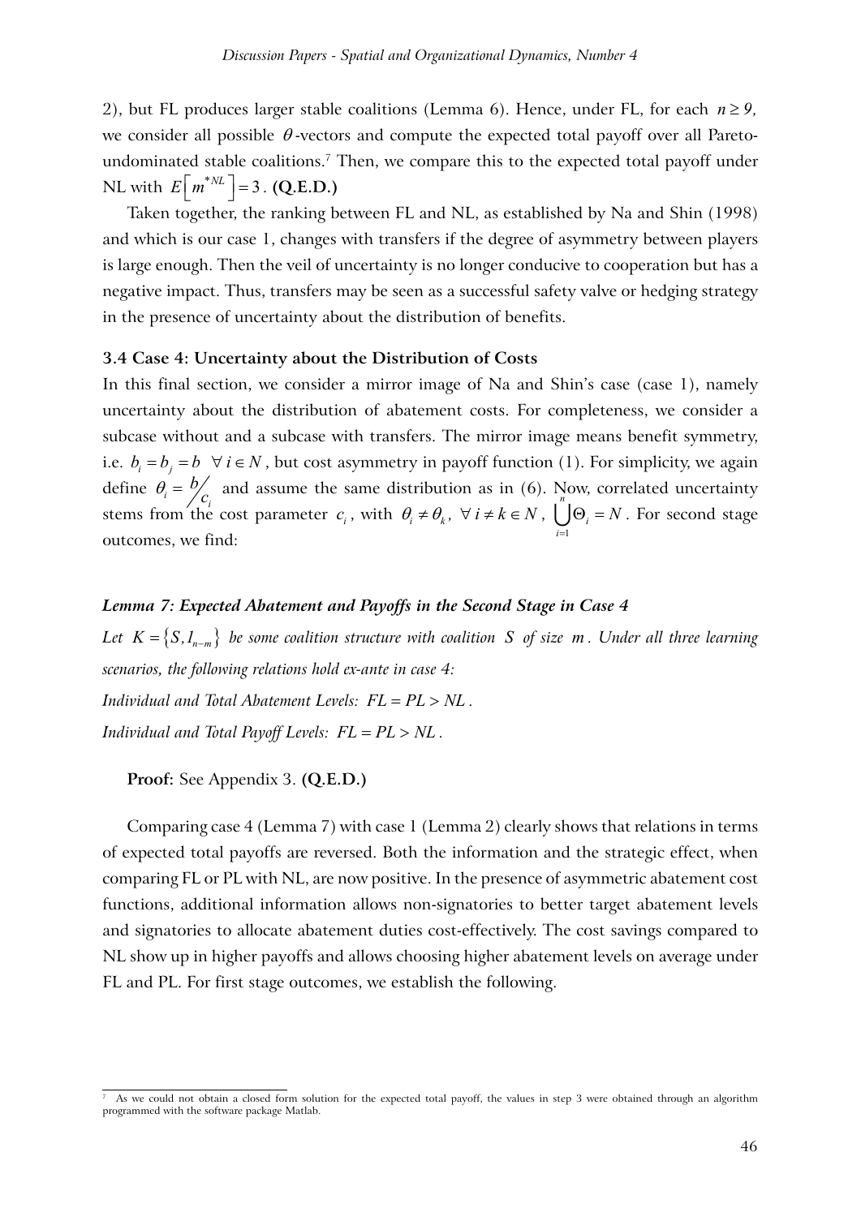2), but FL produces larger stable coalitions (Lemma 6). Hence, under FL, for each $n \geq 9$, we consider all possible $\theta$-vectors and compute the expected total payoff over all Pareto-undominated stable coalitions.[7] Then, we compare this to the expected total payoff under NL with $E\left[m^{*NL}\right]=3$. **(Q.E.D.)**

Taken together, the ranking between FL and NL, as established by Na and Shin (1998) and which is our case 1, changes with transfers if the degree of asymmetry between players is large enough. Then the veil of uncertainty is no longer conducive to cooperation but has a negative impact. Thus, transfers may be seen as a successful safety valve or hedging strategy in the presence of uncertainty about the distribution of benefits.

### 3.4 Case 4: Uncertainty about the Distribution of Costs

In this final section, we consider a mirror image of Na and Shin's case (case 1), namely uncertainty about the distribution of abatement costs. For completeness, we consider a subcase without and a subcase with transfers. The mirror image means benefit symmetry, i.e. $b_i = b_j = b \;\; \forall\, i \in N$, but cost asymmetry in payoff function (1). For simplicity, we again define $\theta_i = {b}/{c_i}$ and assume the same distribution as in (6). Now, correlated uncertainty stems from the cost parameter $c_i$, with $\theta_i \neq \theta_k,\;\forall\, i \neq k \in N$, $\bigcup_{i=1}^{n} \Theta_i = N$. For second stage outcomes, we find:

***Lemma 7: Expected Abatement and Payoffs in the Second Stage in Case 4***

*Let $K = \{S, I_{n-m}\}$ be some coalition structure with coalition $S$ of size $m$. Under all three learning scenarios, the following relations hold ex-ante in case 4:*

*Individual and Total Abatement Levels: $FL = PL > NL$.*

*Individual and Total Payoff Levels: $FL = PL > NL$.*

**Proof:** See Appendix 3. **(Q.E.D.)**

Comparing case 4 (Lemma 7) with case 1 (Lemma 2) clearly shows that relations in terms of expected total payoffs are reversed. Both the information and the strategic effect, when comparing FL or PL with NL, are now positive. In the presence of asymmetric abatement cost functions, additional information allows non-signatories to better target abatement levels and signatories to allocate abatement duties cost-effectively. The cost savings compared to NL show up in higher payoffs and allows choosing higher abatement levels on average under FL and PL. For first stage outcomes, we establish the following.

[7] As we could not obtain a closed form solution for the expected total payoff, the values in step 3 were obtained through an algorithm programmed with the software package Matlab.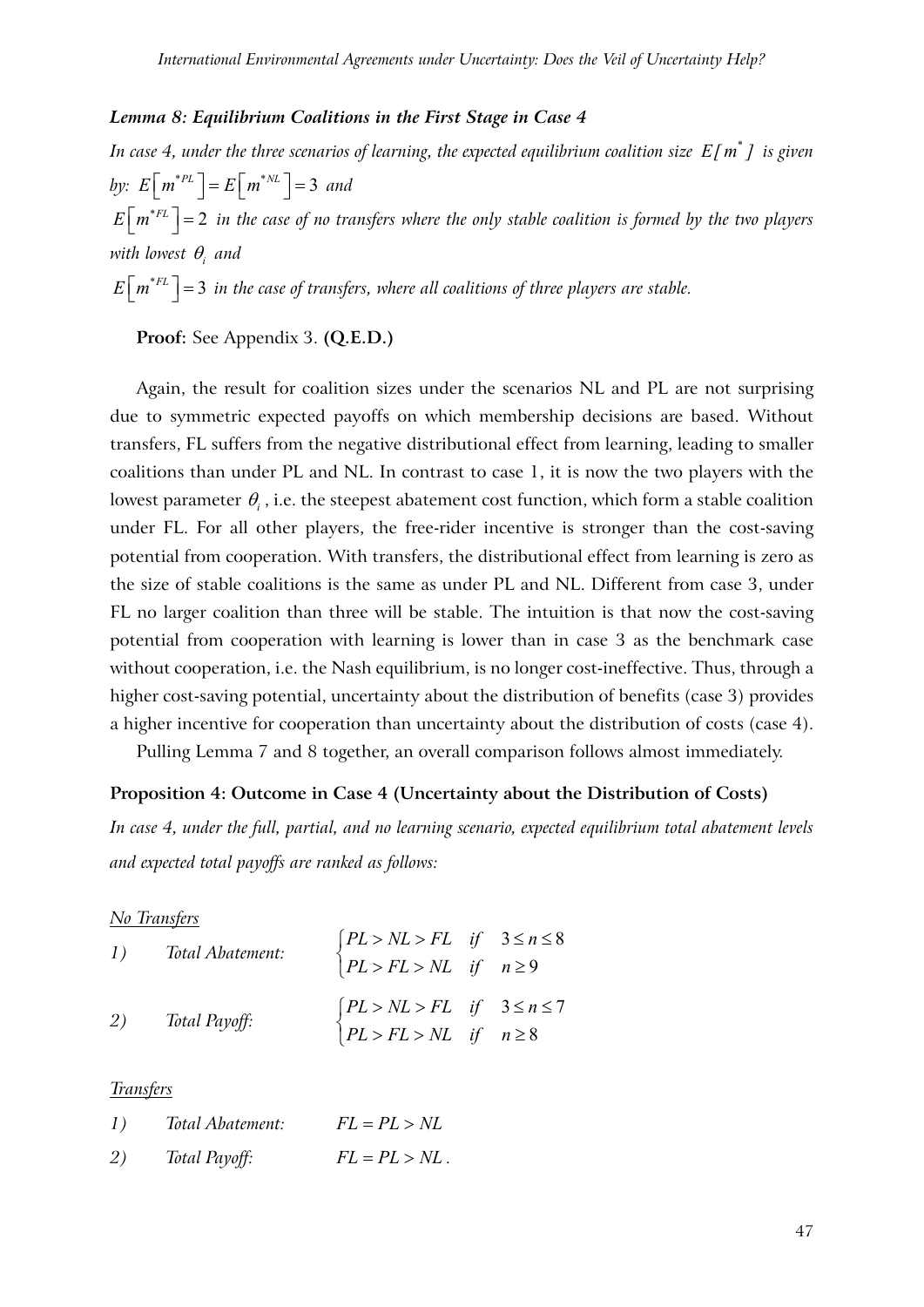***Lemma 8: Equilibrium Coalitions in the First Stage in Case 4***

*In case 4, under the three scenarios of learning, the expected equilibrium coalition size $E[m^*]$ is given by: $E\left[m^{*PL}\right] = E\left[m^{*NL}\right] = 3$ and*

*$E\left[m^{*FL}\right] = 2$ in the case of no transfers where the only stable coalition is formed by the two players with lowest $\theta_i$ and*

*$E\left[m^{*FL}\right] = 3$ in the case of transfers, where all coalitions of three players are stable.*

**Proof:** See Appendix 3. **(Q.E.D.)**

Again, the result for coalition sizes under the scenarios NL and PL are not surprising due to symmetric expected payoffs on which membership decisions are based. Without transfers, FL suffers from the negative distributional effect from learning, leading to smaller coalitions than under PL and NL. In contrast to case 1, it is now the two players with the lowest parameter $\theta_i$, i.e. the steepest abatement cost function, which form a stable coalition under FL. For all other players, the free-rider incentive is stronger than the cost-saving potential from cooperation. With transfers, the distributional effect from learning is zero as the size of stable coalitions is the same as under PL and NL. Different from case 3, under FL no larger coalition than three will be stable. The intuition is that now the cost-saving potential from cooperation with learning is lower than in case 3 as the benchmark case without cooperation, i.e. the Nash equilibrium, is no longer cost-ineffective. Thus, through a higher cost-saving potential, uncertainty about the distribution of benefits (case 3) provides a higher incentive for cooperation than uncertainty about the distribution of costs (case 4).

Pulling Lemma 7 and 8 together, an overall comparison follows almost immediately.

**Proposition 4: Outcome in Case 4 (Uncertainty about the Distribution of Costs)**

*In case 4, under the full, partial, and no learning scenario, expected equilibrium total abatement levels and expected total payoffs are ranked as follows:*

*No Transfers*

1) *Total Abatement:* $\begin{cases} PL > NL > FL & if \quad 3 \leq n \leq 8 \\ PL > FL > NL & if \quad n \geq 9 \end{cases}$

2) *Total Payoff:* $\begin{cases} PL > NL > FL & if \quad 3 \leq n \leq 7 \\ PL > FL > NL & if \quad n \geq 8 \end{cases}$

*Transfers*

1) *Total Abatement:* $FL = PL > NL$

2) *Total Payoff:* $FL = PL > NL$.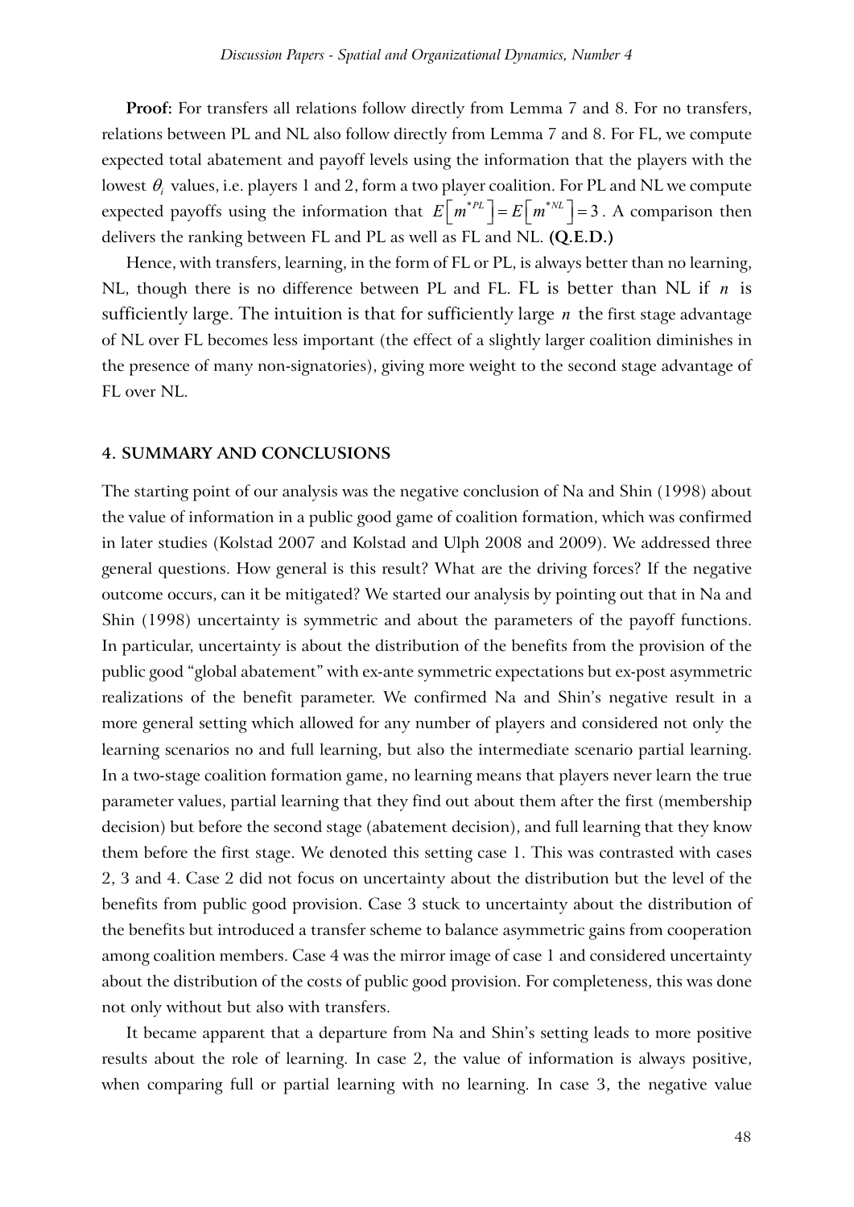**Proof:** For transfers all relations follow directly from Lemma 7 and 8. For no transfers, relations between PL and NL also follow directly from Lemma 7 and 8. For FL, we compute expected total abatement and payoff levels using the information that the players with the lowest $\theta_i$ values, i.e. players 1 and 2, form a two player coalition. For PL and NL we compute expected payoffs using the information that $E\left[m^{*PL}\right]=E\left[m^{*NL}\right]=3$. A comparison then delivers the ranking between FL and PL as well as FL and NL. **(Q.E.D.)**

Hence, with transfers, learning, in the form of FL or PL, is always better than no learning, NL, though there is no difference between PL and FL. FL is better than NL if $n$ is sufficiently large. The intuition is that for sufficiently large $n$ the first stage advantage of NL over FL becomes less important (the effect of a slightly larger coalition diminishes in the presence of many non-signatories), giving more weight to the second stage advantage of FL over NL.

## 4. SUMMARY AND CONCLUSIONS

The starting point of our analysis was the negative conclusion of Na and Shin (1998) about the value of information in a public good game of coalition formation, which was confirmed in later studies (Kolstad 2007 and Kolstad and Ulph 2008 and 2009). We addressed three general questions. How general is this result? What are the driving forces? If the negative outcome occurs, can it be mitigated? We started our analysis by pointing out that in Na and Shin (1998) uncertainty is symmetric and about the parameters of the payoff functions. In particular, uncertainty is about the distribution of the benefits from the provision of the public good "global abatement" with ex-ante symmetric expectations but ex-post asymmetric realizations of the benefit parameter. We confirmed Na and Shin's negative result in a more general setting which allowed for any number of players and considered not only the learning scenarios no and full learning, but also the intermediate scenario partial learning. In a two-stage coalition formation game, no learning means that players never learn the true parameter values, partial learning that they find out about them after the first (membership decision) but before the second stage (abatement decision), and full learning that they know them before the first stage. We denoted this setting case 1. This was contrasted with cases 2, 3 and 4. Case 2 did not focus on uncertainty about the distribution but the level of the benefits from public good provision. Case 3 stuck to uncertainty about the distribution of the benefits but introduced a transfer scheme to balance asymmetric gains from cooperation among coalition members. Case 4 was the mirror image of case 1 and considered uncertainty about the distribution of the costs of public good provision. For completeness, this was done not only without but also with transfers.

It became apparent that a departure from Na and Shin's setting leads to more positive results about the role of learning. In case 2, the value of information is always positive, when comparing full or partial learning with no learning. In case 3, the negative value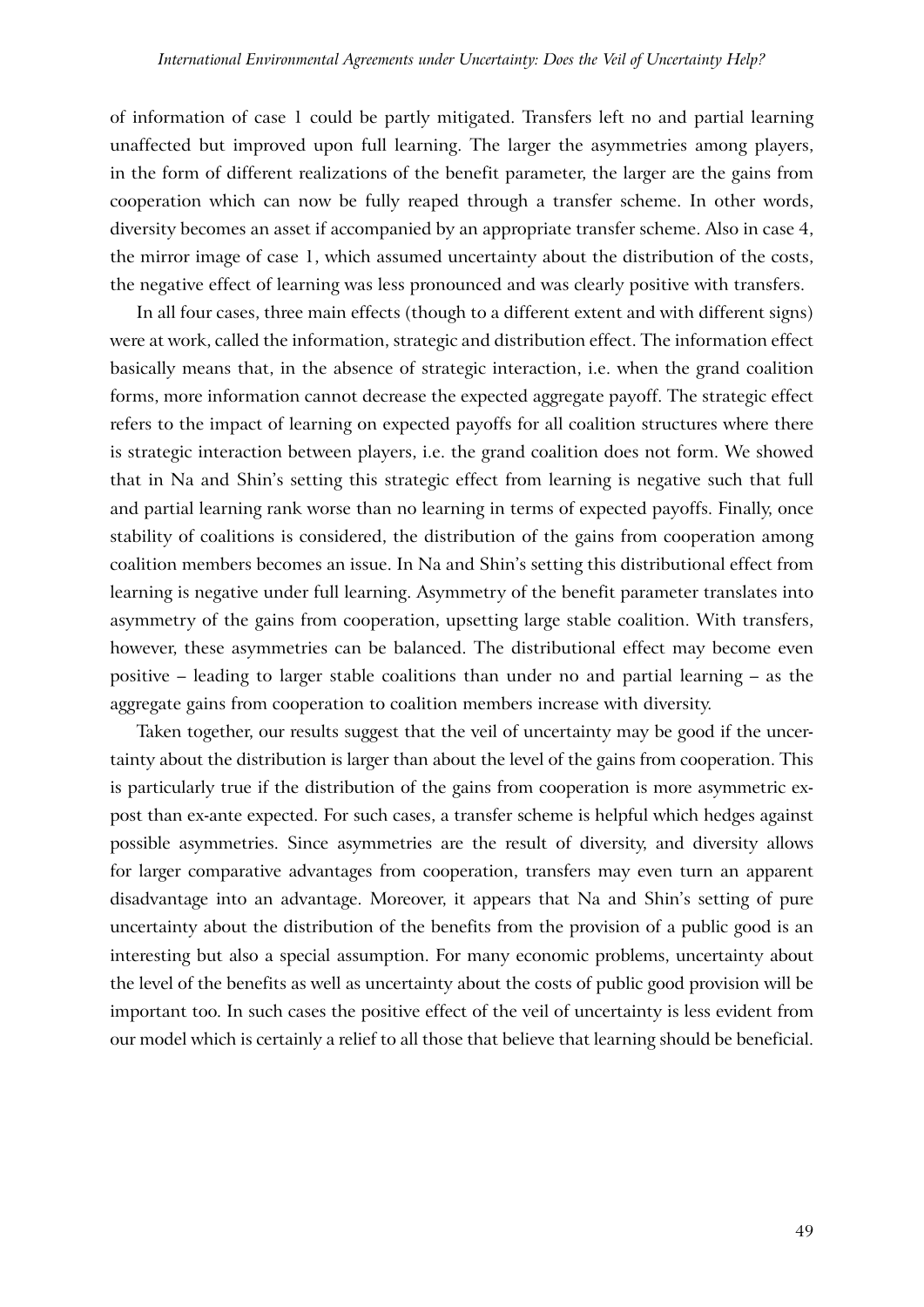of information of case 1 could be partly mitigated. Transfers left no and partial learning unaffected but improved upon full learning. The larger the asymmetries among players, in the form of different realizations of the benefit parameter, the larger are the gains from cooperation which can now be fully reaped through a transfer scheme. In other words, diversity becomes an asset if accompanied by an appropriate transfer scheme. Also in case 4, the mirror image of case 1, which assumed uncertainty about the distribution of the costs, the negative effect of learning was less pronounced and was clearly positive with transfers.

In all four cases, three main effects (though to a different extent and with different signs) were at work, called the information, strategic and distribution effect. The information effect basically means that, in the absence of strategic interaction, i.e. when the grand coalition forms, more information cannot decrease the expected aggregate payoff. The strategic effect refers to the impact of learning on expected payoffs for all coalition structures where there is strategic interaction between players, i.e. the grand coalition does not form. We showed that in Na and Shin's setting this strategic effect from learning is negative such that full and partial learning rank worse than no learning in terms of expected payoffs. Finally, once stability of coalitions is considered, the distribution of the gains from cooperation among coalition members becomes an issue. In Na and Shin's setting this distributional effect from learning is negative under full learning. Asymmetry of the benefit parameter translates into asymmetry of the gains from cooperation, upsetting large stable coalition. With transfers, however, these asymmetries can be balanced. The distributional effect may become even positive – leading to larger stable coalitions than under no and partial learning – as the aggregate gains from cooperation to coalition members increase with diversity.

Taken together, our results suggest that the veil of uncertainty may be good if the uncertainty about the distribution is larger than about the level of the gains from cooperation. This is particularly true if the distribution of the gains from cooperation is more asymmetric ex-post than ex-ante expected. For such cases, a transfer scheme is helpful which hedges against possible asymmetries. Since asymmetries are the result of diversity, and diversity allows for larger comparative advantages from cooperation, transfers may even turn an apparent disadvantage into an advantage. Moreover, it appears that Na and Shin's setting of pure uncertainty about the distribution of the benefits from the provision of a public good is an interesting but also a special assumption. For many economic problems, uncertainty about the level of the benefits as well as uncertainty about the costs of public good provision will be important too. In such cases the positive effect of the veil of uncertainty is less evident from our model which is certainly a relief to all those that believe that learning should be beneficial.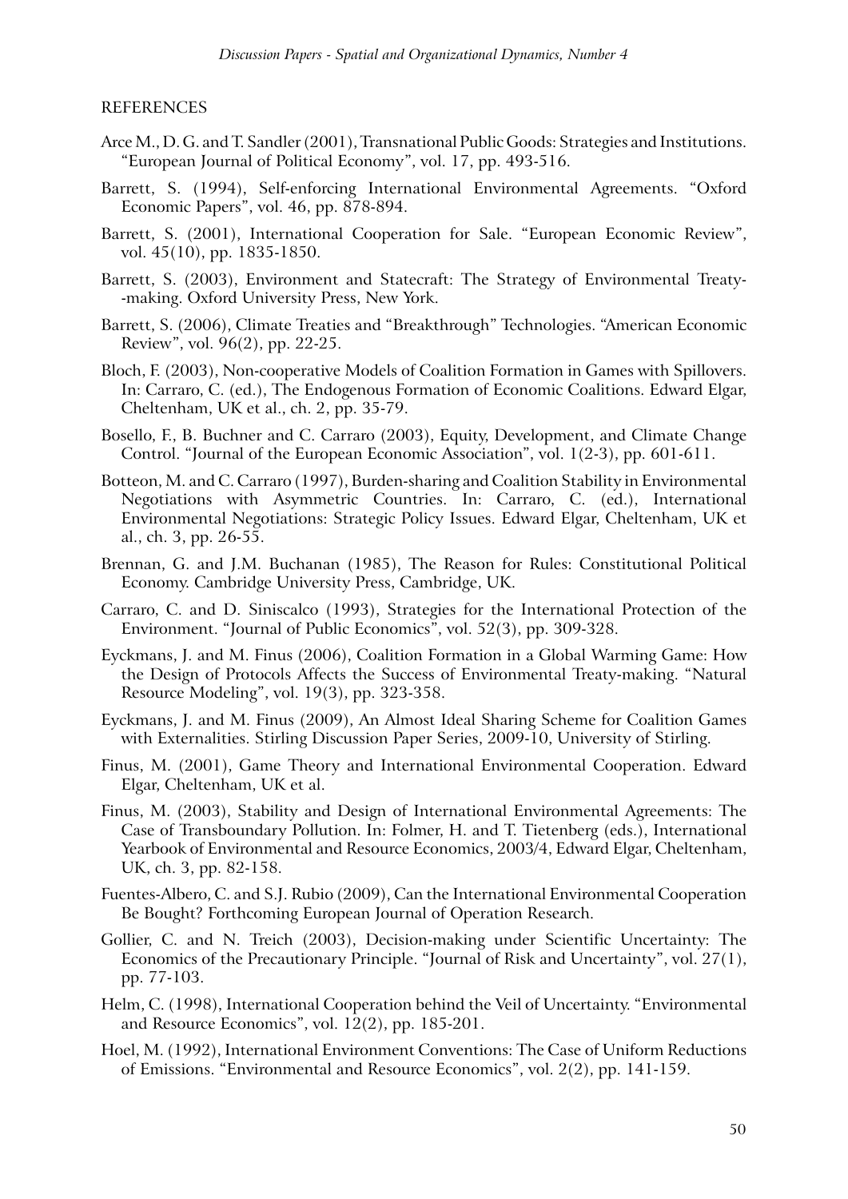## REFERENCES

Arce M., D. G. and T. Sandler (2001), Transnational Public Goods: Strategies and Institutions. "European Journal of Political Economy", vol. 17, pp. 493-516.

Barrett, S. (1994), Self-enforcing International Environmental Agreements. "Oxford Economic Papers", vol. 46, pp. 878-894.

Barrett, S. (2001), International Cooperation for Sale. "European Economic Review", vol. 45(10), pp. 1835-1850.

Barrett, S. (2003), Environment and Statecraft: The Strategy of Environmental Treaty--making. Oxford University Press, New York.

Barrett, S. (2006), Climate Treaties and "Breakthrough" Technologies. "American Economic Review", vol. 96(2), pp. 22-25.

Bloch, F. (2003), Non-cooperative Models of Coalition Formation in Games with Spillovers. In: Carraro, C. (ed.), The Endogenous Formation of Economic Coalitions. Edward Elgar, Cheltenham, UK et al., ch. 2, pp. 35-79.

Bosello, F., B. Buchner and C. Carraro (2003), Equity, Development, and Climate Change Control. "Journal of the European Economic Association", vol. 1(2-3), pp. 601-611.

Botteon, M. and C. Carraro (1997), Burden-sharing and Coalition Stability in Environmental Negotiations with Asymmetric Countries. In: Carraro, C. (ed.), International Environmental Negotiations: Strategic Policy Issues. Edward Elgar, Cheltenham, UK et al., ch. 3, pp. 26-55.

Brennan, G. and J.M. Buchanan (1985), The Reason for Rules: Constitutional Political Economy. Cambridge University Press, Cambridge, UK.

Carraro, C. and D. Siniscalco (1993), Strategies for the International Protection of the Environment. "Journal of Public Economics", vol. 52(3), pp. 309-328.

Eyckmans, J. and M. Finus (2006), Coalition Formation in a Global Warming Game: How the Design of Protocols Affects the Success of Environmental Treaty-making. "Natural Resource Modeling", vol. 19(3), pp. 323-358.

Eyckmans, J. and M. Finus (2009), An Almost Ideal Sharing Scheme for Coalition Games with Externalities. Stirling Discussion Paper Series, 2009-10, University of Stirling.

Finus, M. (2001), Game Theory and International Environmental Cooperation. Edward Elgar, Cheltenham, UK et al.

Finus, M. (2003), Stability and Design of International Environmental Agreements: The Case of Transboundary Pollution. In: Folmer, H. and T. Tietenberg (eds.), International Yearbook of Environmental and Resource Economics, 2003/4, Edward Elgar, Cheltenham, UK, ch. 3, pp. 82-158.

Fuentes-Albero, C. and S.J. Rubio (2009), Can the International Environmental Cooperation Be Bought? Forthcoming European Journal of Operation Research.

Gollier, C. and N. Treich (2003), Decision-making under Scientific Uncertainty: The Economics of the Precautionary Principle. "Journal of Risk and Uncertainty", vol. 27(1), pp. 77-103.

Helm, C. (1998), International Cooperation behind the Veil of Uncertainty. "Environmental and Resource Economics", vol. 12(2), pp. 185-201.

Hoel, M. (1992), International Environment Conventions: The Case of Uniform Reductions of Emissions. "Environmental and Resource Economics", vol. 2(2), pp. 141-159.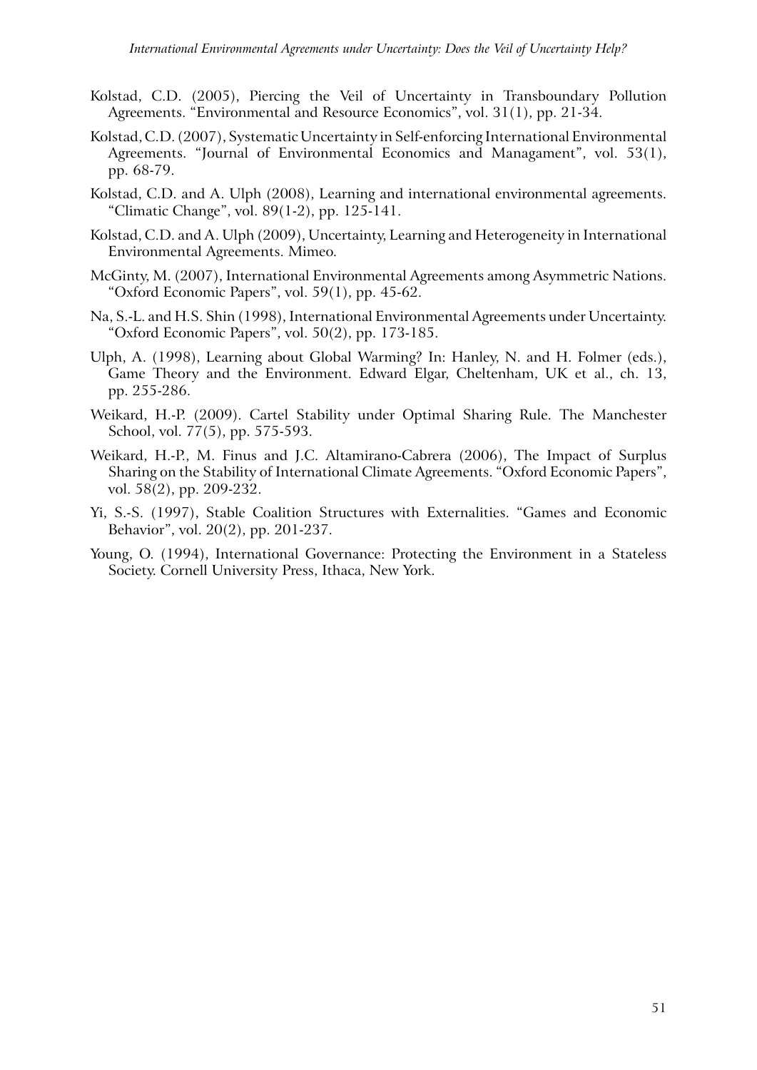Kolstad, C.D. (2005), Piercing the Veil of Uncertainty in Transboundary Pollution Agreements. "Environmental and Resource Economics", vol. 31(1), pp. 21-34.

Kolstad, C.D. (2007), Systematic Uncertainty in Self-enforcing International Environmental Agreements. "Journal of Environmental Economics and Managament", vol. 53(1), pp. 68-79.

Kolstad, C.D. and A. Ulph (2008), Learning and international environmental agreements. "Climatic Change", vol. 89(1-2), pp. 125-141.

Kolstad, C.D. and A. Ulph (2009), Uncertainty, Learning and Heterogeneity in International Environmental Agreements. Mimeo.

McGinty, M. (2007), International Environmental Agreements among Asymmetric Nations. "Oxford Economic Papers", vol. 59(1), pp. 45-62.

Na, S.-L. and H.S. Shin (1998), International Environmental Agreements under Uncertainty. "Oxford Economic Papers", vol. 50(2), pp. 173-185.

Ulph, A. (1998), Learning about Global Warming? In: Hanley, N. and H. Folmer (eds.), Game Theory and the Environment. Edward Elgar, Cheltenham, UK et al., ch. 13, pp. 255-286.

Weikard, H.-P. (2009). Cartel Stability under Optimal Sharing Rule. The Manchester School, vol. 77(5), pp. 575-593.

Weikard, H.-P., M. Finus and J.C. Altamirano-Cabrera (2006), The Impact of Surplus Sharing on the Stability of International Climate Agreements. "Oxford Economic Papers", vol. 58(2), pp. 209-232.

Yi, S.-S. (1997), Stable Coalition Structures with Externalities. "Games and Economic Behavior", vol. 20(2), pp. 201-237.

Young, O. (1994), International Governance: Protecting the Environment in a Stateless Society. Cornell University Press, Ithaca, New York.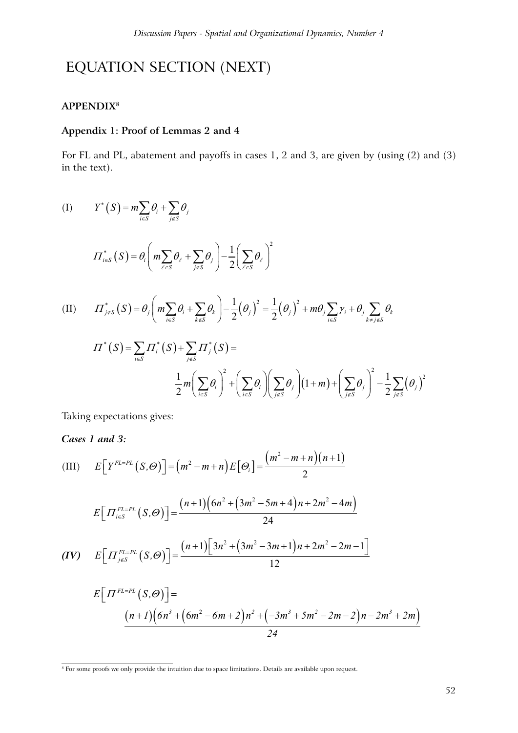# EQUATION SECTION (NEXT)

**APPENDIX**[8]

**Appendix 1: Proof of Lemmas 2 and 4**

For FL and PL, abatement and payoffs in cases 1, 2 and 3, are given by (using (2) and (3) in the text).

$$\text{(I)} \qquad Y^*(S) = m\sum_{i\in S}\theta_i + \sum_{j\notin S}\theta_j$$

$$\Pi^*_{i\in S}(S) = \theta_i\left(m\sum_{\ell\in S}\theta_\ell + \sum_{j\notin S}\theta_j\right) - \frac{1}{2}\left(\sum_{\ell\in S}\theta_\ell\right)^2$$

$$\text{(II)} \qquad \Pi^*_{j\notin S}(S) = \theta_j\left(m\sum_{i\in S}\theta_i + \sum_{k\notin S}\theta_k\right) - \frac{1}{2}\left(\theta_j\right)^2 = \frac{1}{2}\left(\theta_j\right)^2 + m\theta_j\sum_{i\in S}\gamma_i + \theta_j\sum_{k\neq j\notin S}\theta_k$$

$$\Pi^*(S) = \sum_{i\in S}\Pi^*_i(S) + \sum_{j\notin S}\Pi^*_j(S) =$$

$$\frac{1}{2}m\left(\sum_{i\in S}\theta_i\right)^2 + \left(\sum_{i\in S}\theta_i\right)\left(\sum_{j\notin S}\theta_j\right)(1+m) + \left(\sum_{j\notin S}\theta_j\right)^2 - \frac{1}{2}\sum_{j\notin S}\left(\theta_j\right)^2$$

Taking expectations gives:

***Cases 1 and 3:***

$$\text{(III)} \qquad E\left[Y^{FL=PL}(S,\Theta)\right] = \left(m^2 - m + n\right)E\left[\Theta_i\right] = \frac{\left(m^2 - m + n\right)(n+1)}{2}$$

$$E\left[\Pi^{FL=PL}_{i\in S}(S,\Theta)\right] = \frac{(n+1)\left(6n^2 + \left(3m^2 - 5m + 4\right)n + 2m^2 - 4m\right)}{24}$$

$$\textbf{\textit{(IV)}} \qquad E\left[\Pi^{FL=PL}_{j\notin S}(S,\Theta)\right] = \frac{(n+1)\left[3n^2 + \left(3m^2 - 3m + 1\right)n + 2m^2 - 2m - 1\right]}{12}$$

$$E\left[\Pi^{FL=PL}(S,\Theta)\right] =$$

$$\frac{(n+1)\left(6n^3 + \left(6m^2 - 6m + 2\right)n^2 + \left(-3m^3 + 5m^2 - 2m - 2\right)n - 2m^3 + 2m\right)}{24}$$

---

[8] For some proofs we only provide the intuition due to space limitations. Details are available upon request.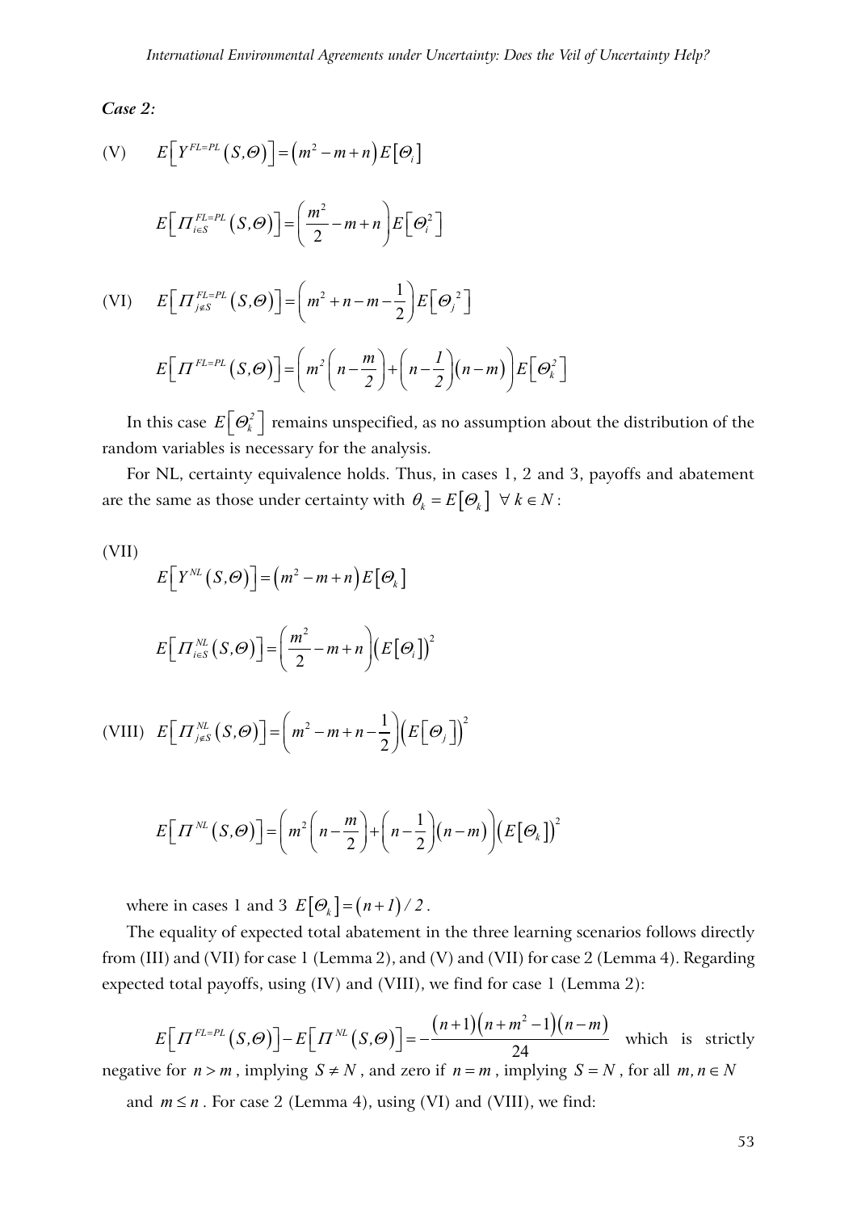***Case 2:***

$$\text{(V)} \qquad E\left[Y^{FL=PL}\left(S,\Theta\right)\right]=\left(m^2-m+n\right)E\left[\Theta_i\right]$$

$$E\left[\Pi_{i\in S}^{FL=PL}\left(S,\Theta\right)\right]=\left(\frac{m^2}{2}-m+n\right)E\left[\Theta_i^2\right]$$

$$\text{(VI)} \qquad E\left[\Pi_{j\notin S}^{FL=PL}\left(S,\Theta\right)\right]=\left(m^2+n-m-\frac{1}{2}\right)E\left[\Theta_j^{\,2}\right]$$

$$E\left[\Pi^{FL=PL}\left(S,\Theta\right)\right]=\left(m^2\left(n-\frac{m}{2}\right)+\left(n-\frac{1}{2}\right)\left(n-m\right)\right)E\left[\Theta_k^2\right]$$

In this case $E\left[\Theta_k^2\right]$ remains unspecified, as no assumption about the distribution of the random variables is necessary for the analysis.

For NL, certainty equivalence holds. Thus, in cases 1, 2 and 3, payoffs and abatement are the same as those under certainty with $\theta_k=E\left[\Theta_k\right]\ \forall\, k\in N$:

(VII)

$$E\left[Y^{NL}\left(S,\Theta\right)\right]=\left(m^2-m+n\right)E\left[\Theta_k\right]$$

$$E\left[\Pi_{i\in S}^{NL}\left(S,\Theta\right)\right]=\left(\frac{m^2}{2}-m+n\right)\left(E\left[\Theta_i\right]\right)^2$$

$$\text{(VIII)} \quad E\left[\Pi_{j\notin S}^{NL}\left(S,\Theta\right)\right]=\left(m^2-m+n-\frac{1}{2}\right)\left(E\left[\Theta_j\right]\right)^2$$

$$E\left[\Pi^{NL}\left(S,\Theta\right)\right]=\left(m^2\left(n-\frac{m}{2}\right)+\left(n-\frac{1}{2}\right)\left(n-m\right)\right)\left(E\left[\Theta_k\right]\right)^2$$

where in cases 1 and 3 $E\left[\Theta_k\right]=\left(n+1\right)/2$.

The equality of expected total abatement in the three learning scenarios follows directly from (III) and (VII) for case 1 (Lemma 2), and (V) and (VII) for case 2 (Lemma 4). Regarding expected total payoffs, using (IV) and (VIII), we find for case 1 (Lemma 2):

$E\left[\Pi^{FL=PL}\left(S,\Theta\right)\right]-E\left[\Pi^{NL}\left(S,\Theta\right)\right]=-\dfrac{\left(n+1\right)\left(n+m^2-1\right)\left(n-m\right)}{24}$ which is strictly negative for $n>m$, implying $S\neq N$, and zero if $n=m$, implying $S=N$, for all $m,n\in N$ and $m\leq n$. For case 2 (Lemma 4), using (VI) and (VIII), we find: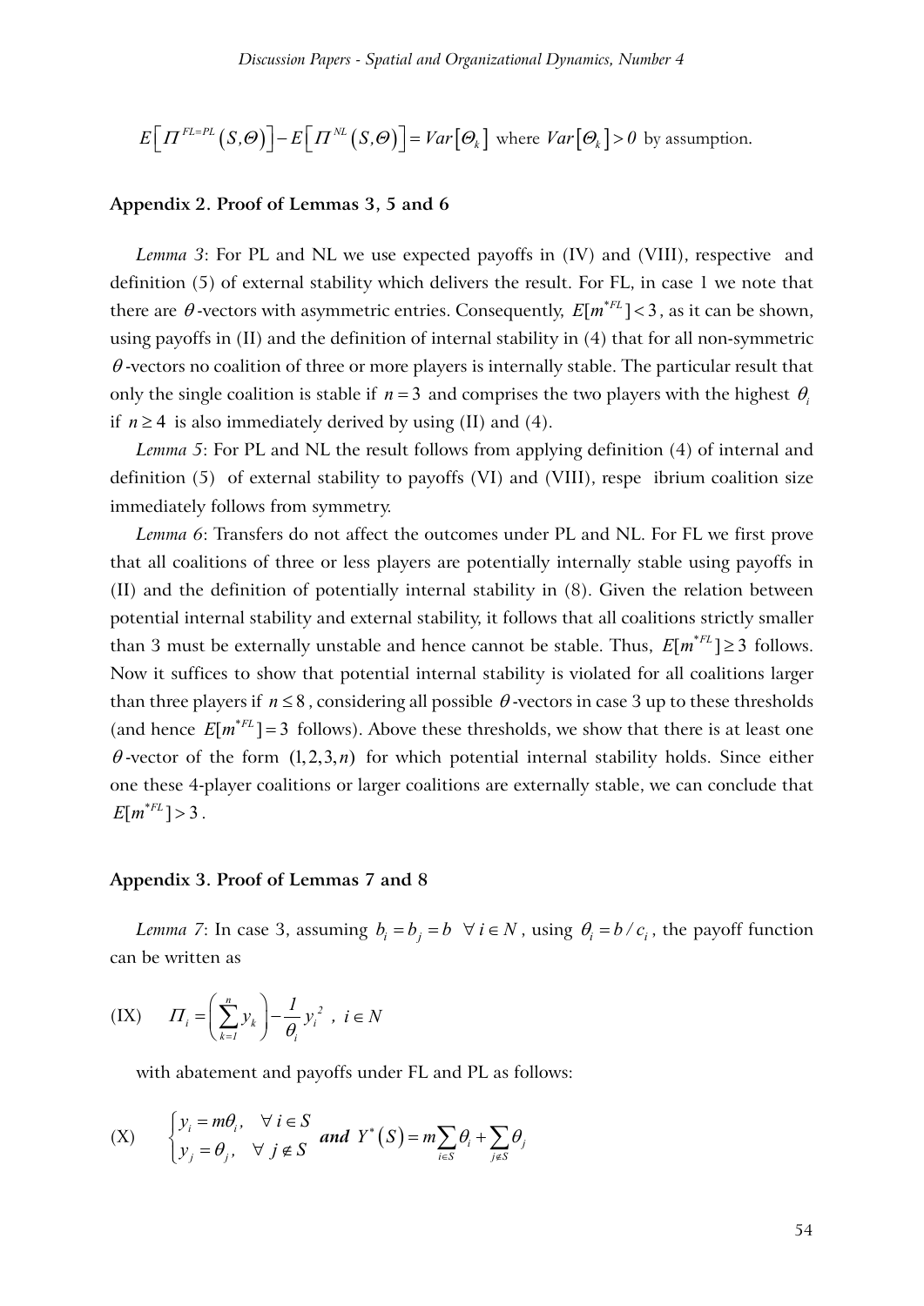$$E\left[\Pi^{FL=PL}(S,\Theta)\right]-E\left[\Pi^{NL}(S,\Theta)\right]=Var\left[\Theta_k\right] \text{ where } Var\left[\Theta_k\right]>0 \text{ by assumption.}$$

## Appendix 2. Proof of Lemmas 3, 5 and 6

*Lemma 3*: For PL and NL we use expected payoffs in (IV) and (VIII), respective and definition (5) of external stability which delivers the result. For FL, in case 1 we note that there are $\theta$-vectors with asymmetric entries. Consequently, $E[m^{*FL}]<3$, as it can be shown, using payoffs in (II) and the definition of internal stability in (4) that for all non-symmetric $\theta$-vectors no coalition of three or more players is internally stable. The particular result that only the single coalition is stable if $n=3$ and comprises the two players with the highest $\theta_i$ if $n\geq 4$ is also immediately derived by using (II) and (4).

*Lemma 5*: For PL and NL the result follows from applying definition (4) of internal and definition (5) of external stability to payoffs (VI) and (VIII), respe ibrium coalition size immediately follows from symmetry.

*Lemma 6*: Transfers do not affect the outcomes under PL and NL. For FL we first prove that all coalitions of three or less players are potentially internally stable using payoffs in (II) and the definition of potentially internal stability in (8). Given the relation between potential internal stability and external stability, it follows that all coalitions strictly smaller than 3 must be externally unstable and hence cannot be stable. Thus, $E[m^{*FL}]\geq 3$ follows. Now it suffices to show that potential internal stability is violated for all coalitions larger than three players if $n\leq 8$, considering all possible $\theta$-vectors in case 3 up to these thresholds (and hence $E[m^{*FL}]=3$ follows). Above these thresholds, we show that there is at least one $\theta$-vector of the form $(1,2,3,n)$ for which potential internal stability holds. Since either one these 4-player coalitions or larger coalitions are externally stable, we can conclude that $E[m^{*FL}]>3$.

## Appendix 3. Proof of Lemmas 7 and 8

*Lemma 7*: In case 3, assuming $b_i=b_j=b \ \ \forall\, i\in N$, using $\theta_i=b/c_i$, the payoff function can be written as

$$\text{(IX)} \qquad \Pi_i=\left(\sum_{k=1}^{n}y_k\right)-\frac{1}{\theta_i}y_i^{\,2}\ ,\ i\in N$$

with abatement and payoffs under FL and PL as follows:

$$\text{(X)} \qquad \begin{cases} y_i=m\theta_i, & \forall\, i\in S \\ y_j=\theta_j, & \forall\, j\notin S \end{cases} \ \ \textbf{\textit{and}}\ \ Y^*(S)=m\sum_{i\in S}\theta_i+\sum_{j\notin S}\theta_j$$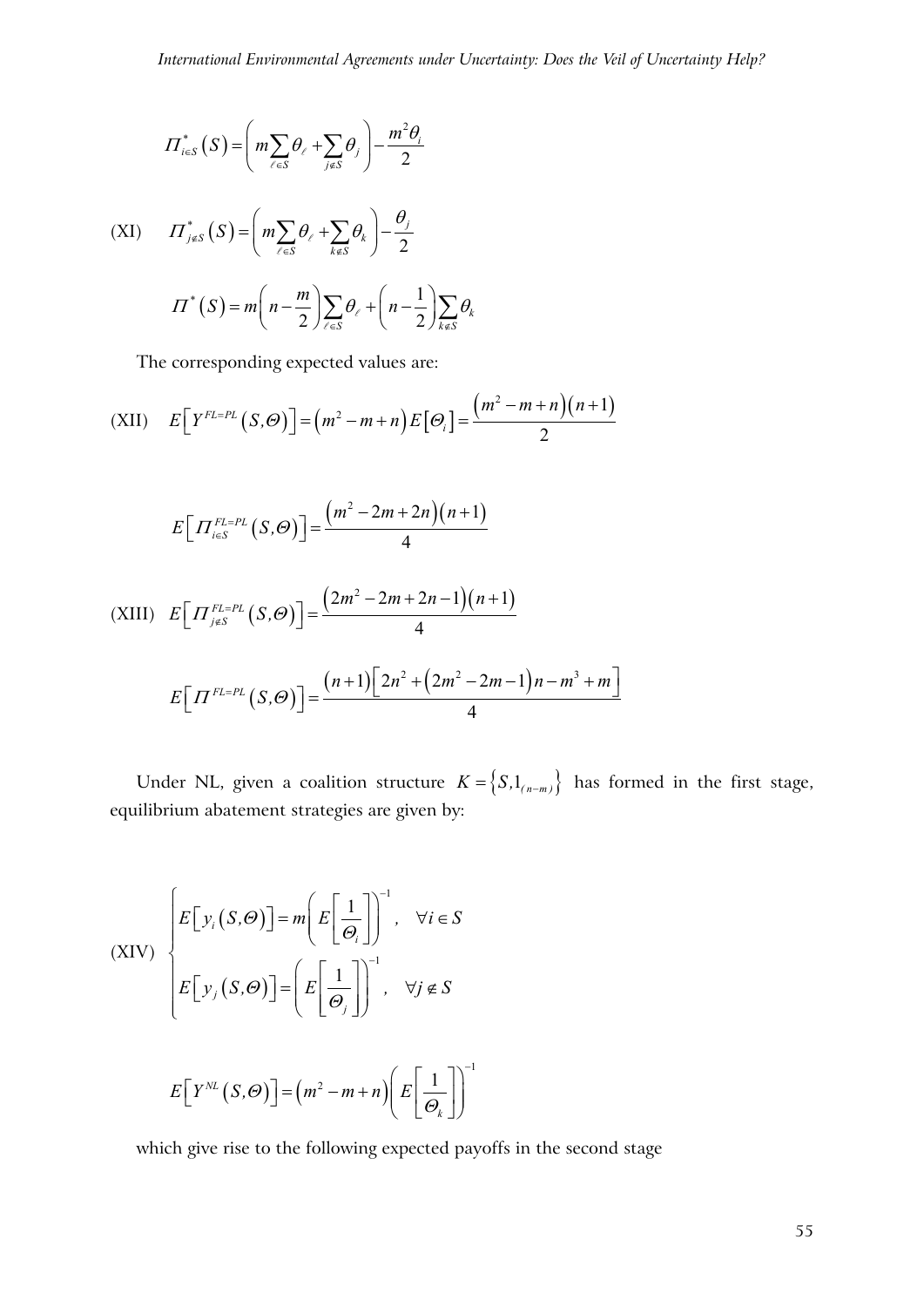$$\Pi^*_{i\in S}(S) = \left( m\sum_{\ell\in S}\theta_\ell + \sum_{j\notin S}\theta_j \right) - \frac{m^2\theta_i}{2}$$

$$\text{(XI)} \quad \Pi^*_{j\notin S}(S) = \left( m\sum_{\ell\in S}\theta_\ell + \sum_{k\notin S}\theta_k \right) - \frac{\theta_j}{2}$$

$$\Pi^*(S) = m\left(n - \frac{m}{2}\right)\sum_{\ell\in S}\theta_\ell + \left(n - \frac{1}{2}\right)\sum_{k\notin S}\theta_k$$

The corresponding expected values are:

$$\text{(XII)} \quad E\left[Y^{FL=PL}(S,\Theta)\right] = \left(m^2 - m + n\right)E\left[\Theta_i\right] = \frac{\left(m^2 - m + n\right)(n+1)}{2}$$

$$E\left[\Pi^{FL=PL}_{i\in S}(S,\Theta)\right] = \frac{\left(m^2 - 2m + 2n\right)(n+1)}{4}$$

$$\text{(XIII)} \quad E\left[\Pi^{FL=PL}_{j\notin S}(S,\Theta)\right] = \frac{\left(2m^2 - 2m + 2n - 1\right)(n+1)}{4}$$

$$E\left[\Pi^{FL=PL}(S,\Theta)\right] = \frac{(n+1)\left[2n^2 + \left(2m^2 - 2m - 1\right)n - m^3 + m\right]}{4}$$

Under NL, given a coalition structure $K = \left\{S, 1_{(n-m)}\right\}$ has formed in the first stage, equilibrium abatement strategies are given by:

$$\text{(XIV)} \quad \begin{cases} E\left[y_i(S,\Theta)\right] = m\left(E\left[\dfrac{1}{\Theta_i}\right]\right)^{-1}, & \forall i \in S \\[2ex] E\left[y_j(S,\Theta)\right] = \left(E\left[\dfrac{1}{\Theta_j}\right]\right)^{-1}, & \forall j \notin S \end{cases}$$

$$E\left[Y^{NL}(S,\Theta)\right] = \left(m^2 - m + n\right)\left(E\left[\frac{1}{\Theta_k}\right]\right)^{-1}$$

which give rise to the following expected payoffs in the second stage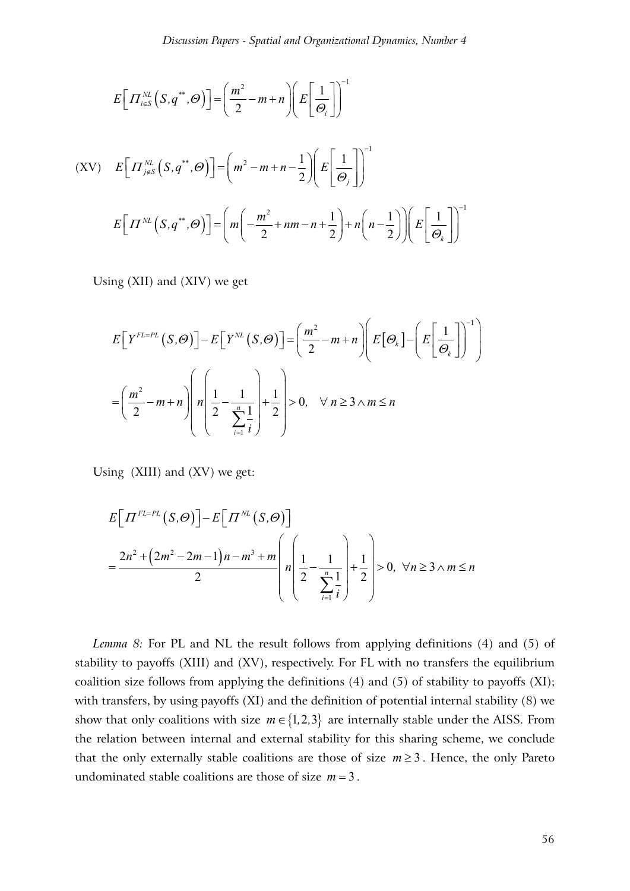$$E\left[\Pi_{i\in S}^{NL}\left(S,q^{**},\Theta\right)\right]=\left(\frac{m^2}{2}-m+n\right)\left(E\left[\frac{1}{\Theta_i}\right]\right)^{-1}$$

$$\text{(XV)}\quad E\left[\Pi_{j\notin S}^{NL}\left(S,q^{**},\Theta\right)\right]=\left(m^2-m+n-\frac{1}{2}\right)\left(E\left[\frac{1}{\Theta_j}\right]\right)^{-1}$$

$$E\left[\Pi^{NL}\left(S,q^{**},\Theta\right)\right]=\left(m\left(-\frac{m^2}{2}+nm-n+\frac{1}{2}\right)+n\left(n-\frac{1}{2}\right)\right)\left(E\left[\frac{1}{\Theta_k}\right]\right)^{-1}$$

Using (XII) and (XIV) we get

$$E\left[Y^{FL=PL}\left(S,\Theta\right)\right]-E\left[Y^{NL}\left(S,\Theta\right)\right]=\left(\frac{m^2}{2}-m+n\right)\left(E\left[\Theta_k\right]-\left(E\left[\frac{1}{\Theta_k}\right]\right)^{-1}\right)$$

$$=\left(\frac{m^2}{2}-m+n\right)\left(n\left(\frac{1}{2}-\frac{1}{\sum_{i=1}^{n}\frac{1}{i}}\right)+\frac{1}{2}\right)>0,\quad \forall\, n\geq 3\wedge m\leq n$$

Using (XIII) and (XV) we get:

$$E\left[\Pi^{FL=PL}\left(S,\Theta\right)\right]-E\left[\Pi^{NL}\left(S,\Theta\right)\right]$$

$$=\frac{2n^2+\left(2m^2-2m-1\right)n-m^3+m}{2}\left(n\left(\frac{1}{2}-\frac{1}{\sum_{i=1}^{n}\frac{1}{i}}\right)+\frac{1}{2}\right)>0,\ \forall n\geq 3\wedge m\leq n$$

*Lemma 8:* For PL and NL the result follows from applying definitions (4) and (5) of stability to payoffs (XIII) and (XV), respectively. For FL with no transfers the equilibrium coalition size follows from applying the definitions (4) and (5) of stability to payoffs (XI); with transfers, by using payoffs (XI) and the definition of potential internal stability (8) we show that only coalitions with size $m\in\{1,2,3\}$ are internally stable under the AISS. From the relation between internal and external stability for this sharing scheme, we conclude that the only externally stable coalitions are those of size $m\geq 3$. Hence, the only Pareto undominated stable coalitions are those of size $m=3$.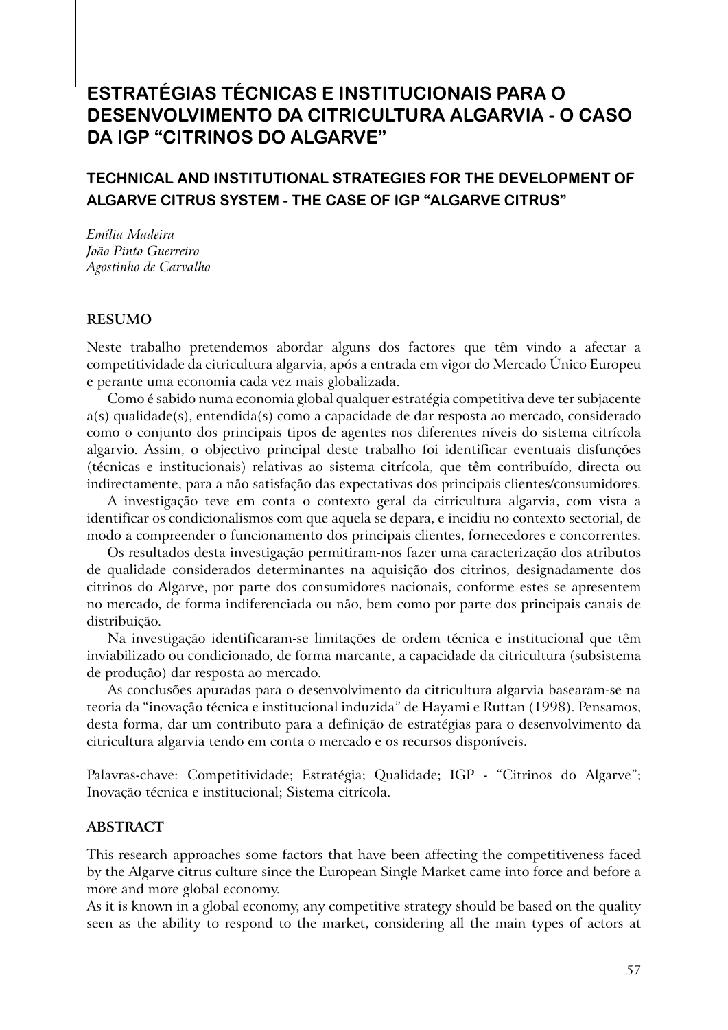# ESTRATÉGIAS TÉCNICAS E INSTITUCIONAIS PARA O DESENVOLVIMENTO DA CITRICULTURA ALGARVIA - O CASO DA IGP "CITRINOS DO ALGARVE"

## TECHNICAL AND INSTITUTIONAL STRATEGIES FOR THE DEVELOPMENT OF ALGARVE CITRUS SYSTEM - THE CASE OF IGP "ALGARVE CITRUS"

*Emília Madeira*
*João Pinto Guerreiro*
*Agostinho de Carvalho*

**RESUMO**

Neste trabalho pretendemos abordar alguns dos factores que têm vindo a afectar a competitividade da citricultura algarvia, após a entrada em vigor do Mercado Único Europeu e perante uma economia cada vez mais globalizada.

Como é sabido numa economia global qualquer estratégia competitiva deve ter subjacente a(s) qualidade(s), entendida(s) como a capacidade de dar resposta ao mercado, considerado como o conjunto dos principais tipos de agentes nos diferentes níveis do sistema citrícola algarvio. Assim, o objectivo principal deste trabalho foi identificar eventuais disfunções (técnicas e institucionais) relativas ao sistema citrícola, que têm contribuído, directa ou indirectamente, para a não satisfação das expectativas dos principais clientes/consumidores.

A investigação teve em conta o contexto geral da citricultura algarvia, com vista a identificar os condicionalismos com que aquela se depara, e incidiu no contexto sectorial, de modo a compreender o funcionamento dos principais clientes, fornecedores e concorrentes.

Os resultados desta investigação permitiram-nos fazer uma caracterização dos atributos de qualidade considerados determinantes na aquisição dos citrinos, designadamente dos citrinos do Algarve, por parte dos consumidores nacionais, conforme estes se apresentem no mercado, de forma indiferenciada ou não, bem como por parte dos principais canais de distribuição.

Na investigação identificaram-se limitações de ordem técnica e institucional que têm inviabilizado ou condicionado, de forma marcante, a capacidade da citricultura (subsistema de produção) dar resposta ao mercado.

As conclusões apuradas para o desenvolvimento da citricultura algarvia basearam-se na teoria da "inovação técnica e institucional induzida" de Hayami e Ruttan (1998). Pensamos, desta forma, dar um contributo para a definição de estratégias para o desenvolvimento da citricultura algarvia tendo em conta o mercado e os recursos disponíveis.

Palavras-chave: Competitividade; Estratégia; Qualidade; IGP - "Citrinos do Algarve"; Inovação técnica e institucional; Sistema citrícola.

**ABSTRACT**

This research approaches some factors that have been affecting the competitiveness faced by the Algarve citrus culture since the European Single Market came into force and before a more and more global economy.

As it is known in a global economy, any competitive strategy should be based on the quality seen as the ability to respond to the market, considering all the main types of actors at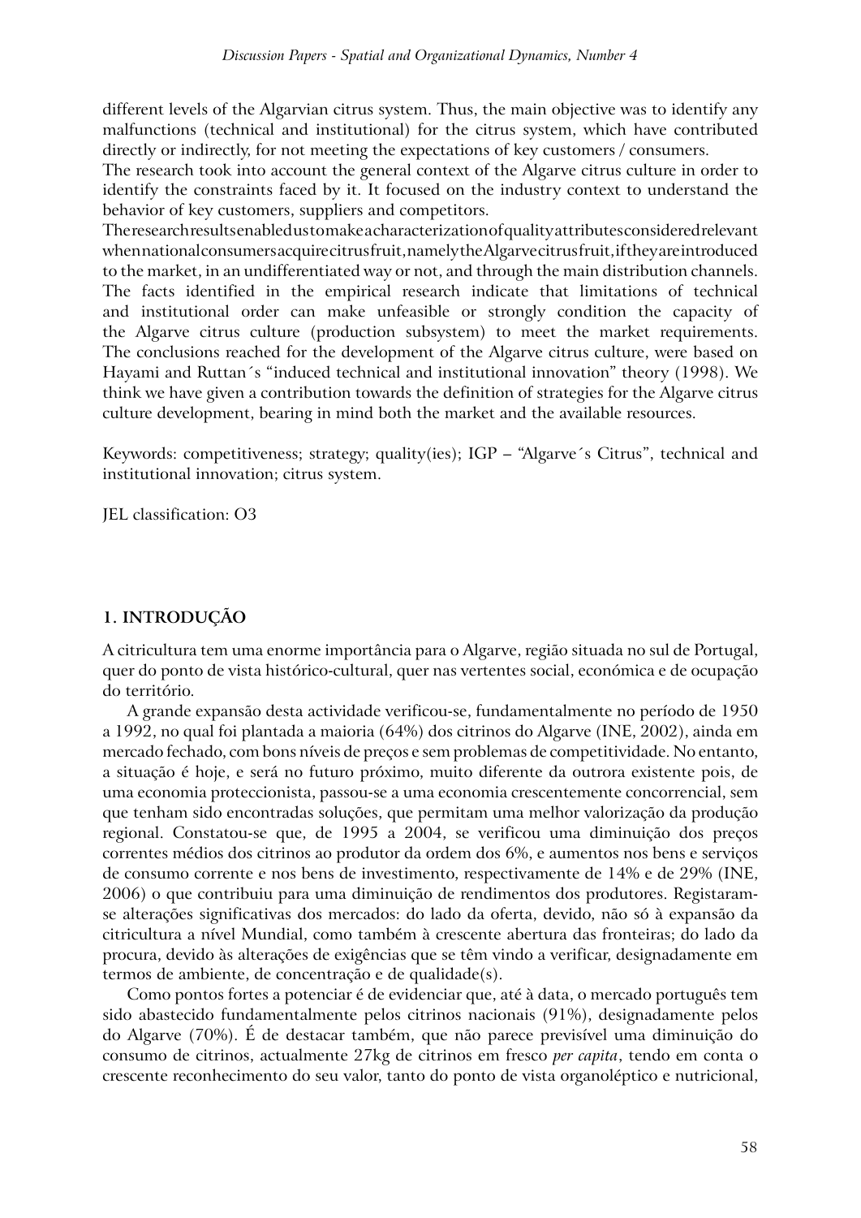different levels of the Algarvian citrus system. Thus, the main objective was to identify any malfunctions (technical and institutional) for the citrus system, which have contributed directly or indirectly, for not meeting the expectations of key customers / consumers.
The research took into account the general context of the Algarve citrus culture in order to identify the constraints faced by it. It focused on the industry context to understand the behavior of key customers, suppliers and competitors.
The research results enabled us to make a characterization of quality attributes considered relevant when national consumers acquire citrus fruit, namely the Algarve citrus fruit, if they are introduced to the market, in an undifferentiated way or not, and through the main distribution channels.
The facts identified in the empirical research indicate that limitations of technical and institutional order can make unfeasible or strongly condition the capacity of the Algarve citrus culture (production subsystem) to meet the market requirements.
The conclusions reached for the development of the Algarve citrus culture, were based on Hayami and Ruttan´s "induced technical and institutional innovation" theory (1998). We think we have given a contribution towards the definition of strategies for the Algarve citrus culture development, bearing in mind both the market and the available resources.

Keywords: competitiveness; strategy; quality(ies); IGP – "Algarve´s Citrus", technical and institutional innovation; citrus system.

JEL classification: O3

## 1. INTRODUÇÃO

A citricultura tem uma enorme importância para o Algarve, região situada no sul de Portugal, quer do ponto de vista histórico-cultural, quer nas vertentes social, económica e de ocupação do território.

A grande expansão desta actividade verificou-se, fundamentalmente no período de 1950 a 1992, no qual foi plantada a maioria (64%) dos citrinos do Algarve (INE, 2002), ainda em mercado fechado, com bons níveis de preços e sem problemas de competitividade. No entanto, a situação é hoje, e será no futuro próximo, muito diferente da outrora existente pois, de uma economia proteccionista, passou-se a uma economia crescentemente concorrencial, sem que tenham sido encontradas soluções, que permitam uma melhor valorização da produção regional. Constatou-se que, de 1995 a 2004, se verificou uma diminuição dos preços correntes médios dos citrinos ao produtor da ordem dos 6%, e aumentos nos bens e serviços de consumo corrente e nos bens de investimento, respectivamente de 14% e de 29% (INE, 2006) o que contribuiu para uma diminuição de rendimentos dos produtores. Registaram-se alterações significativas dos mercados: do lado da oferta, devido, não só à expansão da citricultura a nível Mundial, como também à crescente abertura das fronteiras; do lado da procura, devido às alterações de exigências que se têm vindo a verificar, designadamente em termos de ambiente, de concentração e de qualidade(s).

Como pontos fortes a potenciar é de evidenciar que, até à data, o mercado português tem sido abastecido fundamentalmente pelos citrinos nacionais (91%), designadamente pelos do Algarve (70%). É de destacar também, que não parece previsível uma diminuição do consumo de citrinos, actualmente 27kg de citrinos em fresco *per capita*, tendo em conta o crescente reconhecimento do seu valor, tanto do ponto de vista organoléptico e nutricional,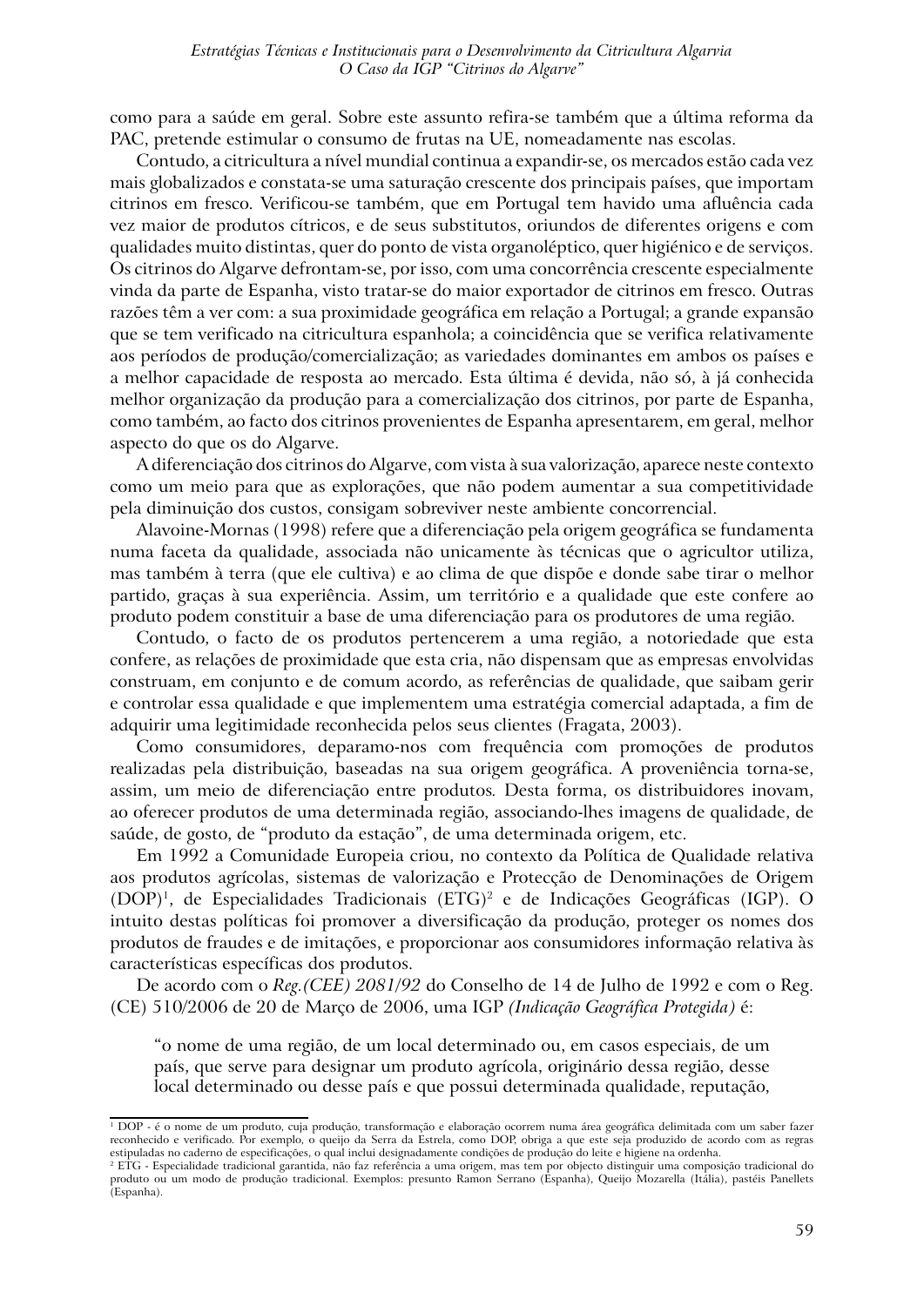como para a saúde em geral. Sobre este assunto refira-se também que a última reforma da PAC, pretende estimular o consumo de frutas na UE, nomeadamente nas escolas.

Contudo, a citricultura a nível mundial continua a expandir-se, os mercados estão cada vez mais globalizados e constata-se uma saturação crescente dos principais países, que importam citrinos em fresco. Verificou-se também, que em Portugal tem havido uma afluência cada vez maior de produtos cítricos, e de seus substitutos, oriundos de diferentes origens e com qualidades muito distintas, quer do ponto de vista organoléptico, quer higiénico e de serviços. Os citrinos do Algarve defrontam-se, por isso, com uma concorrência crescente especialmente vinda da parte de Espanha, visto tratar-se do maior exportador de citrinos em fresco. Outras razões têm a ver com: a sua proximidade geográfica em relação a Portugal; a grande expansão que se tem verificado na citricultura espanhola; a coincidência que se verifica relativamente aos períodos de produção/comercialização; as variedades dominantes em ambos os países e a melhor capacidade de resposta ao mercado. Esta última é devida, não só, à já conhecida melhor organização da produção para a comercialização dos citrinos, por parte de Espanha, como também, ao facto dos citrinos provenientes de Espanha apresentarem, em geral, melhor aspecto do que os do Algarve.

A diferenciação dos citrinos do Algarve, com vista à sua valorização, aparece neste contexto como um meio para que as explorações, que não podem aumentar a sua competitividade pela diminuição dos custos, consigam sobreviver neste ambiente concorrencial.

Alavoine-Mornas (1998) refere que a diferenciação pela origem geográfica se fundamenta numa faceta da qualidade, associada não unicamente às técnicas que o agricultor utiliza, mas também à terra (que ele cultiva) e ao clima de que dispõe e donde sabe tirar o melhor partido, graças à sua experiência. Assim, um território e a qualidade que este confere ao produto podem constituir a base de uma diferenciação para os produtores de uma região.

Contudo, o facto de os produtos pertencerem a uma região, a notoriedade que esta confere, as relações de proximidade que esta cria, não dispensam que as empresas envolvidas construam, em conjunto e de comum acordo, as referências de qualidade, que saibam gerir e controlar essa qualidade e que implementem uma estratégia comercial adaptada, a fim de adquirir uma legitimidade reconhecida pelos seus clientes (Fragata, 2003).

Como consumidores, deparamo-nos com frequência com promoções de produtos realizadas pela distribuição, baseadas na sua origem geográfica. A proveniência torna-se, assim, um meio de diferenciação entre produtos. Desta forma, os distribuidores inovam, ao oferecer produtos de uma determinada região, associando-lhes imagens de qualidade, de saúde, de gosto, de "produto da estação", de uma determinada origem, etc.

Em 1992 a Comunidade Europeia criou, no contexto da Política de Qualidade relativa aos produtos agrícolas, sistemas de valorização e Protecção de Denominações de Origem (DOP)[1], de Especialidades Tradicionais (ETG)[2] e de Indicações Geográficas (IGP). O intuito destas políticas foi promover a diversificação da produção, proteger os nomes dos produtos de fraudes e de imitações, e proporcionar aos consumidores informação relativa às características específicas dos produtos.

De acordo com o *Reg.(CEE) 2081/92* do Conselho de 14 de Julho de 1992 e com o Reg. (CE) 510/2006 de 20 de Março de 2006, uma IGP *(Indicação Geográfica Protegida)* é:

> "o nome de uma região, de um local determinado ou, em casos especiais, de um país, que serve para designar um produto agrícola, originário dessa região, desse local determinado ou desse país e que possui determinada qualidade, reputação,

---

[1] DOP - é o nome de um produto, cuja produção, transformação e elaboração ocorrem numa área geográfica delimitada com um saber fazer reconhecido e verificado. Por exemplo, o queijo da Serra da Estrela, como DOP, obriga a que este seja produzido de acordo com as regras estipuladas no caderno de especificações, o qual inclui designadamente condições de produção do leite e higiene na ordenha.

[2] ETG - Especialidade tradicional garantida, não faz referência a uma origem, mas tem por objecto distinguir uma composição tradicional do produto ou um modo de produção tradicional. Exemplos: presunto Ramon Serrano (Espanha), Queijo Mozarella (Itália), pastéis Panellets (Espanha).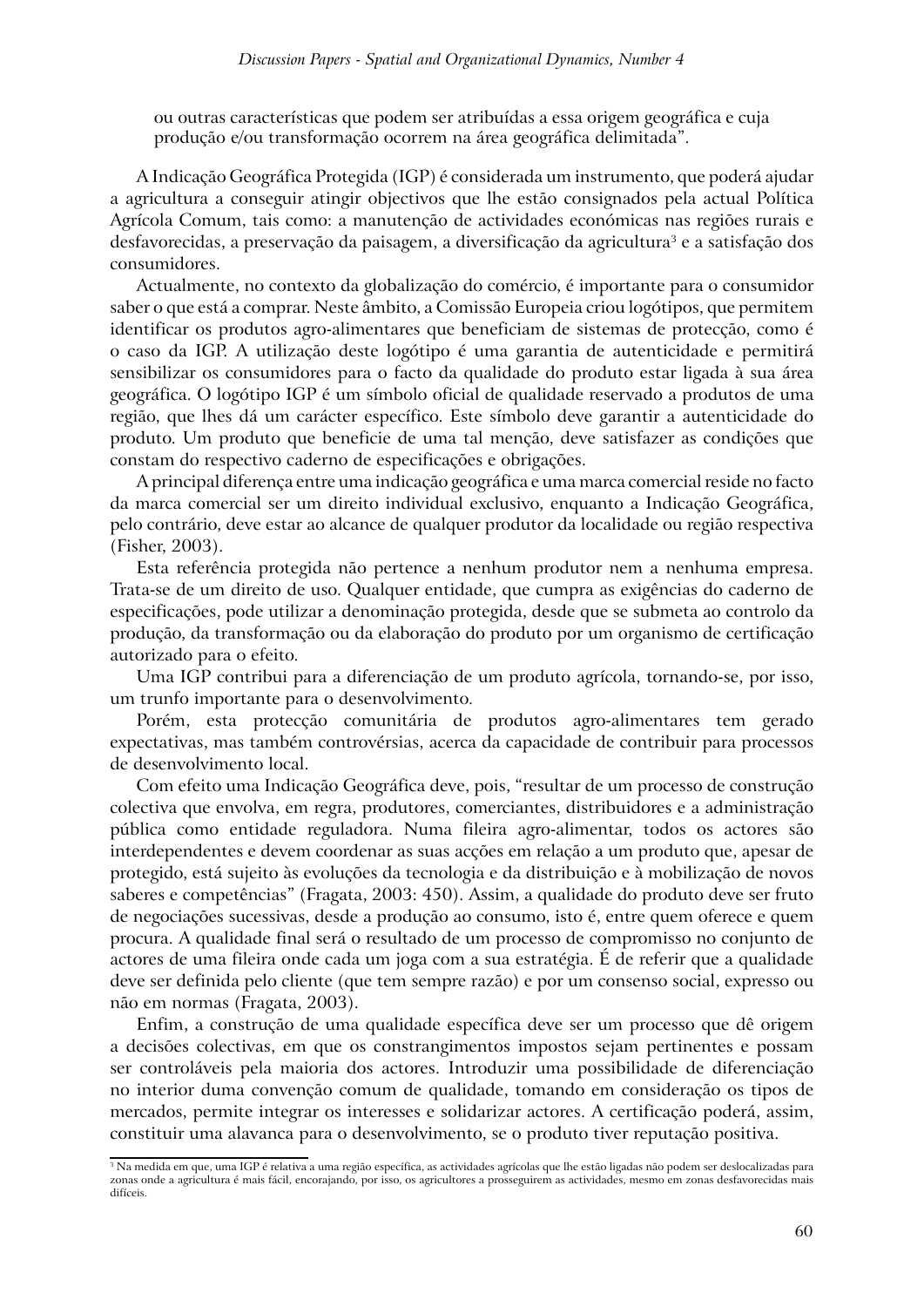ou outras características que podem ser atribuídas a essa origem geográfica e cuja produção e/ou transformação ocorrem na área geográfica delimitada".

A Indicação Geográfica Protegida (IGP) é considerada um instrumento, que poderá ajudar a agricultura a conseguir atingir objectivos que lhe estão consignados pela actual Política Agrícola Comum, tais como: a manutenção de actividades económicas nas regiões rurais e desfavorecidas, a preservação da paisagem, a diversificação da agricultura[3] e a satisfação dos consumidores.

Actualmente, no contexto da globalização do comércio, é importante para o consumidor saber o que está a comprar. Neste âmbito, a Comissão Europeia criou logótipos, que permitem identificar os produtos agro-alimentares que beneficiam de sistemas de protecção, como é o caso da IGP. A utilização deste logótipo é uma garantia de autenticidade e permitirá sensibilizar os consumidores para o facto da qualidade do produto estar ligada à sua área geográfica. O logótipo IGP é um símbolo oficial de qualidade reservado a produtos de uma região, que lhes dá um carácter específico. Este símbolo deve garantir a autenticidade do produto. Um produto que beneficie de uma tal menção, deve satisfazer as condições que constam do respectivo caderno de especificações e obrigações.

A principal diferença entre uma indicação geográfica e uma marca comercial reside no facto da marca comercial ser um direito individual exclusivo, enquanto a Indicação Geográfica, pelo contrário, deve estar ao alcance de qualquer produtor da localidade ou região respectiva (Fisher, 2003).

Esta referência protegida não pertence a nenhum produtor nem a nenhuma empresa. Trata-se de um direito de uso. Qualquer entidade, que cumpra as exigências do caderno de especificações, pode utilizar a denominação protegida, desde que se submeta ao controlo da produção, da transformação ou da elaboração do produto por um organismo de certificação autorizado para o efeito.

Uma IGP contribui para a diferenciação de um produto agrícola, tornando-se, por isso, um trunfo importante para o desenvolvimento.

Porém, esta protecção comunitária de produtos agro-alimentares tem gerado expectativas, mas também controvérsias, acerca da capacidade de contribuir para processos de desenvolvimento local.

Com efeito uma Indicação Geográfica deve, pois, "resultar de um processo de construção colectiva que envolva, em regra, produtores, comerciantes, distribuidores e a administração pública como entidade reguladora. Numa fileira agro-alimentar, todos os actores são interdependentes e devem coordenar as suas acções em relação a um produto que, apesar de protegido, está sujeito às evoluções da tecnologia e da distribuição e à mobilização de novos saberes e competências" (Fragata, 2003: 450). Assim, a qualidade do produto deve ser fruto de negociações sucessivas, desde a produção ao consumo, isto é, entre quem oferece e quem procura. A qualidade final será o resultado de um processo de compromisso no conjunto de actores de uma fileira onde cada um joga com a sua estratégia. É de referir que a qualidade deve ser definida pelo cliente (que tem sempre razão) e por um consenso social, expresso ou não em normas (Fragata, 2003).

Enfim, a construção de uma qualidade específica deve ser um processo que dê origem a decisões colectivas, em que os constrangimentos impostos sejam pertinentes e possam ser controláveis pela maioria dos actores. Introduzir uma possibilidade de diferenciação no interior duma convenção comum de qualidade, tomando em consideração os tipos de mercados, permite integrar os interesses e solidarizar actores. A certificação poderá, assim, constituir uma alavanca para o desenvolvimento, se o produto tiver reputação positiva.

---

[3] Na medida em que, uma IGP é relativa a uma região específica, as actividades agrícolas que lhe estão ligadas não podem ser deslocalizadas para zonas onde a agricultura é mais fácil, encorajando, por isso, os agricultores a prosseguirem as actividades, mesmo em zonas desfavorecidas mais difíceis.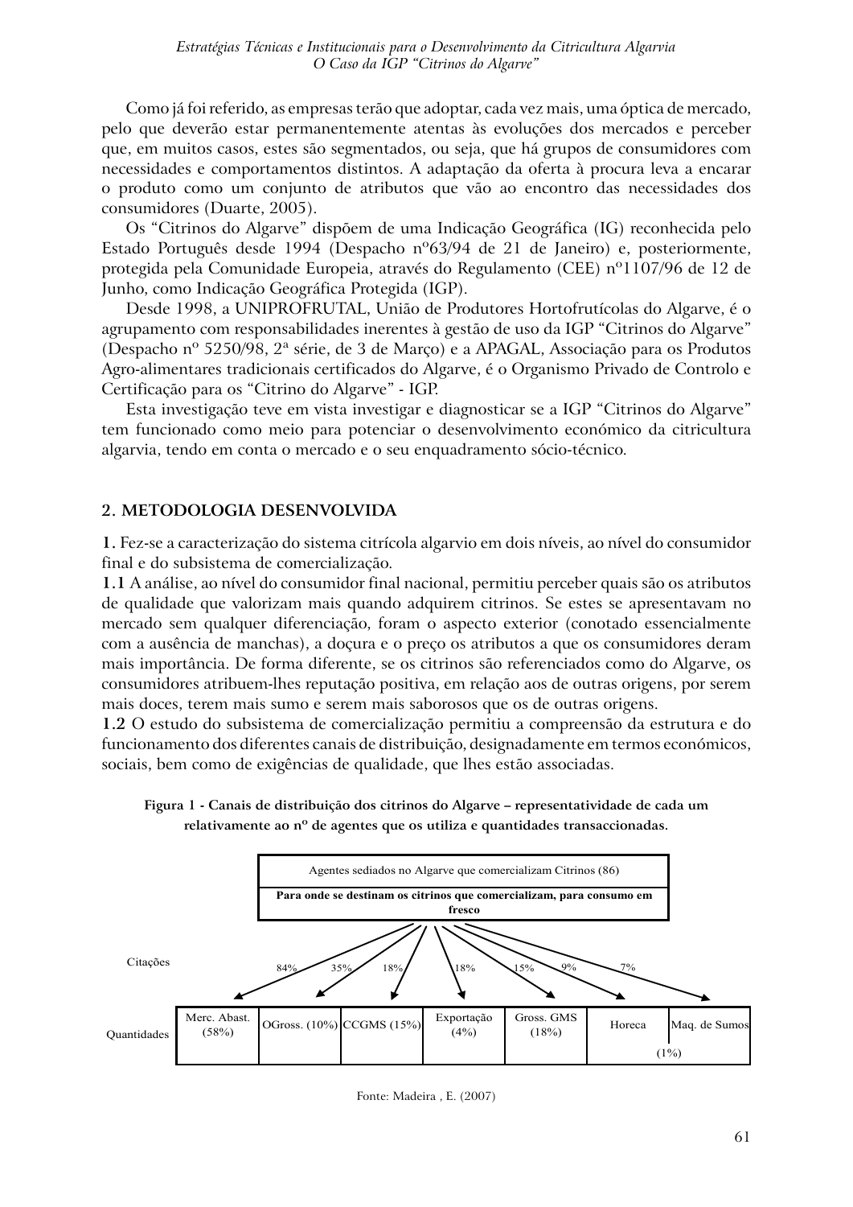Como já foi referido, as empresas terão que adoptar, cada vez mais, uma óptica de mercado, pelo que deverão estar permanentemente atentas às evoluções dos mercados e perceber que, em muitos casos, estes são segmentados, ou seja, que há grupos de consumidores com necessidades e comportamentos distintos. A adaptação da oferta à procura leva a encarar o produto como um conjunto de atributos que vão ao encontro das necessidades dos consumidores (Duarte, 2005).

Os "Citrinos do Algarve" dispõem de uma Indicação Geográfica (IG) reconhecida pelo Estado Português desde 1994 (Despacho nº63/94 de 21 de Janeiro) e, posteriormente, protegida pela Comunidade Europeia, através do Regulamento (CEE) nº1107/96 de 12 de Junho, como Indicação Geográfica Protegida (IGP).

Desde 1998, a UNIPROFRUTAL, União de Produtores Hortofrutícolas do Algarve, é o agrupamento com responsabilidades inerentes à gestão de uso da IGP "Citrinos do Algarve" (Despacho nº 5250/98, 2ª série, de 3 de Março) e a APAGAL, Associação para os Produtos Agro-alimentares tradicionais certificados do Algarve, é o Organismo Privado de Controlo e Certificação para os "Citrino do Algarve" - IGP.

Esta investigação teve em vista investigar e diagnosticar se a IGP "Citrinos do Algarve" tem funcionado como meio para potenciar o desenvolvimento económico da citricultura algarvia, tendo em conta o mercado e o seu enquadramento sócio-técnico.

## 2. METODOLOGIA DESENVOLVIDA

**1.** Fez-se a caracterização do sistema citrícola algarvio em dois níveis, ao nível do consumidor final e do subsistema de comercialização.

**1.1** A análise, ao nível do consumidor final nacional, permitiu perceber quais são os atributos de qualidade que valorizam mais quando adquirem citrinos. Se estes se apresentavam no mercado sem qualquer diferenciação, foram o aspecto exterior (conotado essencialmente com a ausência de manchas), a doçura e o preço os atributos a que os consumidores deram mais importância. De forma diferente, se os citrinos são referenciados como do Algarve, os consumidores atribuem-lhes reputação positiva, em relação aos de outras origens, por serem mais doces, terem mais sumo e serem mais saborosos que os de outras origens.

**1.2** O estudo do subsistema de comercialização permitiu a compreensão da estrutura e do funcionamento dos diferentes canais de distribuição, designadamente em termos económicos, sociais, bem como de exigências de qualidade, que lhes estão associadas.

**Figura 1 - Canais de distribuição dos citrinos do Algarve – representatividade de cada um relativamente ao nº de agentes que os utiliza e quantidades transaccionadas.**

Agentes sediados no Algarve que comercializam Citrinos (86)

**Para onde se destinam os citrinos que comercializam, para consumo em fresco**

| | Merc. Abast. | OGross. | CCGMS | Exportação | Gross. GMS | Horeca | Maq. de Sumos |
|---|---|---|---|---|---|---|---|
| Citações | 84% | 35% | 18% | 18% | 15% | 9% | 7% |
| Quantidades | 58% | 10% | 15% | 4% | 18% | (1%) | |

Fonte: Madeira , E. (2007)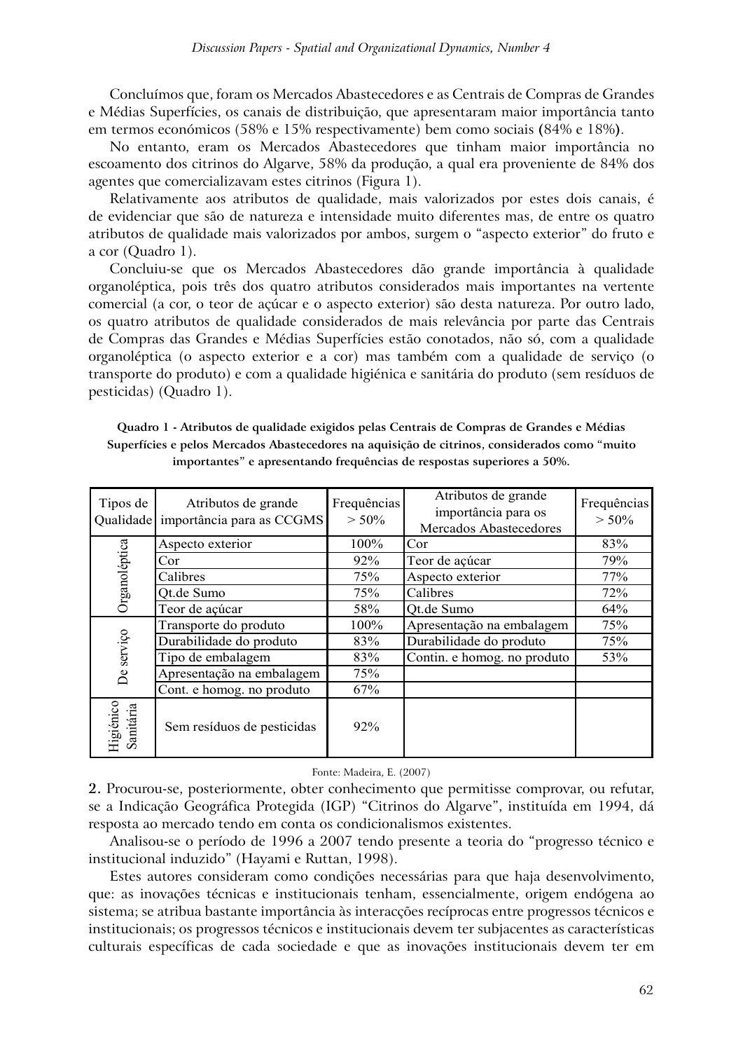Concluímos que, foram os Mercados Abastecedores e as Centrais de Compras de Grandes e Médias Superfícies, os canais de distribuição, que apresentaram maior importância tanto em termos económicos (58% e 15% respectivamente) bem como sociais **(**84% e 18%**)**.

No entanto, eram os Mercados Abastecedores que tinham maior importância no escoamento dos citrinos do Algarve, 58% da produção, a qual era proveniente de 84% dos agentes que comercializavam estes citrinos (Figura 1).

Relativamente aos atributos de qualidade, mais valorizados por estes dois canais, é de evidenciar que são de natureza e intensidade muito diferentes mas, de entre os quatro atributos de qualidade mais valorizados por ambos, surgem o "aspecto exterior" do fruto e a cor (Quadro 1).

Concluiu-se que os Mercados Abastecedores dão grande importância à qualidade organoléptica, pois três dos quatro atributos considerados mais importantes na vertente comercial (a cor, o teor de açúcar e o aspecto exterior) são desta natureza. Por outro lado, os quatro atributos de qualidade considerados de mais relevância por parte das Centrais de Compras das Grandes e Médias Superfícies estão conotados, não só, com a qualidade organoléptica (o aspecto exterior e a cor) mas também com a qualidade de serviço (o transporte do produto) e com a qualidade higiénica e sanitária do produto (sem resíduos de pesticidas) (Quadro 1).

**Quadro 1 - Atributos de qualidade exigidos pelas Centrais de Compras de Grandes e Médias Superfícies e pelos Mercados Abastecedores na aquisição de citrinos, considerados como "muito importantes" e apresentando frequências de respostas superiores a 50%.**

| Tipos de Qualidade | Atributos de grande importância para as CCGMS | Frequências > 50% | Atributos de grande importância para os Mercados Abastecedores | Frequências > 50% |
|---|---|---|---|---|
| Organoléptica | Aspecto exterior | 100% | Cor | 83% |
| | Cor | 92% | Teor de açúcar | 79% |
| | Calibres | 75% | Aspecto exterior | 77% |
| | Qt.de Sumo | 75% | Calibres | 72% |
| | Teor de açúcar | 58% | Qt.de Sumo | 64% |
| De serviço | Transporte do produto | 100% | Apresentação na embalagem | 75% |
| | Durabilidade do produto | 83% | Durabilidade do produto | 75% |
| | Tipo de embalagem | 83% | Contin. e homog. no produto | 53% |
| | Apresentação na embalagem | 75% | | |
| | Cont. e homog. no produto | 67% | | |
| Higiénico Sanitária | Sem resíduos de pesticidas | 92% | | |

Fonte: Madeira, E. (2007)

**2.** Procurou-se, posteriormente, obter conhecimento que permitisse comprovar, ou refutar, se a Indicação Geográfica Protegida (IGP) "Citrinos do Algarve", instituída em 1994, dá resposta ao mercado tendo em conta os condicionalismos existentes.

Analisou-se o período de 1996 a 2007 tendo presente a teoria do "progresso técnico e institucional induzido" (Hayami e Ruttan, 1998).

Estes autores consideram como condições necessárias para que haja desenvolvimento, que: as inovações técnicas e institucionais tenham, essencialmente, origem endógena ao sistema; se atribua bastante importância às interacções recíprocas entre progressos técnicos e institucionais; os progressos técnicos e institucionais devem ter subjacentes as características culturais específicas de cada sociedade e que as inovações institucionais devem ter em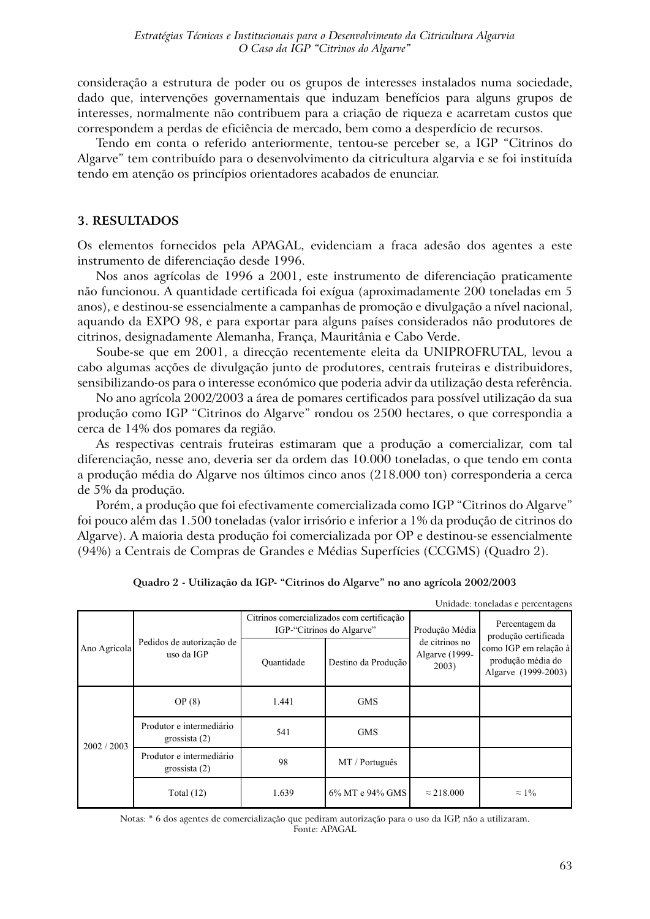consideração a estrutura de poder ou os grupos de interesses instalados numa sociedade, dado que, intervenções governamentais que induzam benefícios para alguns grupos de interesses, normalmente não contribuem para a criação de riqueza e acarretam custos que correspondem a perdas de eficiência de mercado, bem como a desperdício de recursos.

Tendo em conta o referido anteriormente, tentou-se perceber se, a IGP "Citrinos do Algarve" tem contribuído para o desenvolvimento da citricultura algarvia e se foi instituída tendo em atenção os princípios orientadores acabados de enunciar.

## 3. RESULTADOS

Os elementos fornecidos pela APAGAL, evidenciam a fraca adesão dos agentes a este instrumento de diferenciação desde 1996.

Nos anos agrícolas de 1996 a 2001, este instrumento de diferenciação praticamente não funcionou. A quantidade certificada foi exígua (aproximadamente 200 toneladas em 5 anos), e destinou-se essencialmente a campanhas de promoção e divulgação a nível nacional, aquando da EXPO 98, e para exportar para alguns países considerados não produtores de citrinos, designadamente Alemanha, França, Mauritânia e Cabo Verde.

Soube-se que em 2001, a direcção recentemente eleita da UNIPROFRUTAL, levou a cabo algumas acções de divulgação junto de produtores, centrais fruteiras e distribuidores, sensibilizando-os para o interesse económico que poderia advir da utilização desta referência.

No ano agrícola 2002/2003 a área de pomares certificados para possível utilização da sua produção como IGP "Citrinos do Algarve" rondou os 2500 hectares, o que correspondia a cerca de 14% dos pomares da região.

As respectivas centrais fruteiras estimaram que a produção a comercializar, com tal diferenciação, nesse ano, deveria ser da ordem das 10.000 toneladas, o que tendo em conta a produção média do Algarve nos últimos cinco anos (218.000 ton) corresponderia a cerca de 5% da produção.

Porém, a produção que foi efectivamente comercializada como IGP "Citrinos do Algarve" foi pouco além das 1.500 toneladas (valor irrisório e inferior a 1% da produção de citrinos do Algarve). A maioria desta produção foi comercializada por OP e destinou-se essencialmente (94%) a Centrais de Compras de Grandes e Médias Superfícies (CCGMS) (Quadro 2).

**Quadro 2 - Utilização da IGP- "Citrinos do Algarve" no ano agrícola 2002/2003**

Unidade: toneladas e percentagens

| Ano Agrícola | Pedidos de autorização de uso da IGP | Citrinos comercializados com certificação IGP-"Citrinos do Algarve" | | Produção Média de citrinos no Algarve (1999-2003) | Percentagem da produção certificada como IGP em relação à produção média do Algarve (1999-2003) |
|---|---|---|---|---|---|
| | | Quantidade | Destino da Produção | | |
| 2002 / 2003 | OP (8) | 1.441 | GMS | | |
| | Produtor e intermediário grossista (2) | 541 | GMS | | |
| | Produtor e intermediário grossista (2) | 98 | MT / Português | | |
| | Total (12) | 1.639 | 6% MT e 94% GMS | ≈ 218.000 | ≈ 1% |

Notas: * 6 dos agentes de comercialização que pediram autorização para o uso da IGP, não a utilizaram.
Fonte: APAGAL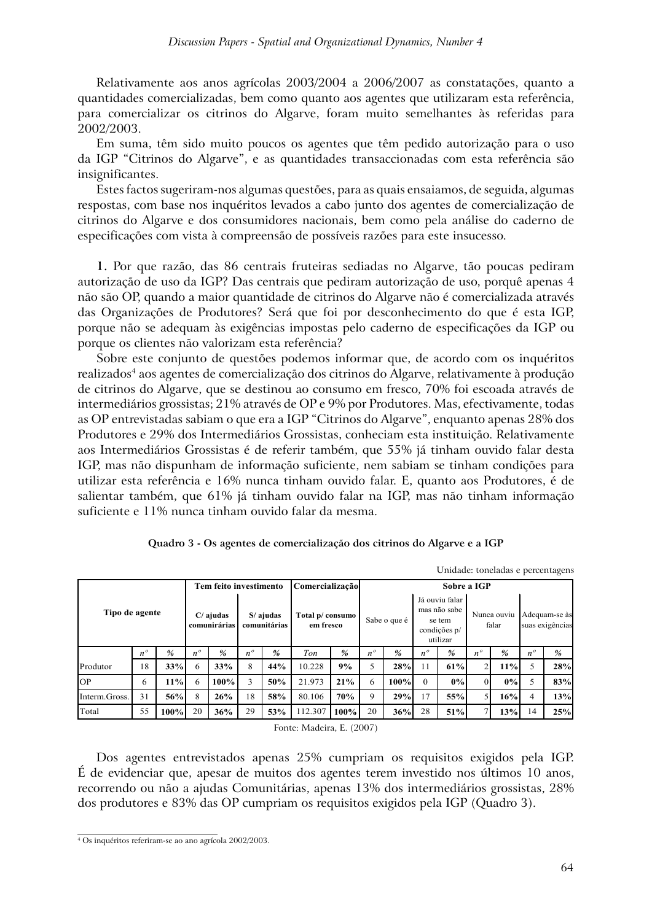Relativamente aos anos agrícolas 2003/2004 a 2006/2007 as constatações, quanto a quantidades comercializadas, bem como quanto aos agentes que utilizaram esta referência, para comercializar os citrinos do Algarve, foram muito semelhantes às referidas para 2002/2003.

Em suma, têm sido muito poucos os agentes que têm pedido autorização para o uso da IGP "Citrinos do Algarve", e as quantidades transaccionadas com esta referência são insignificantes.

Estes factos sugeriram-nos algumas questões, para as quais ensaiamos, de seguida, algumas respostas, com base nos inquéritos levados a cabo junto dos agentes de comercialização de citrinos do Algarve e dos consumidores nacionais, bem como pela análise do caderno de especificações com vista à compreensão de possíveis razões para este insucesso.

**1.** Por que razão, das 86 centrais fruteiras sediadas no Algarve, tão poucas pediram autorização de uso da IGP? Das centrais que pediram autorização de uso, porquê apenas 4 não são OP, quando a maior quantidade de citrinos do Algarve não é comercializada através das Organizações de Produtores? Será que foi por desconhecimento do que é esta IGP, porque não se adequam às exigências impostas pelo caderno de especificações da IGP ou porque os clientes não valorizam esta referência?

Sobre este conjunto de questões podemos informar que, de acordo com os inquéritos realizados[4] aos agentes de comercialização dos citrinos do Algarve, relativamente à produção de citrinos do Algarve, que se destinou ao consumo em fresco, 70% foi escoada através de intermediários grossistas; 21% através de OP e 9% por Produtores. Mas, efectivamente, todas as OP entrevistadas sabiam o que era a IGP "Citrinos do Algarve", enquanto apenas 28% dos Produtores e 29% dos Intermediários Grossistas, conheciam esta instituição. Relativamente aos Intermediários Grossistas é de referir também, que 55% já tinham ouvido falar desta IGP, mas não dispunham de informação suficiente, nem sabiam se tinham condições para utilizar esta referência e 16% nunca tinham ouvido falar. E, quanto aos Produtores, é de salientar também, que 61% já tinham ouvido falar na IGP, mas não tinham informação suficiente e 11% nunca tinham ouvido falar da mesma.

**Quadro 3 - Os agentes de comercialização dos citrinos do Algarve e a IGP**

Unidade: toneladas e percentagens

| Tipo de agente | | | Tem feito investimento | | | | Comercialização | | Sobre a IGP | | | | | | | |
|---|---|---|---|---|---|---|---|---|---|---|---|---|---|---|---|---|
| | | | C/ ajudas comunirárias | | S/ ajudas comunitárias | | Total p/ consumo em fresco | | Sabe o que é | | Já ouviu falar mas não sabe se tem condições p/ utilizar | | Nunca ouviu falar | | Adequam-se às suas exigências | |
| | *nº* | *%* | *nº* | *%* | *nº* | *%* | *Ton* | *%* | *nº* | *%* | *nº* | *%* | *nº* | *%* | *nº* | *%* |
| Produtor | 18 | **33%** | 6 | **33%** | 8 | **44%** | 10.228 | **9%** | 5 | **28%** | 11 | **61%** | 2 | **11%** | 5 | **28%** |
| OP | 6 | **11%** | 6 | **100%** | 3 | **50%** | 21.973 | **21%** | 6 | **100%** | 0 | **0%** | 0 | **0%** | 5 | **83%** |
| Interm.Gross. | 31 | **56%** | 8 | **26%** | 18 | **58%** | 80.106 | **70%** | 9 | **29%** | 17 | **55%** | 5 | **16%** | 4 | **13%** |
| Total | 55 | **100%** | 20 | **36%** | 29 | **53%** | 112.307 | **100%** | 20 | **36%** | 28 | **51%** | 7 | **13%** | 14 | **25%** |

Fonte: Madeira, E. (2007)

Dos agentes entrevistados apenas 25% cumpriam os requisitos exigidos pela IGP. É de evidenciar que, apesar de muitos dos agentes terem investido nos últimos 10 anos, recorrendo ou não a ajudas Comunitárias, apenas 13% dos intermediários grossistas, 28% dos produtores e 83% das OP cumpriam os requisitos exigidos pela IGP (Quadro 3).

---

[4] Os inquéritos referiram-se ao ano agrícola 2002/2003.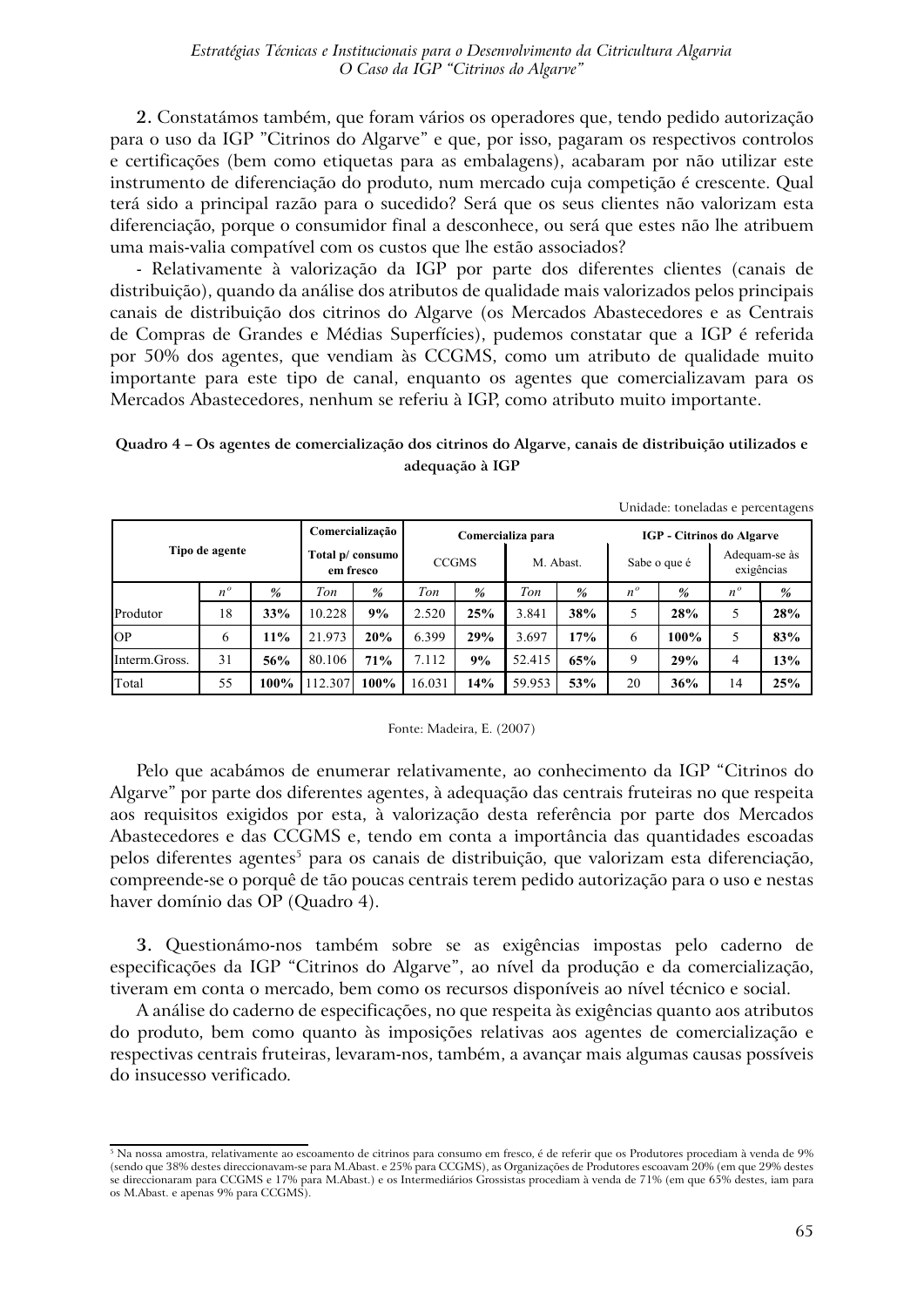**2.** Constatámos também, que foram vários os operadores que, tendo pedido autorização para o uso da IGP "Citrinos do Algarve" e que, por isso, pagaram os respectivos controlos e certificações (bem como etiquetas para as embalagens), acabaram por não utilizar este instrumento de diferenciação do produto, num mercado cuja competição é crescente. Qual terá sido a principal razão para o sucedido? Será que os seus clientes não valorizam esta diferenciação, porque o consumidor final a desconhece, ou será que estes não lhe atribuem uma mais-valia compatível com os custos que lhe estão associados?

- Relativamente à valorização da IGP por parte dos diferentes clientes (canais de distribuição), quando da análise dos atributos de qualidade mais valorizados pelos principais canais de distribuição dos citrinos do Algarve (os Mercados Abastecedores e as Centrais de Compras de Grandes e Médias Superfícies), pudemos constatar que a IGP é referida por 50% dos agentes, que vendiam às CCGMS, como um atributo de qualidade muito importante para este tipo de canal, enquanto os agentes que comercializavam para os Mercados Abastecedores, nenhum se referiu à IGP, como atributo muito importante.

**Quadro 4 – Os agentes de comercialização dos citrinos do Algarve, canais de distribuição utilizados e adequação à IGP**

Unidade: toneladas e percentagens

| Tipo de agente | | | Comercialização Total p/ consumo em fresco | | Comercializa para | | | | IGP - Citrinos do Algarve | | | |
|---|---|---|---|---|---|---|---|---|---|---|---|---|
| | | | | | CCGMS | | M. Abast. | | Sabe o que é | | Adequam-se às exigências | |
| | nº | % | Ton | % | Ton | % | Ton | % | nº | % | nº | % |
| Produtor | 18 | **33%** | 10.228 | **9%** | 2.520 | **25%** | 3.841 | **38%** | 5 | **28%** | 5 | **28%** |
| OP | 6 | **11%** | 21.973 | **20%** | 6.399 | **29%** | 3.697 | **17%** | 6 | **100%** | 5 | **83%** |
| Interm.Gross. | 31 | **56%** | 80.106 | **71%** | 7.112 | **9%** | 52.415 | **65%** | 9 | **29%** | 4 | **13%** |
| Total | 55 | **100%** | 112.307 | **100%** | 16.031 | **14%** | 59.953 | **53%** | 20 | **36%** | 14 | **25%** |

Fonte: Madeira, E. (2007)

Pelo que acabámos de enumerar relativamente, ao conhecimento da IGP "Citrinos do Algarve" por parte dos diferentes agentes, à adequação das centrais fruteiras no que respeita aos requisitos exigidos por esta, à valorização desta referência por parte dos Mercados Abastecedores e das CCGMS e, tendo em conta a importância das quantidades escoadas pelos diferentes agentes[5] para os canais de distribuição, que valorizam esta diferenciação, compreende-se o porquê de tão poucas centrais terem pedido autorização para o uso e nestas haver domínio das OP (Quadro 4).

**3.** Questionámo-nos também sobre se as exigências impostas pelo caderno de especificações da IGP "Citrinos do Algarve", ao nível da produção e da comercialização, tiveram em conta o mercado, bem como os recursos disponíveis ao nível técnico e social.

A análise do caderno de especificações, no que respeita às exigências quanto aos atributos do produto, bem como quanto às imposições relativas aos agentes de comercialização e respectivas centrais fruteiras, levaram-nos, também, a avançar mais algumas causas possíveis do insucesso verificado.

[5] Na nossa amostra, relativamente ao escoamento de citrinos para consumo em fresco, é de referir que os Produtores procediam à venda de 9% (sendo que 38% destes direccionavam-se para M.Abast. e 25% para CCGMS), as Organizações de Produtores escoavam 20% (em que 29% destes se direccionaram para CCGMS e 17% para M.Abast.) e os Intermediários Grossistas procediam à venda de 71% (em que 65% destes, iam para os M.Abast. e apenas 9% para CCGMS).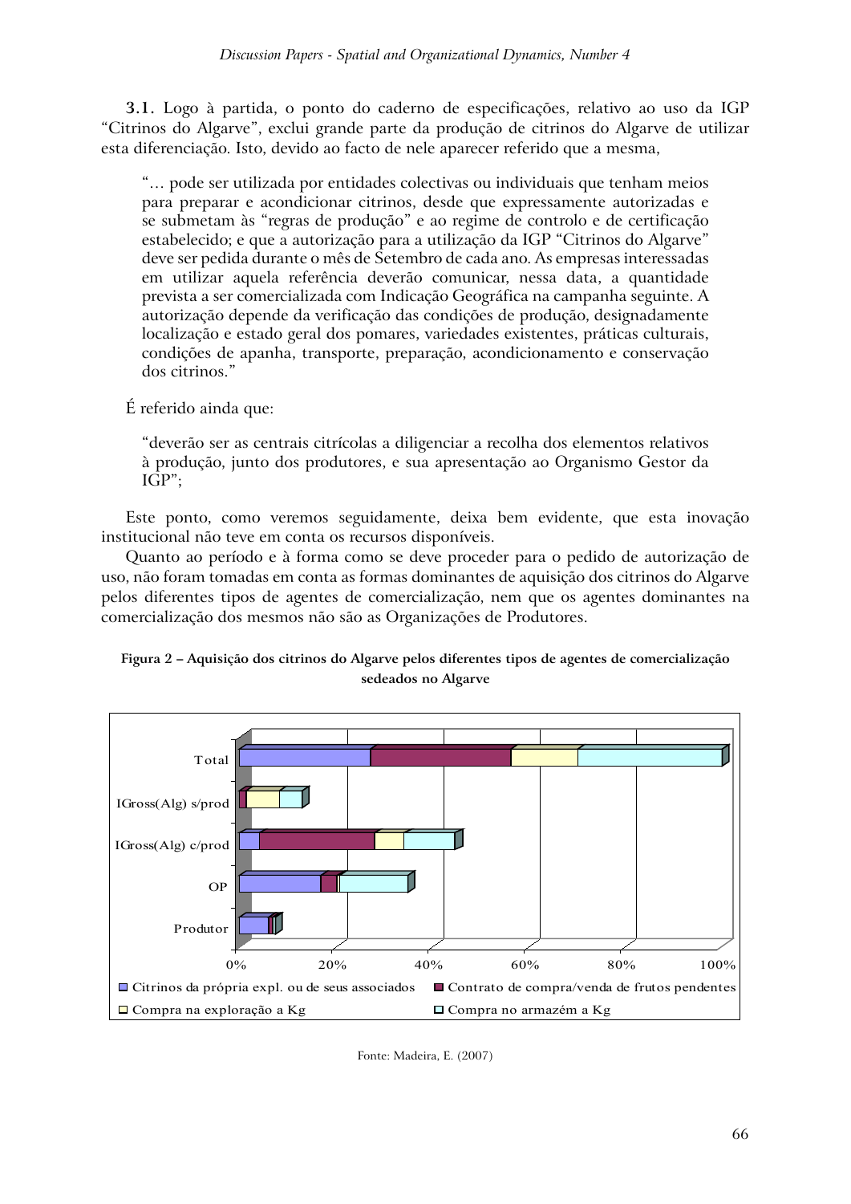**3.1.** Logo à partida, o ponto do caderno de especificações, relativo ao uso da IGP "Citrinos do Algarve", exclui grande parte da produção de citrinos do Algarve de utilizar esta diferenciação. Isto, devido ao facto de nele aparecer referido que a mesma,

> "... pode ser utilizada por entidades colectivas ou individuais que tenham meios para preparar e acondicionar citrinos, desde que expressamente autorizadas e se submetam às "regras de produção" e ao regime de controlo e de certificação estabelecido; e que a autorização para a utilização da IGP "Citrinos do Algarve" deve ser pedida durante o mês de Setembro de cada ano. As empresas interessadas em utilizar aquela referência deverão comunicar, nessa data, a quantidade prevista a ser comercializada com Indicação Geográfica na campanha seguinte. A autorização depende da verificação das condições de produção, designadamente localização e estado geral dos pomares, variedades existentes, práticas culturais, condições de apanha, transporte, preparação, acondicionamento e conservação dos citrinos."

É referido ainda que:

> "deverão ser as centrais citrícolas a diligenciar a recolha dos elementos relativos à produção, junto dos produtores, e sua apresentação ao Organismo Gestor da IGP";

Este ponto, como veremos seguidamente, deixa bem evidente, que esta inovação institucional não teve em conta os recursos disponíveis.

Quanto ao período e à forma como se deve proceder para o pedido de autorização de uso, não foram tomadas em conta as formas dominantes de aquisição dos citrinos do Algarve pelos diferentes tipos de agentes de comercialização, nem que os agentes dominantes na comercialização dos mesmos não são as Organizações de Produtores.

**Figura 2 – Aquisição dos citrinos do Algarve pelos diferentes tipos de agentes de comercialização sedeados no Algarve**

Fonte: Madeira, E. (2007)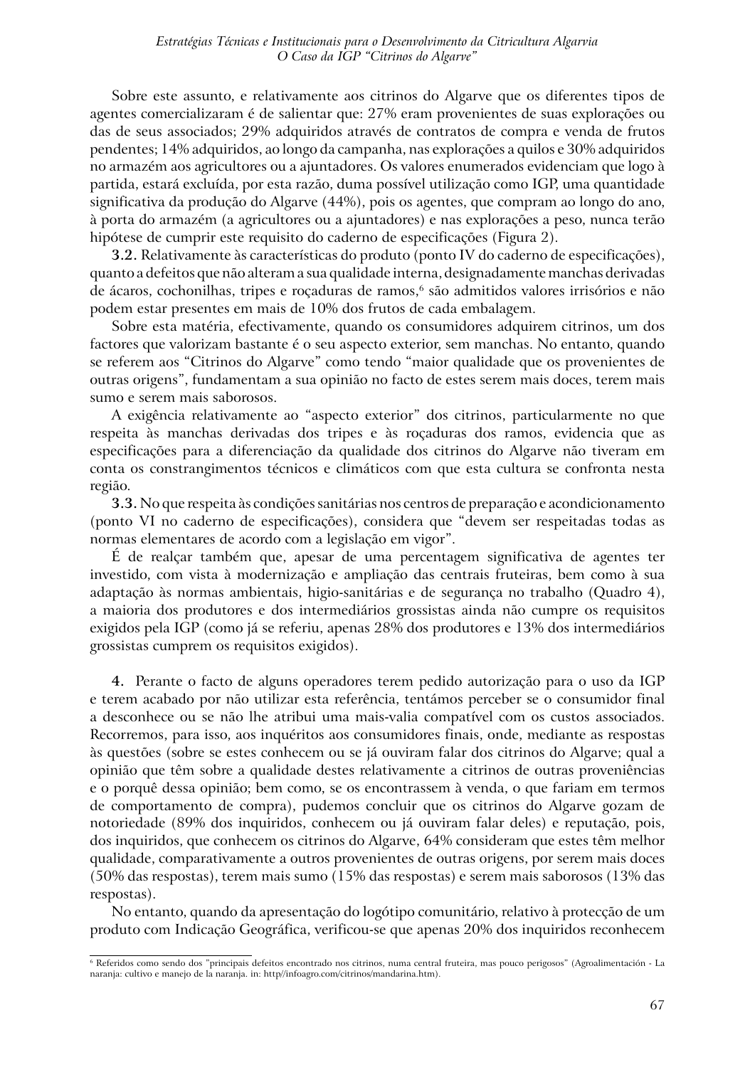Sobre este assunto, e relativamente aos citrinos do Algarve que os diferentes tipos de agentes comercializaram é de salientar que: 27% eram provenientes de suas explorações ou das de seus associados; 29% adquiridos através de contratos de compra e venda de frutos pendentes; 14% adquiridos, ao longo da campanha, nas explorações a quilos e 30% adquiridos no armazém aos agricultores ou a ajuntadores. Os valores enumerados evidenciam que logo à partida, estará excluída, por esta razão, duma possível utilização como IGP, uma quantidade significativa da produção do Algarve (44%), pois os agentes, que compram ao longo do ano, à porta do armazém (a agricultores ou a ajuntadores) e nas explorações a peso, nunca terão hipótese de cumprir este requisito do caderno de especificações (Figura 2).

**3.2.** Relativamente às características do produto (ponto IV do caderno de especificações), quanto a defeitos que não alteram a sua qualidade interna, designadamente manchas derivadas de ácaros, cochonilhas, tripes e roçaduras de ramos,[6] são admitidos valores irrisórios e não podem estar presentes em mais de 10% dos frutos de cada embalagem.

Sobre esta matéria, efectivamente, quando os consumidores adquirem citrinos, um dos factores que valorizam bastante é o seu aspecto exterior, sem manchas. No entanto, quando se referem aos "Citrinos do Algarve" como tendo "maior qualidade que os provenientes de outras origens", fundamentam a sua opinião no facto de estes serem mais doces, terem mais sumo e serem mais saborosos.

A exigência relativamente ao "aspecto exterior" dos citrinos, particularmente no que respeita às manchas derivadas dos tripes e às roçaduras dos ramos, evidencia que as especificações para a diferenciação da qualidade dos citrinos do Algarve não tiveram em conta os constrangimentos técnicos e climáticos com que esta cultura se confronta nesta região.

**3.3.** No que respeita às condições sanitárias nos centros de preparação e acondicionamento (ponto VI no caderno de especificações), considera que "devem ser respeitadas todas as normas elementares de acordo com a legislação em vigor".

É de realçar também que, apesar de uma percentagem significativa de agentes ter investido, com vista à modernização e ampliação das centrais fruteiras, bem como à sua adaptação às normas ambientais, higio-sanitárias e de segurança no trabalho (Quadro 4), a maioria dos produtores e dos intermediários grossistas ainda não cumpre os requisitos exigidos pela IGP (como já se referiu, apenas 28% dos produtores e 13% dos intermediários grossistas cumprem os requisitos exigidos).

**4.** Perante o facto de alguns operadores terem pedido autorização para o uso da IGP e terem acabado por não utilizar esta referência, tentámos perceber se o consumidor final a desconhece ou se não lhe atribui uma mais-valia compatível com os custos associados. Recorremos, para isso, aos inquéritos aos consumidores finais, onde, mediante as respostas às questões (sobre se estes conhecem ou se já ouviram falar dos citrinos do Algarve; qual a opinião que têm sobre a qualidade destes relativamente a citrinos de outras proveniências e o porquê dessa opinião; bem como, se os encontrassem à venda, o que fariam em termos de comportamento de compra), pudemos concluir que os citrinos do Algarve gozam de notoriedade (89% dos inquiridos, conhecem ou já ouviram falar deles) e reputação, pois, dos inquiridos, que conhecem os citrinos do Algarve, 64% consideram que estes têm melhor qualidade, comparativamente a outros provenientes de outras origens, por serem mais doces (50% das respostas), terem mais sumo (15% das respostas) e serem mais saborosos (13% das respostas).

No entanto, quando da apresentação do logótipo comunitário, relativo à protecção de um produto com Indicação Geográfica, verificou-se que apenas 20% dos inquiridos reconhecem

---

[6] Referidos como sendo dos "principais defeitos encontrado nos citrinos, numa central fruteira, mas pouco perigosos" (Agroalimentación - La naranja: cultivo e manejo de la naranja. in: http//infoagro.com/citrinos/mandarina.htm).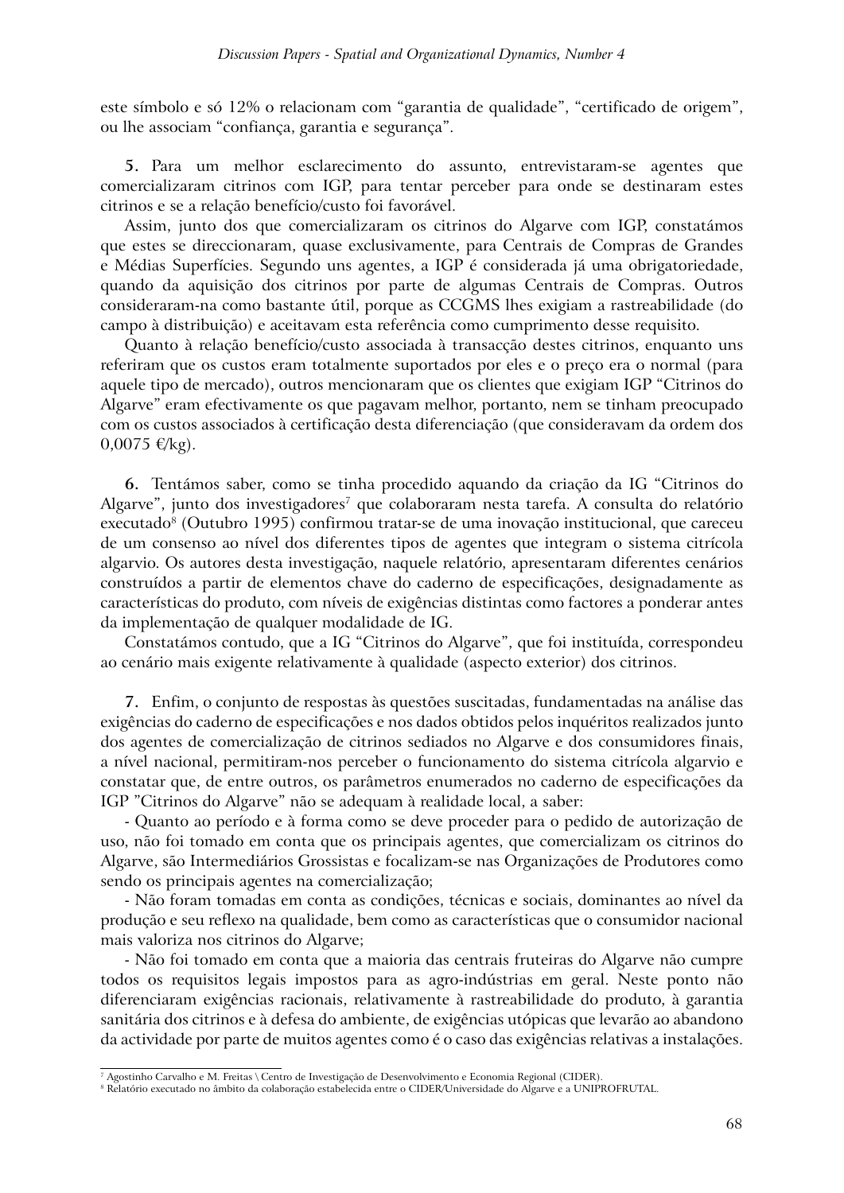este símbolo e só 12% o relacionam com "garantia de qualidade", "certificado de origem", ou lhe associam "confiança, garantia e segurança".

**5.** Para um melhor esclarecimento do assunto, entrevistaram-se agentes que comercializaram citrinos com IGP, para tentar perceber para onde se destinaram estes citrinos e se a relação benefício/custo foi favorável.

Assim, junto dos que comercializaram os citrinos do Algarve com IGP, constatámos que estes se direccionaram, quase exclusivamente, para Centrais de Compras de Grandes e Médias Superfícies. Segundo uns agentes, a IGP é considerada já uma obrigatoriedade, quando da aquisição dos citrinos por parte de algumas Centrais de Compras. Outros consideraram-na como bastante útil, porque as CCGMS lhes exigiam a rastreabilidade (do campo à distribuição) e aceitavam esta referência como cumprimento desse requisito.

Quanto à relação benefício/custo associada à transacção destes citrinos, enquanto uns referiram que os custos eram totalmente suportados por eles e o preço era o normal (para aquele tipo de mercado), outros mencionaram que os clientes que exigiam IGP "Citrinos do Algarve" eram efectivamente os que pagavam melhor, portanto, nem se tinham preocupado com os custos associados à certificação desta diferenciação (que consideravam da ordem dos 0,0075 €/kg).

**6.** Tentámos saber, como se tinha procedido aquando da criação da IG "Citrinos do Algarve", junto dos investigadores[7] que colaboraram nesta tarefa. A consulta do relatório executado[8] (Outubro 1995) confirmou tratar-se de uma inovação institucional, que careceu de um consenso ao nível dos diferentes tipos de agentes que integram o sistema citrícola algarvio. Os autores desta investigação, naquele relatório, apresentaram diferentes cenários construídos a partir de elementos chave do caderno de especificações, designadamente as características do produto, com níveis de exigências distintas como factores a ponderar antes da implementação de qualquer modalidade de IG.

Constatámos contudo, que a IG "Citrinos do Algarve", que foi instituída, correspondeu ao cenário mais exigente relativamente à qualidade (aspecto exterior) dos citrinos.

**7.** Enfim, o conjunto de respostas às questões suscitadas, fundamentadas na análise das exigências do caderno de especificações e nos dados obtidos pelos inquéritos realizados junto dos agentes de comercialização de citrinos sediados no Algarve e dos consumidores finais, a nível nacional, permitiram-nos perceber o funcionamento do sistema citrícola algarvio e constatar que, de entre outros, os parâmetros enumerados no caderno de especificações da IGP "Citrinos do Algarve" não se adequam à realidade local, a saber:

- Quanto ao período e à forma como se deve proceder para o pedido de autorização de uso, não foi tomado em conta que os principais agentes, que comercializam os citrinos do Algarve, são Intermediários Grossistas e focalizam-se nas Organizações de Produtores como sendo os principais agentes na comercialização;
- Não foram tomadas em conta as condições, técnicas e sociais, dominantes ao nível da produção e seu reflexo na qualidade, bem como as características que o consumidor nacional mais valoriza nos citrinos do Algarve;
- Não foi tomado em conta que a maioria das centrais fruteiras do Algarve não cumpre todos os requisitos legais impostos para as agro-indústrias em geral. Neste ponto não diferenciaram exigências racionais, relativamente à rastreabilidade do produto, à garantia sanitária dos citrinos e à defesa do ambiente, de exigências utópicas que levarão ao abandono da actividade por parte de muitos agentes como é o caso das exigências relativas a instalações.

---

[7] Agostinho Carvalho e M. Freitas \ Centro de Investigação de Desenvolvimento e Economia Regional (CIDER).

[8] Relatório executado no âmbito da colaboração estabelecida entre o CIDER/Universidade do Algarve e a UNIPROFRUTAL.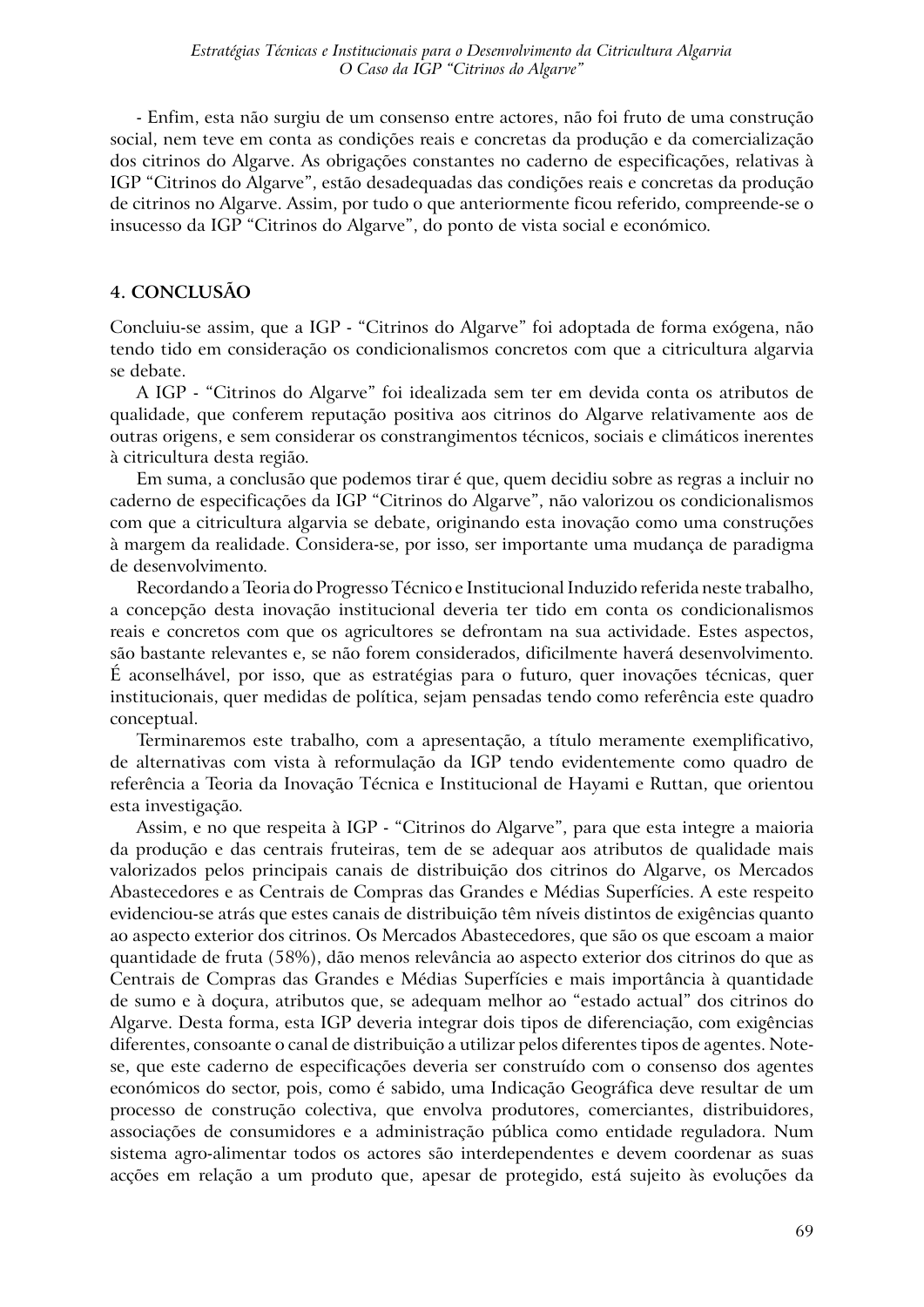- Enfim, esta não surgiu de um consenso entre actores, não foi fruto de uma construção social, nem teve em conta as condições reais e concretas da produção e da comercialização dos citrinos do Algarve. As obrigações constantes no caderno de especificações, relativas à IGP "Citrinos do Algarve", estão desadequadas das condições reais e concretas da produção de citrinos no Algarve. Assim, por tudo o que anteriormente ficou referido, compreende-se o insucesso da IGP "Citrinos do Algarve", do ponto de vista social e económico.

## 4. CONCLUSÃO

Concluiu-se assim, que a IGP - "Citrinos do Algarve" foi adoptada de forma exógena, não tendo tido em consideração os condicionalismos concretos com que a citricultura algarvia se debate.

A IGP - "Citrinos do Algarve" foi idealizada sem ter em devida conta os atributos de qualidade, que conferem reputação positiva aos citrinos do Algarve relativamente aos de outras origens, e sem considerar os constrangimentos técnicos, sociais e climáticos inerentes à citricultura desta região.

Em suma, a conclusão que podemos tirar é que, quem decidiu sobre as regras a incluir no caderno de especificações da IGP "Citrinos do Algarve", não valorizou os condicionalismos com que a citricultura algarvia se debate, originando esta inovação como uma construções à margem da realidade. Considera-se, por isso, ser importante uma mudança de paradigma de desenvolvimento.

Recordando a Teoria do Progresso Técnico e Institucional Induzido referida neste trabalho, a concepção desta inovação institucional deveria ter tido em conta os condicionalismos reais e concretos com que os agricultores se defrontam na sua actividade. Estes aspectos, são bastante relevantes e, se não forem considerados, dificilmente haverá desenvolvimento. É aconselhável, por isso, que as estratégias para o futuro, quer inovações técnicas, quer institucionais, quer medidas de política, sejam pensadas tendo como referência este quadro conceptual.

Terminaremos este trabalho, com a apresentação, a título meramente exemplificativo, de alternativas com vista à reformulação da IGP tendo evidentemente como quadro de referência a Teoria da Inovação Técnica e Institucional de Hayami e Ruttan, que orientou esta investigação.

Assim, e no que respeita à IGP - "Citrinos do Algarve", para que esta integre a maioria da produção e das centrais fruteiras, tem de se adequar aos atributos de qualidade mais valorizados pelos principais canais de distribuição dos citrinos do Algarve, os Mercados Abastecedores e as Centrais de Compras das Grandes e Médias Superfícies. A este respeito evidenciou-se atrás que estes canais de distribuição têm níveis distintos de exigências quanto ao aspecto exterior dos citrinos. Os Mercados Abastecedores, que são os que escoam a maior quantidade de fruta (58%), dão menos relevância ao aspecto exterior dos citrinos do que as Centrais de Compras das Grandes e Médias Superfícies e mais importância à quantidade de sumo e à doçura, atributos que, se adequam melhor ao "estado actual" dos citrinos do Algarve. Desta forma, esta IGP deveria integrar dois tipos de diferenciação, com exigências diferentes, consoante o canal de distribuição a utilizar pelos diferentes tipos de agentes. Note-se, que este caderno de especificações deveria ser construído com o consenso dos agentes económicos do sector, pois, como é sabido, uma Indicação Geográfica deve resultar de um processo de construção colectiva, que envolva produtores, comerciantes, distribuidores, associações de consumidores e a administração pública como entidade reguladora. Num sistema agro-alimentar todos os actores são interdependentes e devem coordenar as suas acções em relação a um produto que, apesar de protegido, está sujeito às evoluções da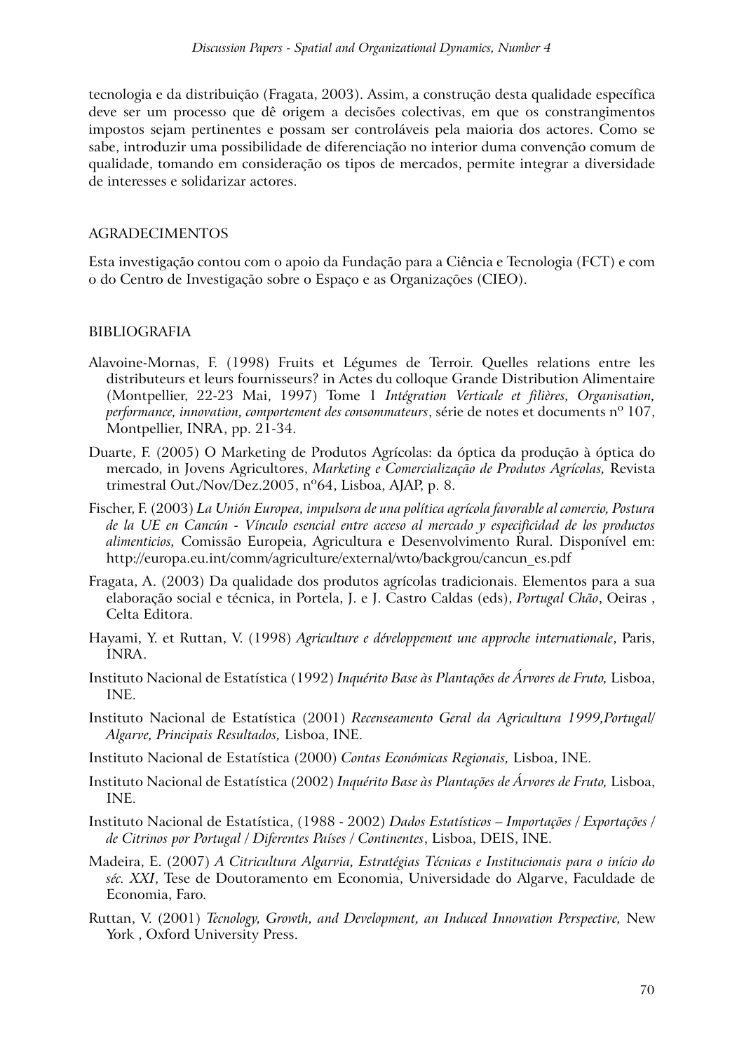tecnologia e da distribuição (Fragata, 2003). Assim, a construção desta qualidade específica deve ser um processo que dê origem a decisões colectivas, em que os constrangimentos impostos sejam pertinentes e possam ser controláveis pela maioria dos actores. Como se sabe, introduzir uma possibilidade de diferenciação no interior duma convenção comum de qualidade, tomando em consideração os tipos de mercados, permite integrar a diversidade de interesses e solidarizar actores.

## AGRADECIMENTOS

Esta investigação contou com o apoio da Fundação para a Ciência e Tecnologia (FCT) e com o do Centro de Investigação sobre o Espaço e as Organizações (CIEO).

## BIBLIOGRAFIA

Alavoine-Mornas, F. (1998) Fruits et Légumes de Terroir. Quelles relations entre les distributeurs et leurs fournisseurs? in Actes du colloque Grande Distribution Alimentaire (Montpellier, 22-23 Mai, 1997) Tome 1 *Intégration Verticale et filières, Organisation, performance, innovation, comportement des consommateurs*, série de notes et documents nº 107, Montpellier, INRA, pp. 21-34.

Duarte, F. (2005) O Marketing de Produtos Agrícolas: da óptica da produção à óptica do mercado, in Jovens Agricultores, *Marketing e Comercialização de Produtos Agrícolas,* Revista trimestral Out./Nov/Dez.2005, nº64, Lisboa, AJAP, p. 8.

Fischer, F. (2003) *La Unión Europea, impulsora de una política agrícola favorable al comercio, Postura de la UE en Cancún - Vínculo esencial entre acceso al mercado y especificidad de los productos alimenticios,* Comissão Europeia, Agricultura e Desenvolvimento Rural. Disponível em: http://europa.eu.int/comm/agriculture/external/wto/backgrou/cancun_es.pdf

Fragata, A. (2003) Da qualidade dos produtos agrícolas tradicionais. Elementos para a sua elaboração social e técnica, in Portela, J. e J. Castro Caldas (eds), *Portugal Chão*, Oeiras , Celta Editora.

Hayami, Y. et Ruttan, V. (1998) *Agriculture e développement une approche internationale*, Paris, INRA.

Instituto Nacional de Estatística (1992) *Inquérito Base às Plantações de Árvores de Fruto,* Lisboa, INE.

Instituto Nacional de Estatística (2001) *Recenseamento Geral da Agricultura 1999,Portugal/ Algarve, Principais Resultados,* Lisboa, INE.

Instituto Nacional de Estatística (2000) *Contas Económicas Regionais,* Lisboa, INE.

Instituto Nacional de Estatística (2002) *Inquérito Base às Plantações de Árvores de Fruto,* Lisboa, INE.

Instituto Nacional de Estatística, (1988 - 2002) *Dados Estatísticos – Importações / Exportações / de Citrinos por Portugal / Diferentes Países / Continentes*, Lisboa, DEIS, INE.

Madeira, E. (2007) *A Citricultura Algarvia, Estratégias Técnicas e Institucionais para o início do séc. XXI*, Tese de Doutoramento em Economia, Universidade do Algarve, Faculdade de Economia, Faro.

Ruttan, V. (2001) *Tecnology, Growth, and Development, an Induced Innovation Perspective,* New York , Oxford University Press.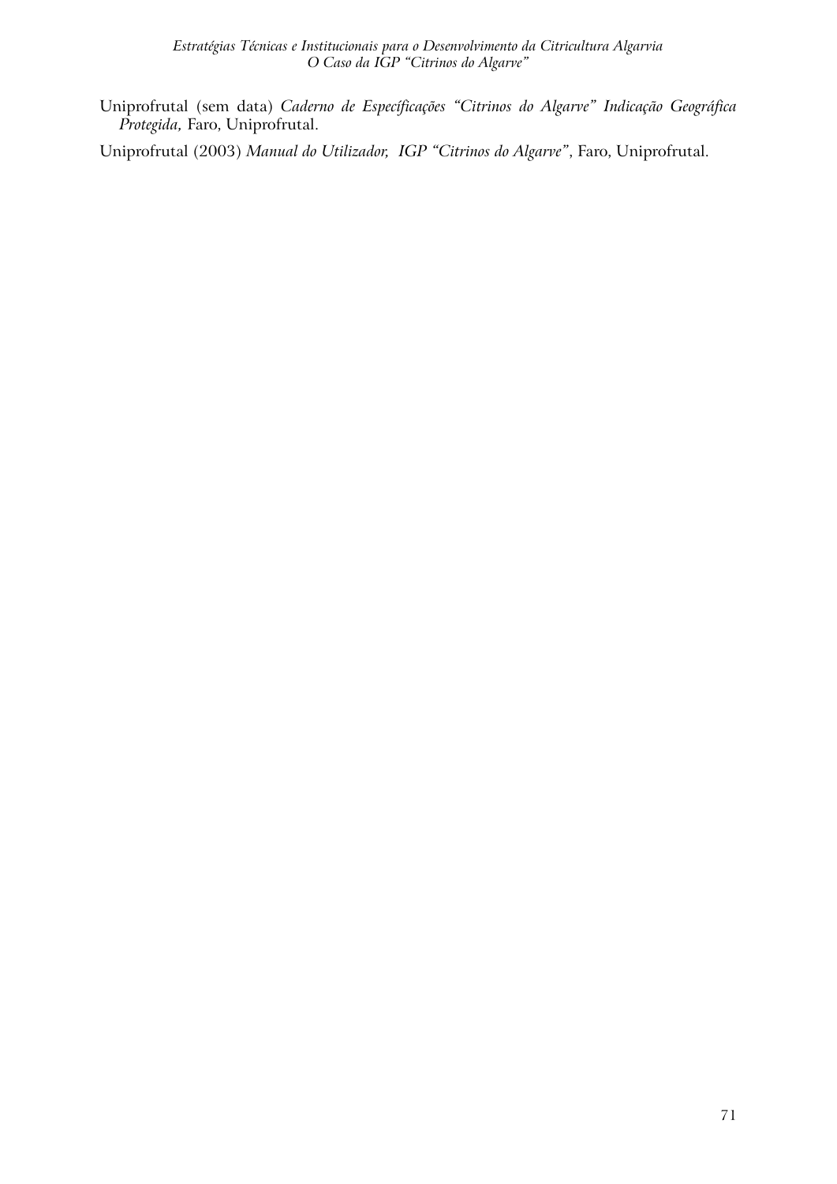Uniprofrutal (sem data) *Caderno de Especificações "Citrinos do Algarve" Indicação Geográfica Protegida,* Faro, Uniprofrutal.

Uniprofrutal (2003) *Manual do Utilizador, IGP "Citrinos do Algarve"*, Faro, Uniprofrutal.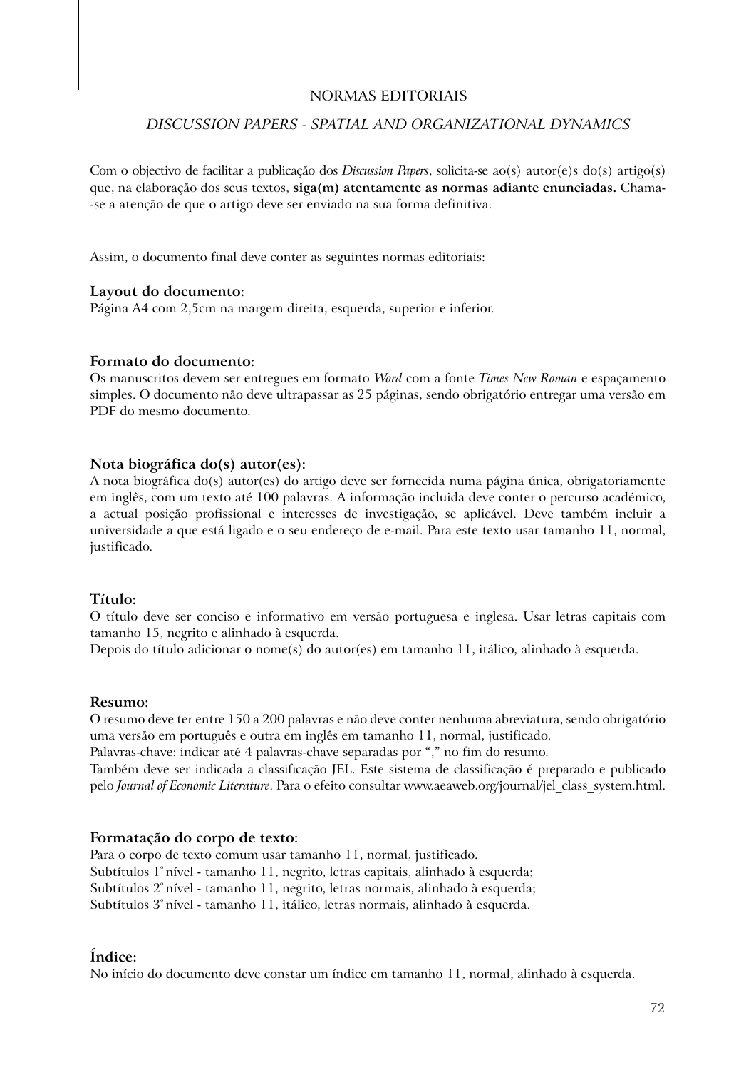# NORMAS EDITORIAIS

## *DISCUSSION PAPERS - SPATIAL AND ORGANIZATIONAL DYNAMICS*

Com o objectivo de facilitar a publicação dos *Discussion Papers*, solicita-se ao(s) autor(e)s do(s) artigo(s) que, na elaboração dos seus textos, **siga(m) atentamente as normas adiante enunciadas.** Chama-se a atenção de que o artigo deve ser enviado na sua forma definitiva.

Assim, o documento final deve conter as seguintes normas editoriais:

**Layout do documento:**
Página A4 com 2,5cm na margem direita, esquerda, superior e inferior.

**Formato do documento:**
Os manuscritos devem ser entregues em formato *Word* com a fonte *Times New Roman* e espaçamento simples. O documento não deve ultrapassar as 25 páginas, sendo obrigatório entregar uma versão em PDF do mesmo documento.

**Nota biográfica do(s) autor(es):**
A nota biográfica do(s) autor(es) do artigo deve ser fornecida numa página única, obrigatoriamente em inglês, com um texto até 100 palavras. A informação incluida deve conter o percurso académico, a actual posição profissional e interesses de investigação, se aplicável. Deve também incluir a universidade a que está ligado e o seu endereço de e-mail. Para este texto usar tamanho 11, normal, justificado.

**Título:**
O título deve ser conciso e informativo em versão portuguesa e inglesa. Usar letras capitais com tamanho 15, negrito e alinhado à esquerda.
Depois do título adicionar o nome(s) do autor(es) em tamanho 11, itálico, alinhado à esquerda.

**Resumo:**
O resumo deve ter entre 150 a 200 palavras e não deve conter nenhuma abreviatura, sendo obrigatório uma versão em português e outra em inglês em tamanho 11, normal, justificado.
Palavras-chave: indicar até 4 palavras-chave separadas por "," no fim do resumo.
Também deve ser indicada a classificação JEL. Este sistema de classificação é preparado e publicado pelo *Journal of Economic Literature*. Para o efeito consultar www.aeaweb.org/journal/jel_class_system.html.

**Formatação do corpo de texto:**
Para o corpo de texto comum usar tamanho 11, normal, justificado.
Subtítulos 1º nível - tamanho 11, negrito, letras capitais, alinhado à esquerda;
Subtítulos 2º nível - tamanho 11, negrito, letras normais, alinhado à esquerda;
Subtítulos 3º nível - tamanho 11, itálico, letras normais, alinhado à esquerda.

**Índice:**
No início do documento deve constar um índice em tamanho 11, normal, alinhado à esquerda.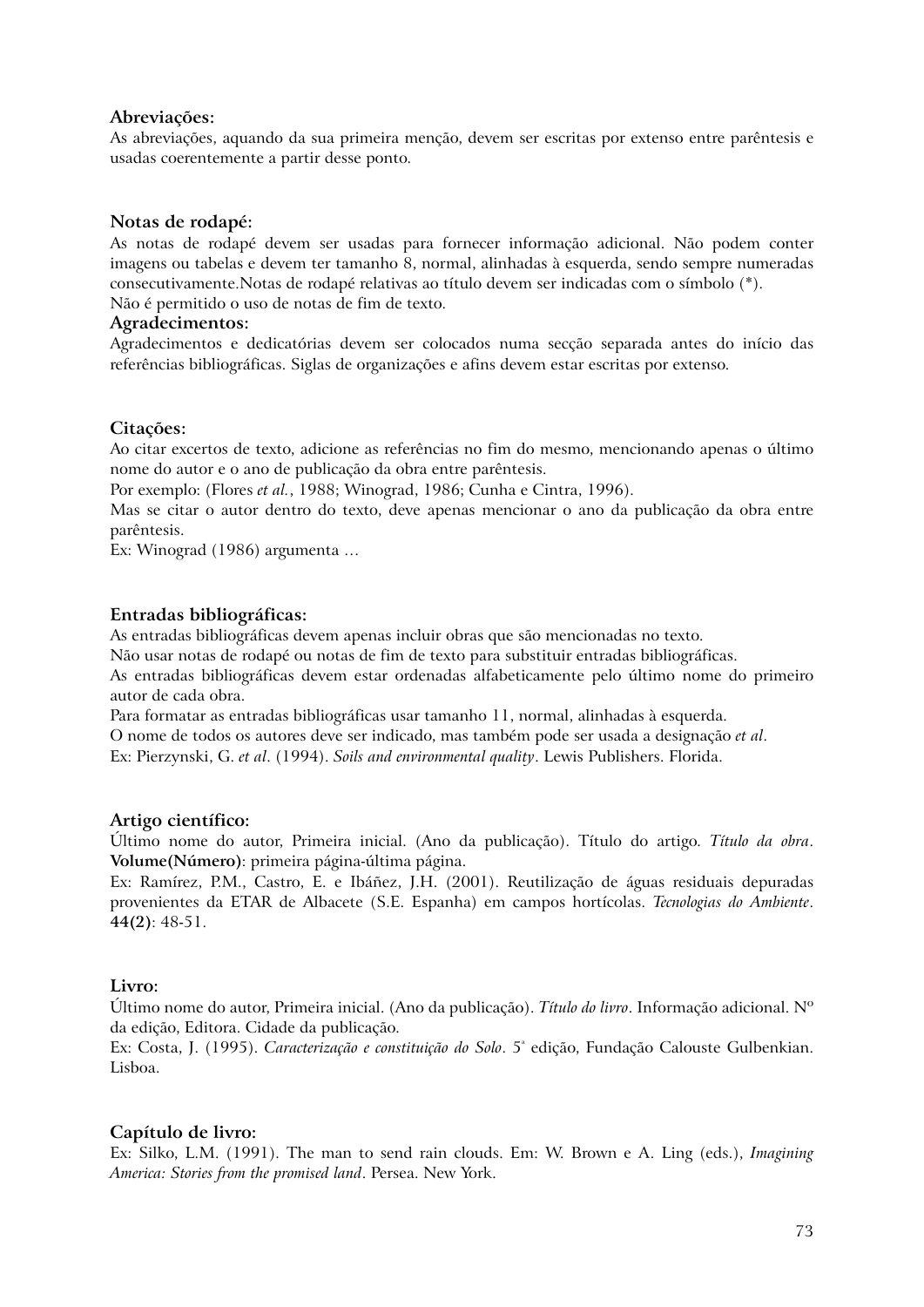**Abreviações:**
As abreviações, aquando da sua primeira menção, devem ser escritas por extenso entre parêntesis e usadas coerentemente a partir desse ponto.

**Notas de rodapé:**
As notas de rodapé devem ser usadas para fornecer informação adicional. Não podem conter imagens ou tabelas e devem ter tamanho 8, normal, alinhadas à esquerda, sendo sempre numeradas consecutivamente.Notas de rodapé relativas ao título devem ser indicadas com o símbolo (*).
Não é permitido o uso de notas de fim de texto.

**Agradecimentos:**
Agradecimentos e dedicatórias devem ser colocados numa secção separada antes do início das referências bibliográficas. Siglas de organizações e afins devem estar escritas por extenso.

**Citações:**
Ao citar excertos de texto, adicione as referências no fim do mesmo, mencionando apenas o último nome do autor e o ano de publicação da obra entre parêntesis.
Por exemplo: (Flores *et al.*, 1988; Winograd, 1986; Cunha e Cintra, 1996).
Mas se citar o autor dentro do texto, deve apenas mencionar o ano da publicação da obra entre parêntesis.
Ex: Winograd (1986) argumenta ...

**Entradas bibliográficas:**
As entradas bibliográficas devem apenas incluir obras que são mencionadas no texto.
Não usar notas de rodapé ou notas de fim de texto para substituir entradas bibliográficas.
As entradas bibliográficas devem estar ordenadas alfabeticamente pelo último nome do primeiro autor de cada obra.
Para formatar as entradas bibliográficas usar tamanho 11, normal, alinhadas à esquerda.
O nome de todos os autores deve ser indicado, mas também pode ser usada a designação *et al*.
Ex: Pierzynski, G. *et al*. (1994). *Soils and environmental quality*. Lewis Publishers. Florida.

**Artigo científico:**
Último nome do autor, Primeira inicial. (Ano da publicação). Título do artigo. *Título da obra*. **Volume(Número)**: primeira página-última página.
Ex: Ramírez, P.M., Castro, E. e Ibáñez, J.H. (2001). Reutilização de águas residuais depuradas provenientes da ETAR de Albacete (S.E. Espanha) em campos hortícolas. *Tecnologias do Ambiente*. **44(2)**: 48-51.

**Livro:**
Último nome do autor, Primeira inicial. (Ano da publicação). *Título do livro*. Informação adicional. Nº da edição, Editora. Cidade da publicação.
Ex: Costa, J. (1995). *Caracterização e constituição do Solo*. 5ª edição, Fundação Calouste Gulbenkian. Lisboa.

**Capítulo de livro:**
Ex: Silko, L.M. (1991). The man to send rain clouds. Em: W. Brown e A. Ling (eds.), *Imagining America: Stories from the promised land*. Persea. New York.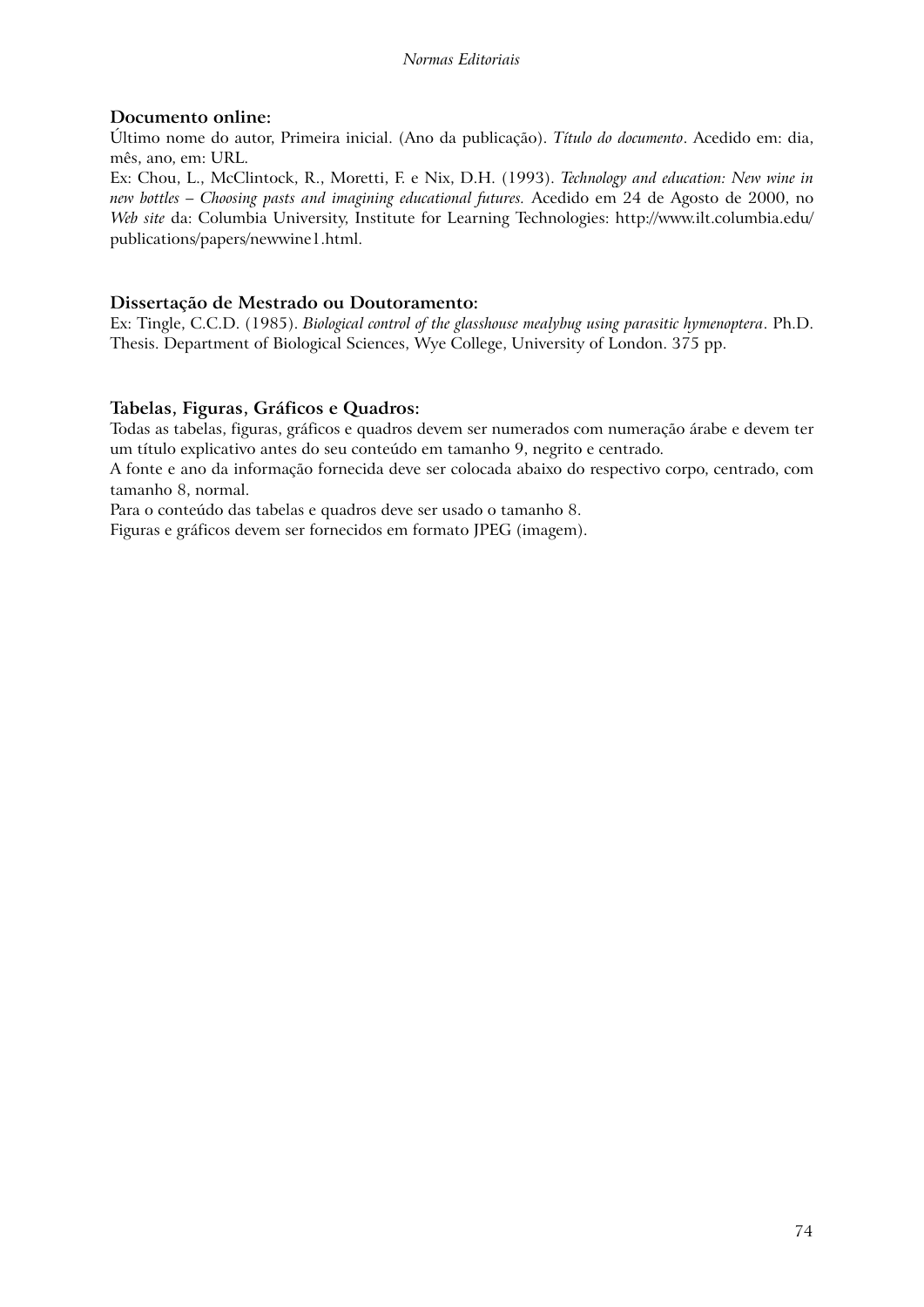**Documento online:**
Último nome do autor, Primeira inicial. (Ano da publicação). *Título do documento*. Acedido em: dia, mês, ano, em: URL.
Ex: Chou, L., McClintock, R., Moretti, F. e Nix, D.H. (1993). *Technology and education: New wine in new bottles – Choosing pasts and imagining educational futures.* Acedido em 24 de Agosto de 2000, no *Web site* da: Columbia University, Institute for Learning Technologies: http://www.ilt.columbia.edu/publications/papers/newwine1.html.

**Dissertação de Mestrado ou Doutoramento:**
Ex: Tingle, C.C.D. (1985). *Biological control of the glasshouse mealybug using parasitic hymenoptera*. Ph.D. Thesis. Department of Biological Sciences, Wye College, University of London. 375 pp.

**Tabelas, Figuras, Gráficos e Quadros:**
Todas as tabelas, figuras, gráficos e quadros devem ser numerados com numeração árabe e devem ter um título explicativo antes do seu conteúdo em tamanho 9, negrito e centrado.
A fonte e ano da informação fornecida deve ser colocada abaixo do respectivo corpo, centrado, com tamanho 8, normal.
Para o conteúdo das tabelas e quadros deve ser usado o tamanho 8.
Figuras e gráficos devem ser fornecidos em formato JPEG (imagem).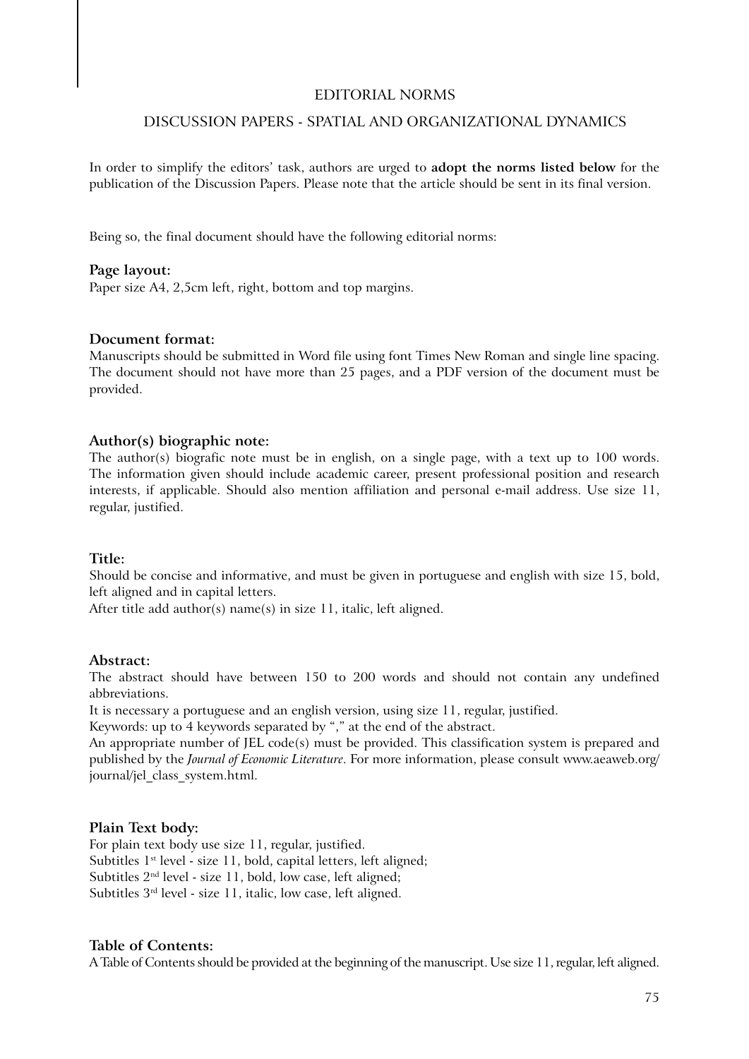EDITORIAL NORMS

DISCUSSION PAPERS - SPATIAL AND ORGANIZATIONAL DYNAMICS

In order to simplify the editors' task, authors are urged to **adopt the norms listed below** for the publication of the Discussion Papers. Please note that the article should be sent in its final version.

Being so, the final document should have the following editorial norms:

**Page layout:**
Paper size A4, 2,5cm left, right, bottom and top margins.

**Document format:**
Manuscripts should be submitted in Word file using font Times New Roman and single line spacing. The document should not have more than 25 pages, and a PDF version of the document must be provided.

**Author(s) biographic note:**
The author(s) biografic note must be in english, on a single page, with a text up to 100 words. The information given should include academic career, present professional position and research interests, if applicable. Should also mention affiliation and personal e-mail address. Use size 11, regular, justified.

**Title:**
Should be concise and informative, and must be given in portuguese and english with size 15, bold, left aligned and in capital letters.
After title add author(s) name(s) in size 11, italic, left aligned.

**Abstract:**
The abstract should have between 150 to 200 words and should not contain any undefined abbreviations.
It is necessary a portuguese and an english version, using size 11, regular, justified.
Keywords: up to 4 keywords separated by "," at the end of the abstract.
An appropriate number of JEL code(s) must be provided. This classification system is prepared and published by the *Journal of Economic Literature*. For more information, please consult www.aeaweb.org/journal/jel_class_system.html.

**Plain Text body:**
For plain text body use size 11, regular, justified.
Subtitles 1st level - size 11, bold, capital letters, left aligned;
Subtitles 2nd level - size 11, bold, low case, left aligned;
Subtitles 3rd level - size 11, italic, low case, left aligned.

**Table of Contents:**
A Table of Contents should be provided at the beginning of the manuscript. Use size 11, regular, left aligned.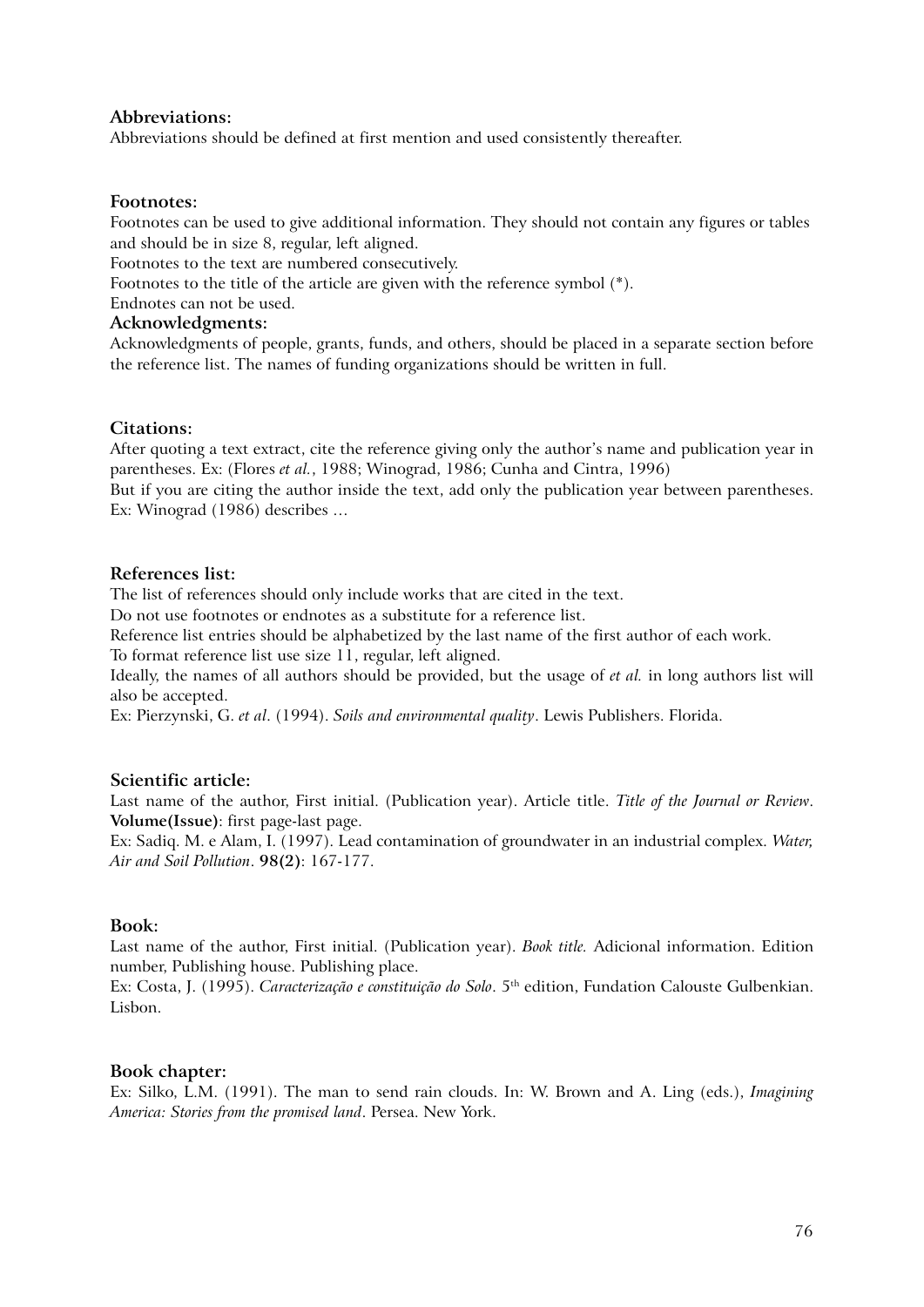**Abbreviations:**

Abbreviations should be defined at first mention and used consistently thereafter.

**Footnotes:**

Footnotes can be used to give additional information. They should not contain any figures or tables and should be in size 8, regular, left aligned.

Footnotes to the text are numbered consecutively.

Footnotes to the title of the article are given with the reference symbol (*).

Endnotes can not be used.

**Acknowledgments:**

Acknowledgments of people, grants, funds, and others, should be placed in a separate section before the reference list. The names of funding organizations should be written in full.

**Citations:**

After quoting a text extract, cite the reference giving only the author's name and publication year in parentheses. Ex: (Flores *et al.*, 1988; Winograd, 1986; Cunha and Cintra, 1996)

But if you are citing the author inside the text, add only the publication year between parentheses. Ex: Winograd (1986) describes ...

**References list:**

The list of references should only include works that are cited in the text.

Do not use footnotes or endnotes as a substitute for a reference list.

Reference list entries should be alphabetized by the last name of the first author of each work.

To format reference list use size 11, regular, left aligned.

Ideally, the names of all authors should be provided, but the usage of *et al.* in long authors list will also be accepted.

Ex: Pierzynski, G. *et al*. (1994). *Soils and environmental quality*. Lewis Publishers. Florida.

**Scientific article:**

Last name of the author, First initial. (Publication year). Article title. *Title of the Journal or Review*. **Volume(Issue)**: first page-last page.

Ex: Sadiq. M. e Alam, I. (1997). Lead contamination of groundwater in an industrial complex. *Water, Air and Soil Pollution*. **98(2)**: 167-177.

**Book:**

Last name of the author, First initial. (Publication year). *Book title.* Adicional information. Edition number, Publishing house. Publishing place.

Ex: Costa, J. (1995). *Caracterização e constituição do Solo*. 5th edition, Fundation Calouste Gulbenkian. Lisbon.

**Book chapter:**

Ex: Silko, L.M. (1991). The man to send rain clouds. In: W. Brown and A. Ling (eds.), *Imagining America: Stories from the promised land*. Persea. New York.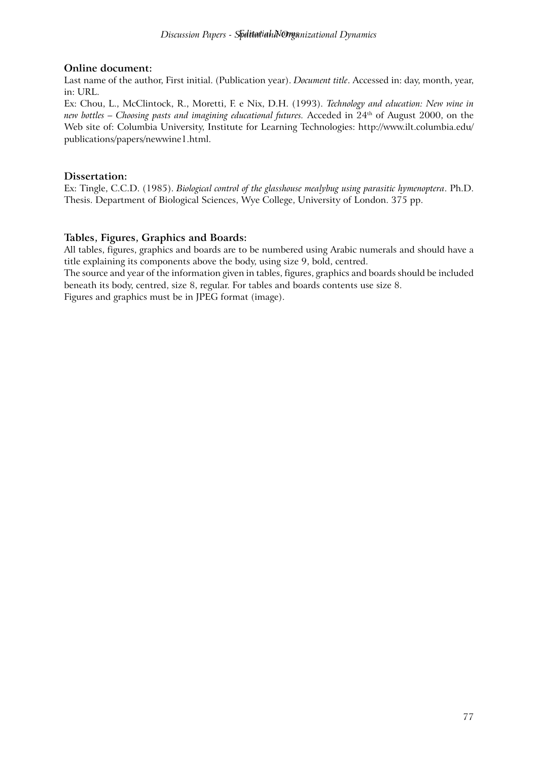**Online document:**

Last name of the author, First initial. (Publication year). *Document title*. Accessed in: day, month, year, in: URL.

Ex: Chou, L., McClintock, R., Moretti, F. e Nix, D.H. (1993). *Technology and education: New wine in new bottles – Choosing pasts and imagining educational futures.* Acceded in 24th of August 2000, on the Web site of: Columbia University, Institute for Learning Technologies: http://www.ilt.columbia.edu/publications/papers/newwine1.html.

**Dissertation:**

Ex: Tingle, C.C.D. (1985). *Biological control of the glasshouse mealybug using parasitic hymenoptera*. Ph.D. Thesis. Department of Biological Sciences, Wye College, University of London. 375 pp.

**Tables, Figures, Graphics and Boards:**

All tables, figures, graphics and boards are to be numbered using Arabic numerals and should have a title explaining its components above the body, using size 9, bold, centred.

The source and year of the information given in tables, figures, graphics and boards should be included beneath its body, centred, size 8, regular. For tables and boards contents use size 8.

Figures and graphics must be in JPEG format (image).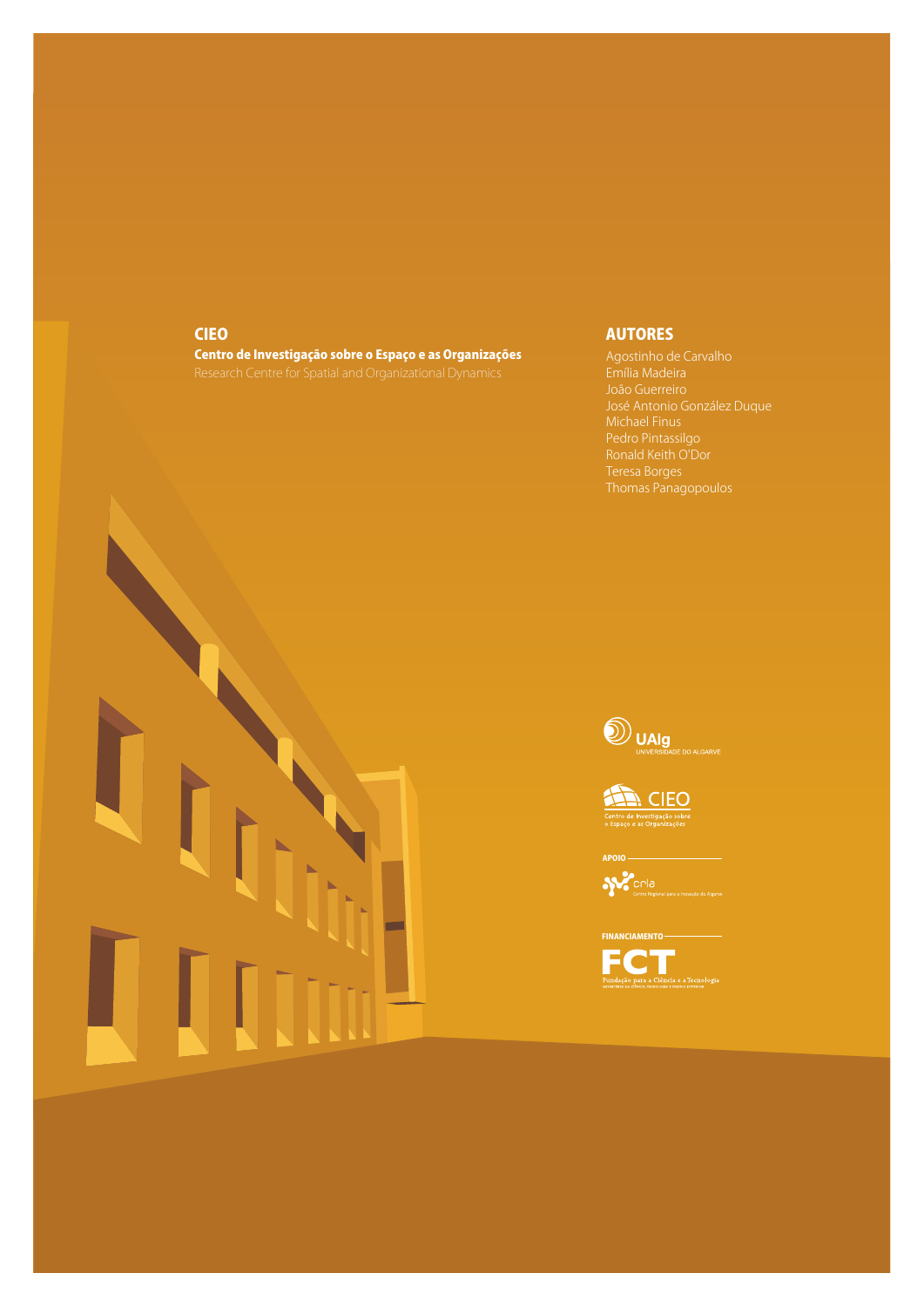## CIEO

**Centro de Investigação sobre o Espaço e as Organizações**

Research Centre for Spatial and Organizational Dynamics

## AUTORES

Agostinho de Carvalho
Emília Madeira
João Guerreiro
José Antonio González Duque
Michael Finus
Pedro Pintassilgo
Ronald Keith O'Dor
Teresa Borges
Thomas Panagopoulos

UAlg
UNIVERSIDADE DO ALGARVE

CIEO
Centro de Investigação sobre o Espaço e as Organizações

APOIO

cria
Centro Regional para a Inovação do Algarve

FINANCIAMENTO

FCT
Fundação para a Ciência e a Tecnologia